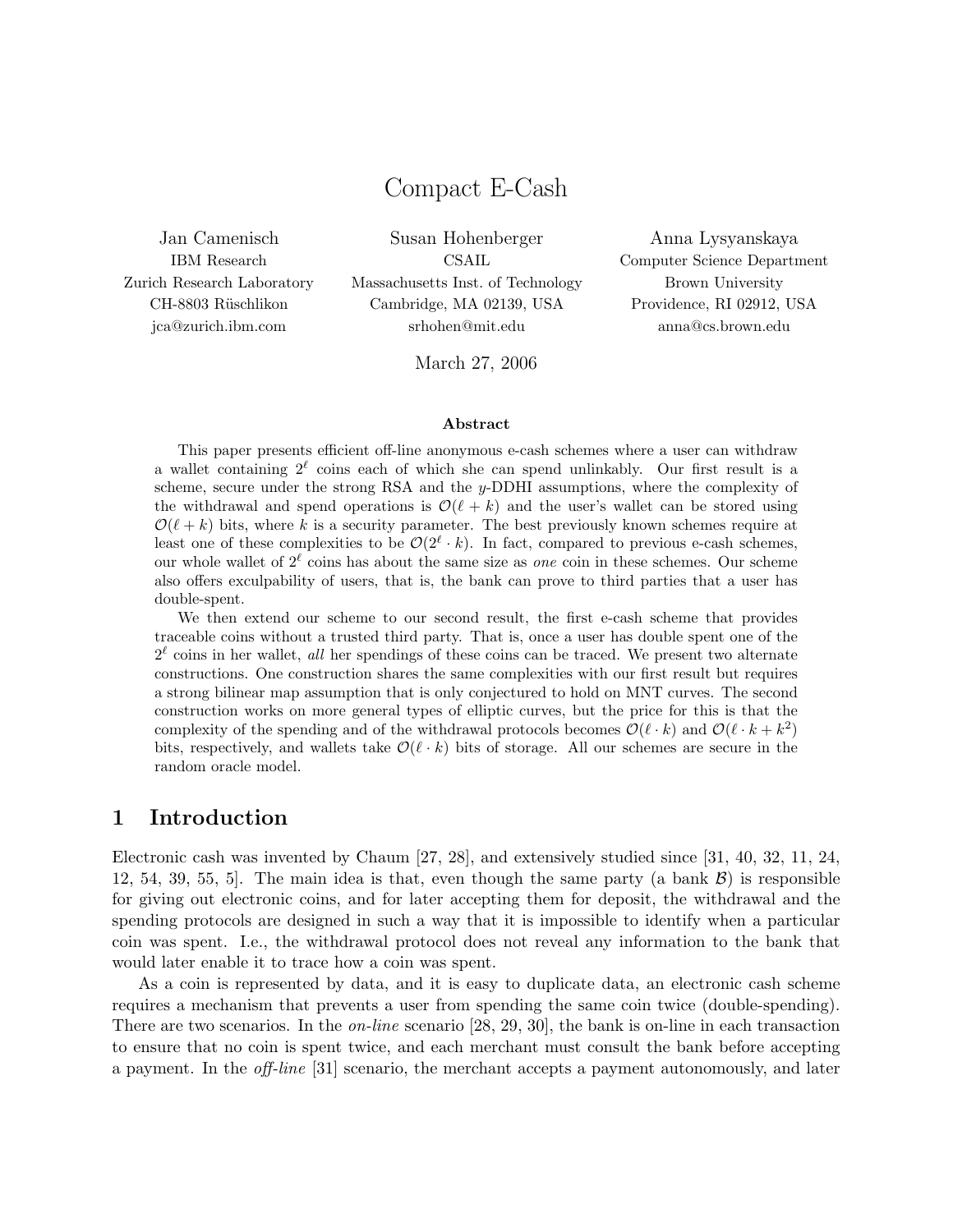# Compact E-Cash

Jan Camenisch
IBM Research
Zurich Research Laboratory
CH-8803 Rüschlikon
jca@zurich.ibm.com

Susan Hohenberger
CSAIL
Massachusetts Inst. of Technology
Cambridge, MA 02139, USA
srhohen@mit.edu

Anna Lysyanskaya
Computer Science Department
Brown University
Providence, RI 02912, USA
anna@cs.brown.edu

March 27, 2006

**Abstract**

This paper presents efficient off-line anonymous e-cash schemes where a user can withdraw a wallet containing $2^\ell$ coins each of which she can spend unlinkably. Our first result is a scheme, secure under the strong RSA and the $y$-DDHI assumptions, where the complexity of the withdrawal and spend operations is $\mathcal{O}(\ell + k)$ and the user's wallet can be stored using $\mathcal{O}(\ell + k)$ bits, where $k$ is a security parameter. The best previously known schemes require at least one of these complexities to be $\mathcal{O}(2^\ell \cdot k)$. In fact, compared to previous e-cash schemes, our whole wallet of $2^\ell$ coins has about the same size as *one* coin in these schemes. Our scheme also offers exculpability of users, that is, the bank can prove to third parties that a user has double-spent.

We then extend our scheme to our second result, the first e-cash scheme that provides traceable coins without a trusted third party. That is, once a user has double spent one of the $2^\ell$ coins in her wallet, *all* her spendings of these coins can be traced. We present two alternate constructions. One construction shares the same complexities with our first result but requires a strong bilinear map assumption that is only conjectured to hold on MNT curves. The second construction works on more general types of elliptic curves, but the price for this is that the complexity of the spending and of the withdrawal protocols becomes $\mathcal{O}(\ell \cdot k)$ and $\mathcal{O}(\ell \cdot k + k^2)$ bits, respectively, and wallets take $\mathcal{O}(\ell \cdot k)$ bits of storage. All our schemes are secure in the random oracle model.

## 1 Introduction

Electronic cash was invented by Chaum [27, 28], and extensively studied since [31, 40, 32, 11, 24, 12, 54, 39, 55, 5]. The main idea is that, even though the same party (a bank $\mathcal{B}$) is responsible for giving out electronic coins, and for later accepting them for deposit, the withdrawal and the spending protocols are designed in such a way that it is impossible to identify when a particular coin was spent. I.e., the withdrawal protocol does not reveal any information to the bank that would later enable it to trace how a coin was spent.

As a coin is represented by data, and it is easy to duplicate data, an electronic cash scheme requires a mechanism that prevents a user from spending the same coin twice (double-spending). There are two scenarios. In the *on-line* scenario [28, 29, 30], the bank is on-line in each transaction to ensure that no coin is spent twice, and each merchant must consult the bank before accepting a payment. In the *off-line* [31] scenario, the merchant accepts a payment autonomously, and later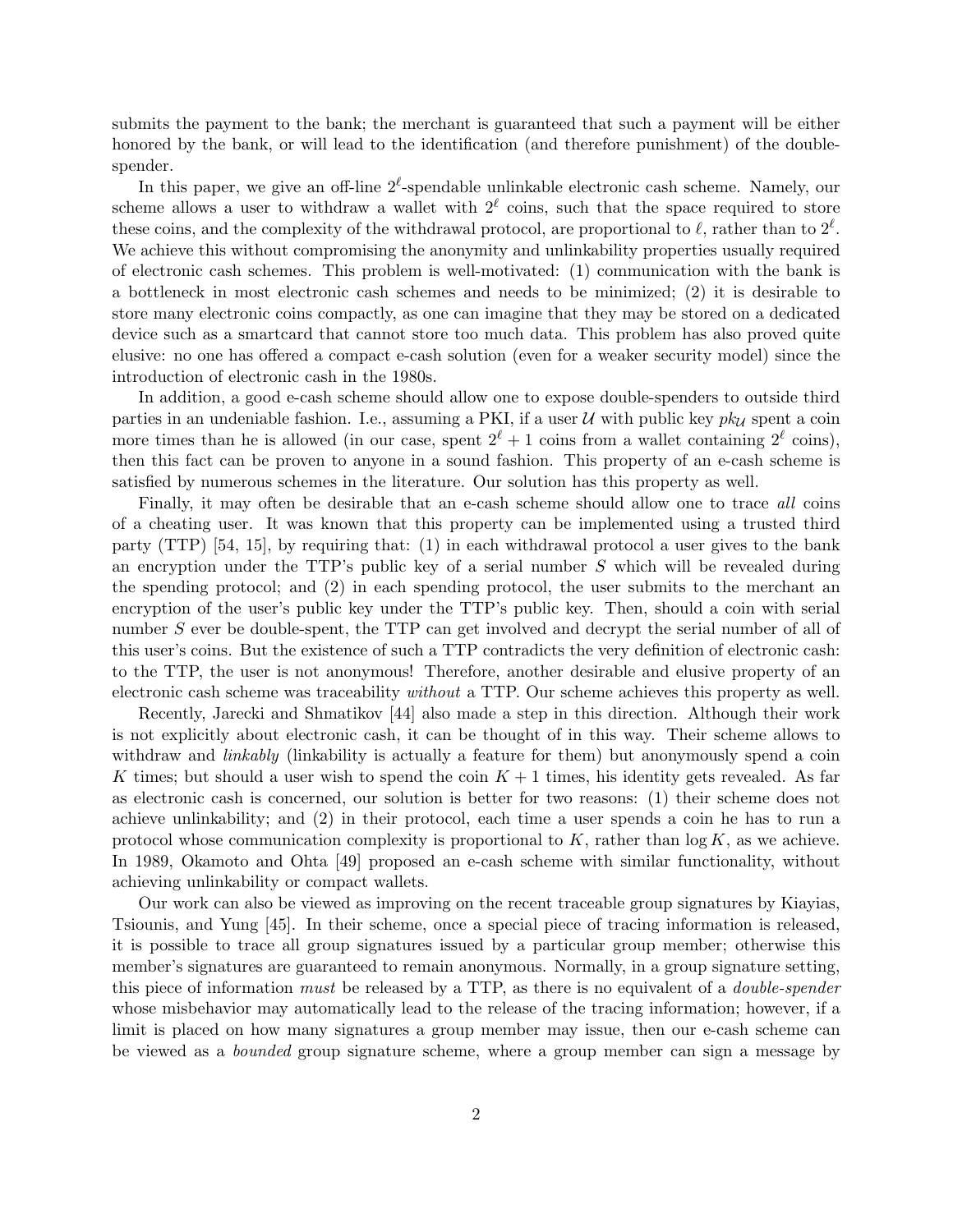submits the payment to the bank; the merchant is guaranteed that such a payment will be either honored by the bank, or will lead to the identification (and therefore punishment) of the double-spender.

In this paper, we give an off-line $2^\ell$-spendable unlinkable electronic cash scheme. Namely, our scheme allows a user to withdraw a wallet with $2^\ell$ coins, such that the space required to store these coins, and the complexity of the withdrawal protocol, are proportional to $\ell$, rather than to $2^\ell$. We achieve this without compromising the anonymity and unlinkability properties usually required of electronic cash schemes. This problem is well-motivated: (1) communication with the bank is a bottleneck in most electronic cash schemes and needs to be minimized; (2) it is desirable to store many electronic coins compactly, as one can imagine that they may be stored on a dedicated device such as a smartcard that cannot store too much data. This problem has also proved quite elusive: no one has offered a compact e-cash solution (even for a weaker security model) since the introduction of electronic cash in the 1980s.

In addition, a good e-cash scheme should allow one to expose double-spenders to outside third parties in an undeniable fashion. I.e., assuming a PKI, if a user $\mathcal{U}$ with public key $pk_{\mathcal{U}}$ spent a coin more times than he is allowed (in our case, spent $2^\ell + 1$ coins from a wallet containing $2^\ell$ coins), then this fact can be proven to anyone in a sound fashion. This property of an e-cash scheme is satisfied by numerous schemes in the literature. Our solution has this property as well.

Finally, it may often be desirable that an e-cash scheme should allow one to trace *all* coins of a cheating user. It was known that this property can be implemented using a trusted third party (TTP) [54, 15], by requiring that: (1) in each withdrawal protocol a user gives to the bank an encryption under the TTP's public key of a serial number $S$ which will be revealed during the spending protocol; and (2) in each spending protocol, the user submits to the merchant an encryption of the user's public key under the TTP's public key. Then, should a coin with serial number $S$ ever be double-spent, the TTP can get involved and decrypt the serial number of all of this user's coins. But the existence of such a TTP contradicts the very definition of electronic cash: to the TTP, the user is not anonymous! Therefore, another desirable and elusive property of an electronic cash scheme was traceability *without* a TTP. Our scheme achieves this property as well.

Recently, Jarecki and Shmatikov [44] also made a step in this direction. Although their work is not explicitly about electronic cash, it can be thought of in this way. Their scheme allows to withdraw and *linkably* (linkability is actually a feature for them) but anonymously spend a coin $K$ times; but should a user wish to spend the coin $K + 1$ times, his identity gets revealed. As far as electronic cash is concerned, our solution is better for two reasons: (1) their scheme does not achieve unlinkability; and (2) in their protocol, each time a user spends a coin he has to run a protocol whose communication complexity is proportional to $K$, rather than $\log K$, as we achieve. In 1989, Okamoto and Ohta [49] proposed an e-cash scheme with similar functionality, without achieving unlinkability or compact wallets.

Our work can also be viewed as improving on the recent traceable group signatures by Kiayias, Tsiounis, and Yung [45]. In their scheme, once a special piece of tracing information is released, it is possible to trace all group signatures issued by a particular group member; otherwise this member's signatures are guaranteed to remain anonymous. Normally, in a group signature setting, this piece of information *must* be released by a TTP, as there is no equivalent of a *double-spender* whose misbehavior may automatically lead to the release of the tracing information; however, if a limit is placed on how many signatures a group member may issue, then our e-cash scheme can be viewed as a *bounded* group signature scheme, where a group member can sign a message by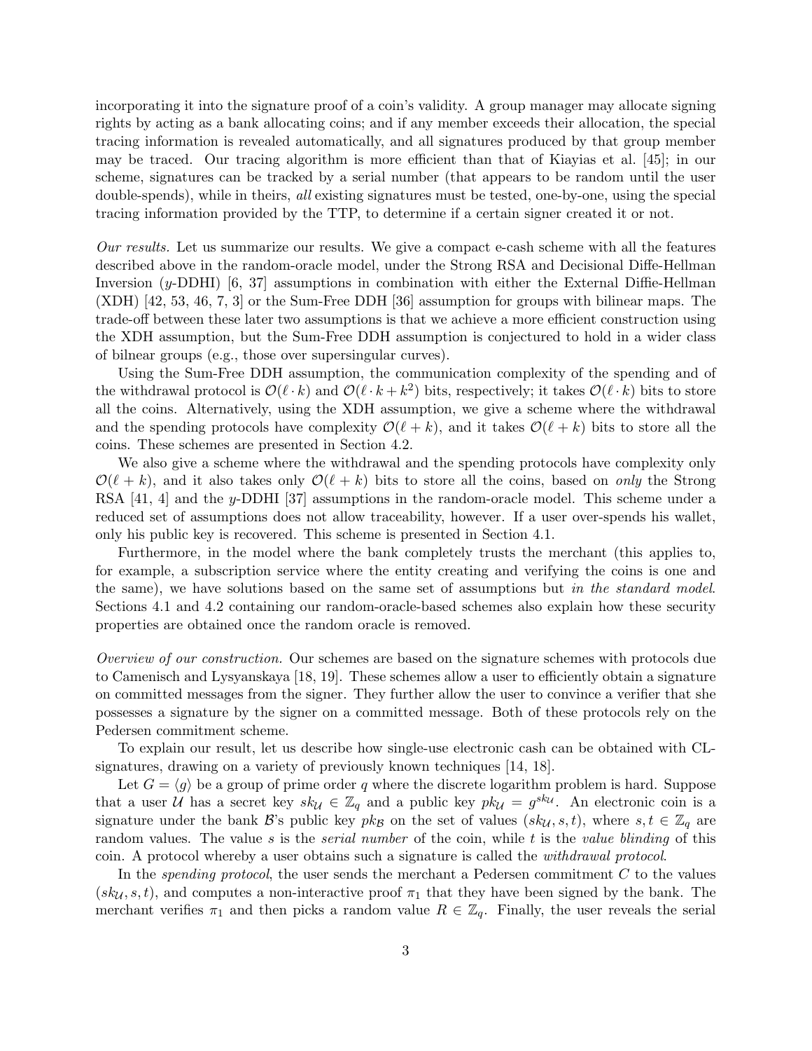incorporating it into the signature proof of a coin's validity. A group manager may allocate signing rights by acting as a bank allocating coins; and if any member exceeds their allocation, the special tracing information is revealed automatically, and all signatures produced by that group member may be traced. Our tracing algorithm is more efficient than that of Kiayias et al. [45]; in our scheme, signatures can be tracked by a serial number (that appears to be random until the user double-spends), while in theirs, *all* existing signatures must be tested, one-by-one, using the special tracing information provided by the TTP, to determine if a certain signer created it or not.

*Our results.* Let us summarize our results. We give a compact e-cash scheme with all the features described above in the random-oracle model, under the Strong RSA and Decisional Diffe-Hellman Inversion ($y$-DDHI) [6, 37] assumptions in combination with either the External Diffie-Hellman (XDH) [42, 53, 46, 7, 3] or the Sum-Free DDH [36] assumption for groups with bilinear maps. The trade-off between these later two assumptions is that we achieve a more efficient construction using the XDH assumption, but the Sum-Free DDH assumption is conjectured to hold in a wider class of bilnear groups (e.g., those over supersingular curves).

Using the Sum-Free DDH assumption, the communication complexity of the spending and of the withdrawal protocol is $\mathcal{O}(\ell \cdot k)$ and $\mathcal{O}(\ell \cdot k + k^2)$ bits, respectively; it takes $\mathcal{O}(\ell \cdot k)$ bits to store all the coins. Alternatively, using the XDH assumption, we give a scheme where the withdrawal and the spending protocols have complexity $\mathcal{O}(\ell + k)$, and it takes $\mathcal{O}(\ell + k)$ bits to store all the coins. These schemes are presented in Section 4.2.

We also give a scheme where the withdrawal and the spending protocols have complexity only $\mathcal{O}(\ell + k)$, and it also takes only $\mathcal{O}(\ell + k)$ bits to store all the coins, based on *only* the Strong RSA [41, 4] and the $y$-DDHI [37] assumptions in the random-oracle model. This scheme under a reduced set of assumptions does not allow traceability, however. If a user over-spends his wallet, only his public key is recovered. This scheme is presented in Section 4.1.

Furthermore, in the model where the bank completely trusts the merchant (this applies to, for example, a subscription service where the entity creating and verifying the coins is one and the same), we have solutions based on the same set of assumptions but *in the standard model*. Sections 4.1 and 4.2 containing our random-oracle-based schemes also explain how these security properties are obtained once the random oracle is removed.

*Overview of our construction.* Our schemes are based on the signature schemes with protocols due to Camenisch and Lysyanskaya [18, 19]. These schemes allow a user to efficiently obtain a signature on committed messages from the signer. They further allow the user to convince a verifier that she possesses a signature by the signer on a committed message. Both of these protocols rely on the Pedersen commitment scheme.

To explain our result, let us describe how single-use electronic cash can be obtained with CL-signatures, drawing on a variety of previously known techniques [14, 18].

Let $G = \langle g \rangle$ be a group of prime order $q$ where the discrete logarithm problem is hard. Suppose that a user $\mathcal{U}$ has a secret key $sk_{\mathcal{U}} \in \mathbb{Z}_q$ and a public key $pk_{\mathcal{U}} = g^{sk_{\mathcal{U}}}$. An electronic coin is a signature under the bank $\mathcal{B}$'s public key $pk_{\mathcal{B}}$ on the set of values $(sk_{\mathcal{U}}, s, t)$, where $s, t \in \mathbb{Z}_q$ are random values. The value $s$ is the *serial number* of the coin, while $t$ is the *value blinding* of this coin. A protocol whereby a user obtains such a signature is called the *withdrawal protocol*.

In the *spending protocol*, the user sends the merchant a Pedersen commitment $C$ to the values $(sk_{\mathcal{U}}, s, t)$, and computes a non-interactive proof $\pi_1$ that they have been signed by the bank. The merchant verifies $\pi_1$ and then picks a random value $R \in \mathbb{Z}_q$. Finally, the user reveals the serial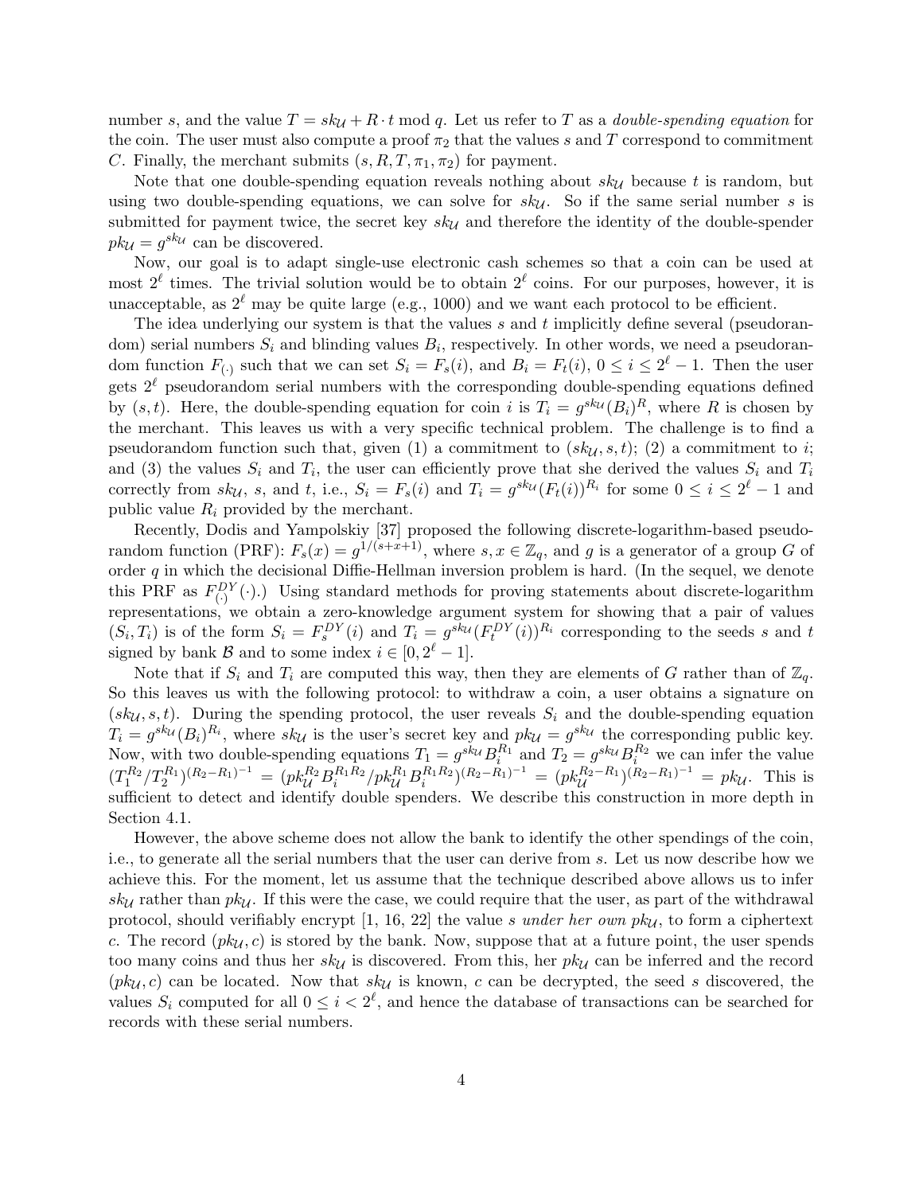number $s$, and the value $T = sk_{\mathcal{U}} + R \cdot t \bmod q$. Let us refer to $T$ as a *double-spending equation* for the coin. The user must also compute a proof $\pi_2$ that the values $s$ and $T$ correspond to commitment $C$. Finally, the merchant submits $(s, R, T, \pi_1, \pi_2)$ for payment.

Note that one double-spending equation reveals nothing about $sk_{\mathcal{U}}$ because $t$ is random, but using two double-spending equations, we can solve for $sk_{\mathcal{U}}$. So if the same serial number $s$ is submitted for payment twice, the secret key $sk_{\mathcal{U}}$ and therefore the identity of the double-spender $pk_{\mathcal{U}} = g^{sk_{\mathcal{U}}}$ can be discovered.

Now, our goal is to adapt single-use electronic cash schemes so that a coin can be used at most $2^\ell$ times. The trivial solution would be to obtain $2^\ell$ coins. For our purposes, however, it is unacceptable, as $2^\ell$ may be quite large (e.g., 1000) and we want each protocol to be efficient.

The idea underlying our system is that the values $s$ and $t$ implicitly define several (pseudorandom) serial numbers $S_i$ and blinding values $B_i$, respectively. In other words, we need a pseudorandom function $F_{(\cdot)}$ such that we can set $S_i = F_s(i)$, and $B_i = F_t(i)$, $0 \leq i \leq 2^\ell - 1$. Then the user gets $2^\ell$ pseudorandom serial numbers with the corresponding double-spending equations defined by $(s, t)$. Here, the double-spending equation for coin $i$ is $T_i = g^{sk_{\mathcal{U}}}(B_i)^R$, where $R$ is chosen by the merchant. This leaves us with a very specific technical problem. The challenge is to find a pseudorandom function such that, given (1) a commitment to $(sk_{\mathcal{U}}, s, t)$; (2) a commitment to $i$; and (3) the values $S_i$ and $T_i$, the user can efficiently prove that she derived the values $S_i$ and $T_i$ correctly from $sk_{\mathcal{U}}$, $s$, and $t$, i.e., $S_i = F_s(i)$ and $T_i = g^{sk_{\mathcal{U}}}(F_t(i))^{R_i}$ for some $0 \leq i \leq 2^\ell - 1$ and public value $R_i$ provided by the merchant.

Recently, Dodis and Yampolskiy [37] proposed the following discrete-logarithm-based pseudorandom function (PRF): $F_s(x) = g^{1/(s+x+1)}$, where $s, x \in \mathbb{Z}_q$, and $g$ is a generator of a group $G$ of order $q$ in which the decisional Diffie-Hellman inversion problem is hard. (In the sequel, we denote this PRF as $F^{DY}_{(\cdot)}(\cdot)$.) Using standard methods for proving statements about discrete-logarithm representations, we obtain a zero-knowledge argument system for showing that a pair of values $(S_i, T_i)$ is of the form $S_i = F^{DY}_s(i)$ and $T_i = g^{sk_{\mathcal{U}}}(F^{DY}_t(i))^{R_i}$ corresponding to the seeds $s$ and $t$ signed by bank $\mathcal{B}$ and to some index $i \in [0, 2^\ell - 1]$.

Note that if $S_i$ and $T_i$ are computed this way, then they are elements of $G$ rather than of $\mathbb{Z}_q$. So this leaves us with the following protocol: to withdraw a coin, a user obtains a signature on $(sk_{\mathcal{U}}, s, t)$. During the spending protocol, the user reveals $S_i$ and the double-spending equation $T_i = g^{sk_{\mathcal{U}}}(B_i)^{R_i}$, where $sk_{\mathcal{U}}$ is the user's secret key and $pk_{\mathcal{U}} = g^{sk_{\mathcal{U}}}$ the corresponding public key. Now, with two double-spending equations $T_1 = g^{sk_{\mathcal{U}}} B_i^{R_1}$ and $T_2 = g^{sk_{\mathcal{U}}} B_i^{R_2}$ we can infer the value $(T_1^{R_2}/T_2^{R_1})^{(R_2-R_1)^{-1}} = (pk_{\mathcal{U}}^{R_2} B_i^{R_1 R_2} / pk_{\mathcal{U}}^{R_1} B_i^{R_1 R_2})^{(R_2-R_1)^{-1}} = (pk_{\mathcal{U}}^{R_2-R_1})^{(R_2-R_1)^{-1}} = pk_{\mathcal{U}}$. This is sufficient to detect and identify double spenders. We describe this construction in more depth in Section 4.1.

However, the above scheme does not allow the bank to identify the other spendings of the coin, i.e., to generate all the serial numbers that the user can derive from $s$. Let us now describe how we achieve this. For the moment, let us assume that the technique described above allows us to infer $sk_{\mathcal{U}}$ rather than $pk_{\mathcal{U}}$. If this were the case, we could require that the user, as part of the withdrawal protocol, should verifiably encrypt [1, 16, 22] the value *s under her own* $pk_{\mathcal{U}}$, to form a ciphertext $c$. The record $(pk_{\mathcal{U}}, c)$ is stored by the bank. Now, suppose that at a future point, the user spends too many coins and thus her $sk_{\mathcal{U}}$ is discovered. From this, her $pk_{\mathcal{U}}$ can be inferred and the record $(pk_{\mathcal{U}}, c)$ can be located. Now that $sk_{\mathcal{U}}$ is known, $c$ can be decrypted, the seed $s$ discovered, the values $S_i$ computed for all $0 \leq i < 2^\ell$, and hence the database of transactions can be searched for records with these serial numbers.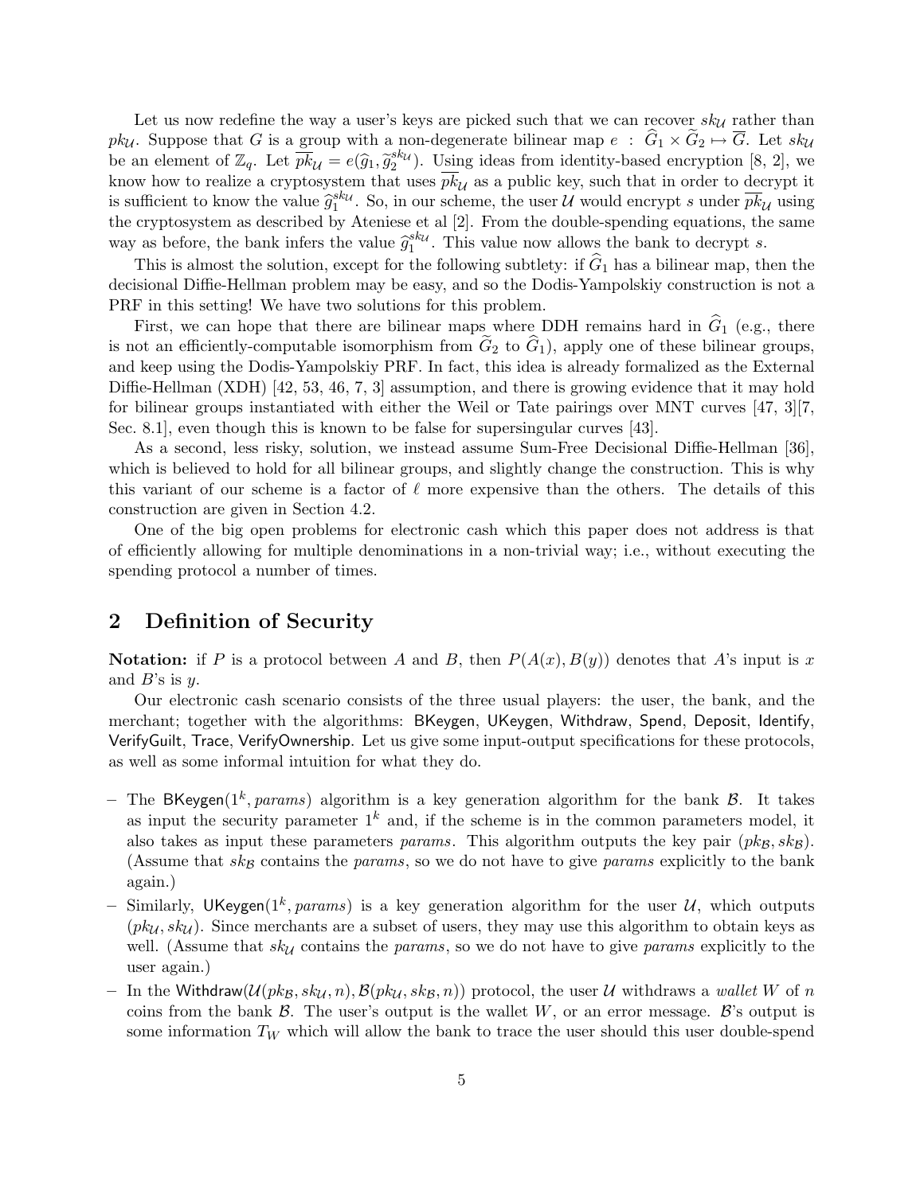Let us now redefine the way a user's keys are picked such that we can recover $sk_{\mathcal{U}}$ rather than $pk_{\mathcal{U}}$. Suppose that $G$ is a group with a non-degenerate bilinear map $e : \widehat{G}_1 \times \widetilde{G}_2 \mapsto \overline{G}$. Let $sk_{\mathcal{U}}$ be an element of $\mathbb{Z}_q$. Let $\overline{pk}_{\mathcal{U}} = e(\widehat{g}_1, \widetilde{g}_2^{sk_{\mathcal{U}}})$. Using ideas from identity-based encryption [8, 2], we know how to realize a cryptosystem that uses $\overline{pk}_{\mathcal{U}}$ as a public key, such that in order to decrypt it is sufficient to know the value $\widehat{g}_1^{sk_{\mathcal{U}}}$. So, in our scheme, the user $\mathcal{U}$ would encrypt $s$ under $\overline{pk}_{\mathcal{U}}$ using the cryptosystem as described by Ateniese et al [2]. From the double-spending equations, the same way as before, the bank infers the value $\widehat{g}_1^{sk_{\mathcal{U}}}$. This value now allows the bank to decrypt $s$.

This is almost the solution, except for the following subtlety: if $\widehat{G}_1$ has a bilinear map, then the decisional Diffie-Hellman problem may be easy, and so the Dodis-Yampolskiy construction is not a PRF in this setting! We have two solutions for this problem.

First, we can hope that there are bilinear maps where DDH remains hard in $\widehat{G}_1$ (e.g., there is not an efficiently-computable isomorphism from $\widetilde{G}_2$ to $\widehat{G}_1$), apply one of these bilinear groups, and keep using the Dodis-Yampolskiy PRF. In fact, this idea is already formalized as the External Diffie-Hellman (XDH) [42, 53, 46, 7, 3] assumption, and there is growing evidence that it may hold for bilinear groups instantiated with either the Weil or Tate pairings over MNT curves [47, 3][7, Sec. 8.1], even though this is known to be false for supersingular curves [43].

As a second, less risky, solution, we instead assume Sum-Free Decisional Diffie-Hellman [36], which is believed to hold for all bilinear groups, and slightly change the construction. This is why this variant of our scheme is a factor of $\ell$ more expensive than the others. The details of this construction are given in Section 4.2.

One of the big open problems for electronic cash which this paper does not address is that of efficiently allowing for multiple denominations in a non-trivial way; i.e., without executing the spending protocol a number of times.

## 2 Definition of Security

**Notation:** if $P$ is a protocol between $A$ and $B$, then $P(A(x), B(y))$ denotes that $A$'s input is $x$ and $B$'s is $y$.

Our electronic cash scenario consists of the three usual players: the user, the bank, and the merchant; together with the algorithms: BKeygen, UKeygen, Withdraw, Spend, Deposit, Identify, VerifyGuilt, Trace, VerifyOwnership. Let us give some input-output specifications for these protocols, as well as some informal intuition for what they do.

- The $\mathsf{BKeygen}(1^k, params)$ algorithm is a key generation algorithm for the bank $\mathcal{B}$. It takes as input the security parameter $1^k$ and, if the scheme is in the common parameters model, it also takes as input these parameters $params$. This algorithm outputs the key pair $(pk_{\mathcal{B}}, sk_{\mathcal{B}})$. (Assume that $sk_{\mathcal{B}}$ contains the $params$, so we do not have to give $params$ explicitly to the bank again.)
- Similarly, $\mathsf{UKeygen}(1^k, params)$ is a key generation algorithm for the user $\mathcal{U}$, which outputs $(pk_{\mathcal{U}}, sk_{\mathcal{U}})$. Since merchants are a subset of users, they may use this algorithm to obtain keys as well. (Assume that $sk_{\mathcal{U}}$ contains the $params$, so we do not have to give $params$ explicitly to the user again.)
- In the $\mathsf{Withdraw}(\mathcal{U}(pk_{\mathcal{B}}, sk_{\mathcal{U}}, n), \mathcal{B}(pk_{\mathcal{U}}, sk_{\mathcal{B}}, n))$ protocol, the user $\mathcal{U}$ withdraws a *wallet* $W$ of $n$ coins from the bank $\mathcal{B}$. The user's output is the wallet $W$, or an error message. $\mathcal{B}$'s output is some information $T_W$ which will allow the bank to trace the user should this user double-spend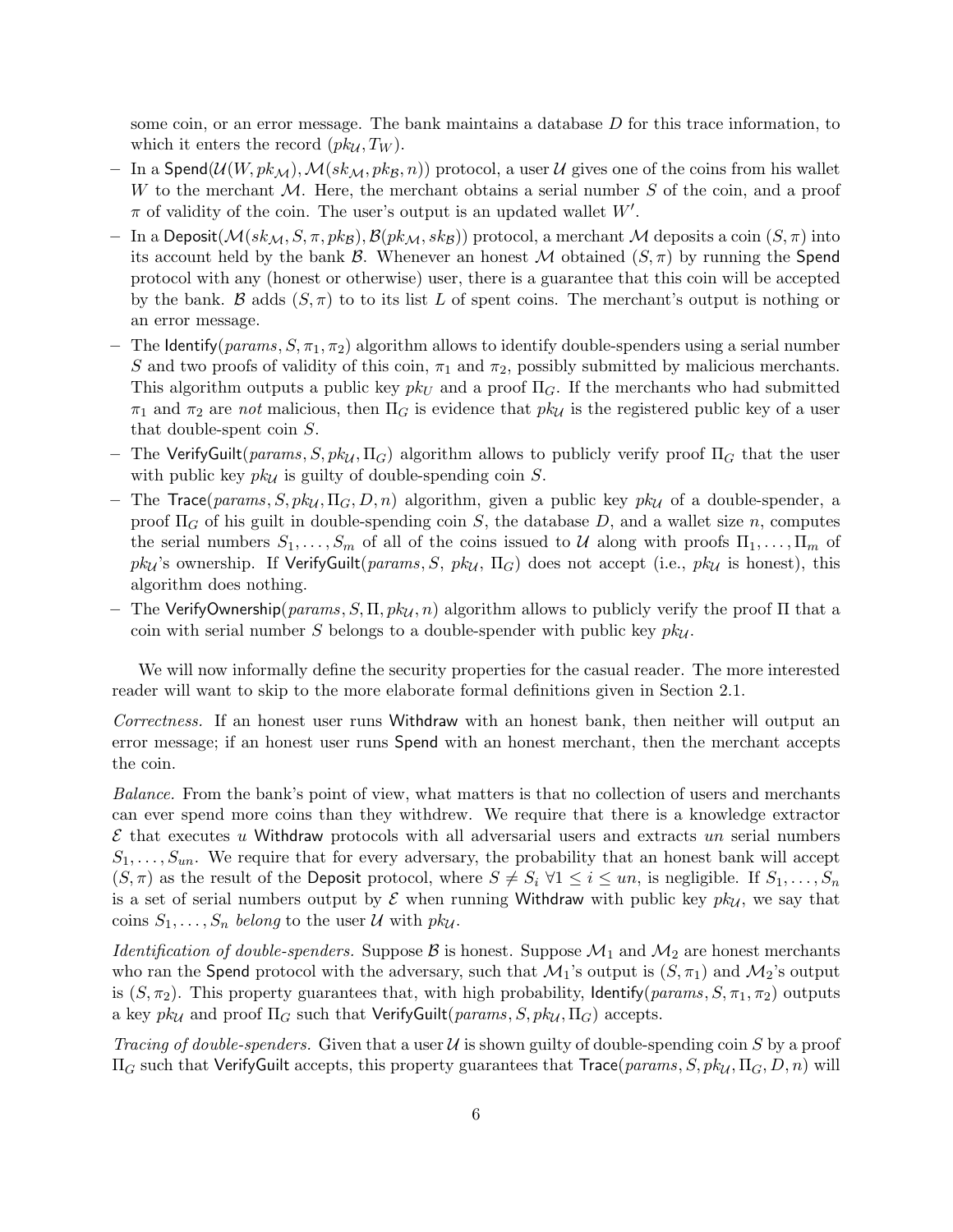some coin, or an error message. The bank maintains a database $D$ for this trace information, to which it enters the record $(pk_{\mathcal{U}}, T_W)$.

- In a $\mathsf{Spend}(\mathcal{U}(W, pk_{\mathcal{M}}), \mathcal{M}(sk_{\mathcal{M}}, pk_{\mathcal{B}}, n))$ protocol, a user $\mathcal{U}$ gives one of the coins from his wallet $W$ to the merchant $\mathcal{M}$. Here, the merchant obtains a serial number $S$ of the coin, and a proof $\pi$ of validity of the coin. The user's output is an updated wallet $W'$.
- In a $\mathsf{Deposit}(\mathcal{M}(sk_{\mathcal{M}}, S, \pi, pk_{\mathcal{B}}), \mathcal{B}(pk_{\mathcal{M}}, sk_{\mathcal{B}}))$ protocol, a merchant $\mathcal{M}$ deposits a coin $(S, \pi)$ into its account held by the bank $\mathcal{B}$. Whenever an honest $\mathcal{M}$ obtained $(S, \pi)$ by running the $\mathsf{Spend}$ protocol with any (honest or otherwise) user, there is a guarantee that this coin will be accepted by the bank. $\mathcal{B}$ adds $(S, \pi)$ to to its list $L$ of spent coins. The merchant's output is nothing or an error message.
- The $\mathsf{Identify}(params, S, \pi_1, \pi_2)$ algorithm allows to identify double-spenders using a serial number $S$ and two proofs of validity of this coin, $\pi_1$ and $\pi_2$, possibly submitted by malicious merchants. This algorithm outputs a public key $pk_U$ and a proof $\Pi_G$. If the merchants who had submitted $\pi_1$ and $\pi_2$ are *not* malicious, then $\Pi_G$ is evidence that $pk_{\mathcal{U}}$ is the registered public key of a user that double-spent coin $S$.
- The $\mathsf{VerifyGuilt}(params, S, pk_{\mathcal{U}}, \Pi_G)$ algorithm allows to publicly verify proof $\Pi_G$ that the user with public key $pk_{\mathcal{U}}$ is guilty of double-spending coin $S$.
- The $\mathsf{Trace}(params, S, pk_{\mathcal{U}}, \Pi_G, D, n)$ algorithm, given a public key $pk_{\mathcal{U}}$ of a double-spender, a proof $\Pi_G$ of his guilt in double-spending coin $S$, the database $D$, and a wallet size $n$, computes the serial numbers $S_1, \ldots, S_m$ of all of the coins issued to $\mathcal{U}$ along with proofs $\Pi_1, \ldots, \Pi_m$ of $pk_{\mathcal{U}}$'s ownership. If $\mathsf{VerifyGuilt}(params, S, pk_{\mathcal{U}}, \Pi_G)$ does not accept (i.e., $pk_{\mathcal{U}}$ is honest), this algorithm does nothing.
- The $\mathsf{VerifyOwnership}(params, S, \Pi, pk_{\mathcal{U}}, n)$ algorithm allows to publicly verify the proof $\Pi$ that a coin with serial number $S$ belongs to a double-spender with public key $pk_{\mathcal{U}}$.

We will now informally define the security properties for the casual reader. The more interested reader will want to skip to the more elaborate formal definitions given in Section 2.1.

*Correctness.* If an honest user runs $\mathsf{Withdraw}$ with an honest bank, then neither will output an error message; if an honest user runs $\mathsf{Spend}$ with an honest merchant, then the merchant accepts the coin.

*Balance.* From the bank's point of view, what matters is that no collection of users and merchants can ever spend more coins than they withdrew. We require that there is a knowledge extractor $\mathcal{E}$ that executes $u$ $\mathsf{Withdraw}$ protocols with all adversarial users and extracts $un$ serial numbers $S_1, \ldots, S_{un}$. We require that for every adversary, the probability that an honest bank will accept $(S, \pi)$ as the result of the $\mathsf{Deposit}$ protocol, where $S \neq S_i \ \forall 1 \leq i \leq un$, is negligible. If $S_1, \ldots, S_n$ is a set of serial numbers output by $\mathcal{E}$ when running $\mathsf{Withdraw}$ with public key $pk_{\mathcal{U}}$, we say that coins $S_1, \ldots, S_n$ *belong* to the user $\mathcal{U}$ with $pk_{\mathcal{U}}$.

*Identification of double-spenders.* Suppose $\mathcal{B}$ is honest. Suppose $\mathcal{M}_1$ and $\mathcal{M}_2$ are honest merchants who ran the $\mathsf{Spend}$ protocol with the adversary, such that $\mathcal{M}_1$'s output is $(S, \pi_1)$ and $\mathcal{M}_2$'s output is $(S, \pi_2)$. This property guarantees that, with high probability, $\mathsf{Identify}(params, S, \pi_1, \pi_2)$ outputs a key $pk_{\mathcal{U}}$ and proof $\Pi_G$ such that $\mathsf{VerifyGuilt}(params, S, pk_{\mathcal{U}}, \Pi_G)$ accepts.

*Tracing of double-spenders.* Given that a user $\mathcal{U}$ is shown guilty of double-spending coin $S$ by a proof $\Pi_G$ such that $\mathsf{VerifyGuilt}$ accepts, this property guarantees that $\mathsf{Trace}(params, S, pk_{\mathcal{U}}, \Pi_G, D, n)$ will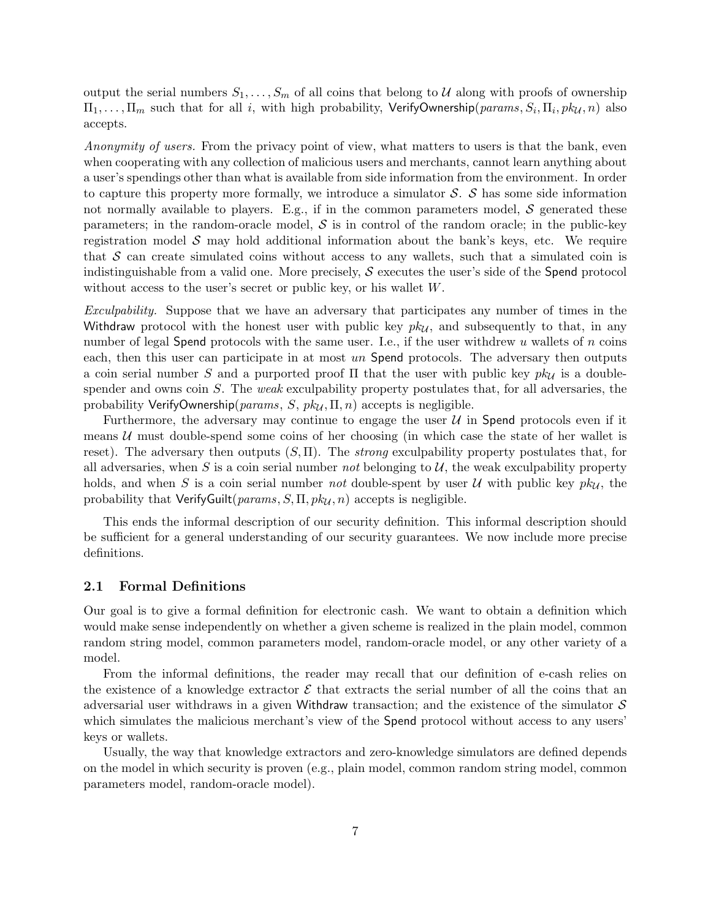output the serial numbers $S_1, \ldots, S_m$ of all coins that belong to $\mathcal{U}$ along with proofs of ownership $\Pi_1, \ldots, \Pi_m$ such that for all $i$, with high probability, $\mathsf{VerifyOwnership}(params, S_i, \Pi_i, pk_{\mathcal{U}}, n)$ also accepts.

*Anonymity of users.* From the privacy point of view, what matters to users is that the bank, even when cooperating with any collection of malicious users and merchants, cannot learn anything about a user's spendings other than what is available from side information from the environment. In order to capture this property more formally, we introduce a simulator $\mathcal{S}$. $\mathcal{S}$ has some side information not normally available to players. E.g., if in the common parameters model, $\mathcal{S}$ generated these parameters; in the random-oracle model, $\mathcal{S}$ is in control of the random oracle; in the public-key registration model $\mathcal{S}$ may hold additional information about the bank's keys, etc. We require that $\mathcal{S}$ can create simulated coins without access to any wallets, such that a simulated coin is indistinguishable from a valid one. More precisely, $\mathcal{S}$ executes the user's side of the Spend protocol without access to the user's secret or public key, or his wallet $W$.

*Exculpability.* Suppose that we have an adversary that participates any number of times in the Withdraw protocol with the honest user with public key $pk_{\mathcal{U}}$, and subsequently to that, in any number of legal Spend protocols with the same user. I.e., if the user withdrew $u$ wallets of $n$ coins each, then this user can participate in at most $un$ Spend protocols. The adversary then outputs a coin serial number $S$ and a purported proof $\Pi$ that the user with public key $pk_{\mathcal{U}}$ is a double-spender and owns coin $S$. The *weak* exculpability property postulates that, for all adversaries, the probability $\mathsf{VerifyOwnership}(params,\, S,\, pk_{\mathcal{U}}, \Pi, n)$ accepts is negligible.

Furthermore, the adversary may continue to engage the user $\mathcal{U}$ in Spend protocols even if it means $\mathcal{U}$ must double-spend some coins of her choosing (in which case the state of her wallet is reset). The adversary then outputs $(S, \Pi)$. The *strong* exculpability property postulates that, for all adversaries, when $S$ is a coin serial number *not* belonging to $\mathcal{U}$, the weak exculpability property holds, and when $S$ is a coin serial number *not* double-spent by user $\mathcal{U}$ with public key $pk_{\mathcal{U}}$, the probability that $\mathsf{VerifyGuilt}(params, S, \Pi, pk_{\mathcal{U}}, n)$ accepts is negligible.

This ends the informal description of our security definition. This informal description should be sufficient for a general understanding of our security guarantees. We now include more precise definitions.

## 2.1 Formal Definitions

Our goal is to give a formal definition for electronic cash. We want to obtain a definition which would make sense independently on whether a given scheme is realized in the plain model, common random string model, common parameters model, random-oracle model, or any other variety of a model.

From the informal definitions, the reader may recall that our definition of e-cash relies on the existence of a knowledge extractor $\mathcal{E}$ that extracts the serial number of all the coins that an adversarial user withdraws in a given Withdraw transaction; and the existence of the simulator $\mathcal{S}$ which simulates the malicious merchant's view of the Spend protocol without access to any users' keys or wallets.

Usually, the way that knowledge extractors and zero-knowledge simulators are defined depends on the model in which security is proven (e.g., plain model, common random string model, common parameters model, random-oracle model).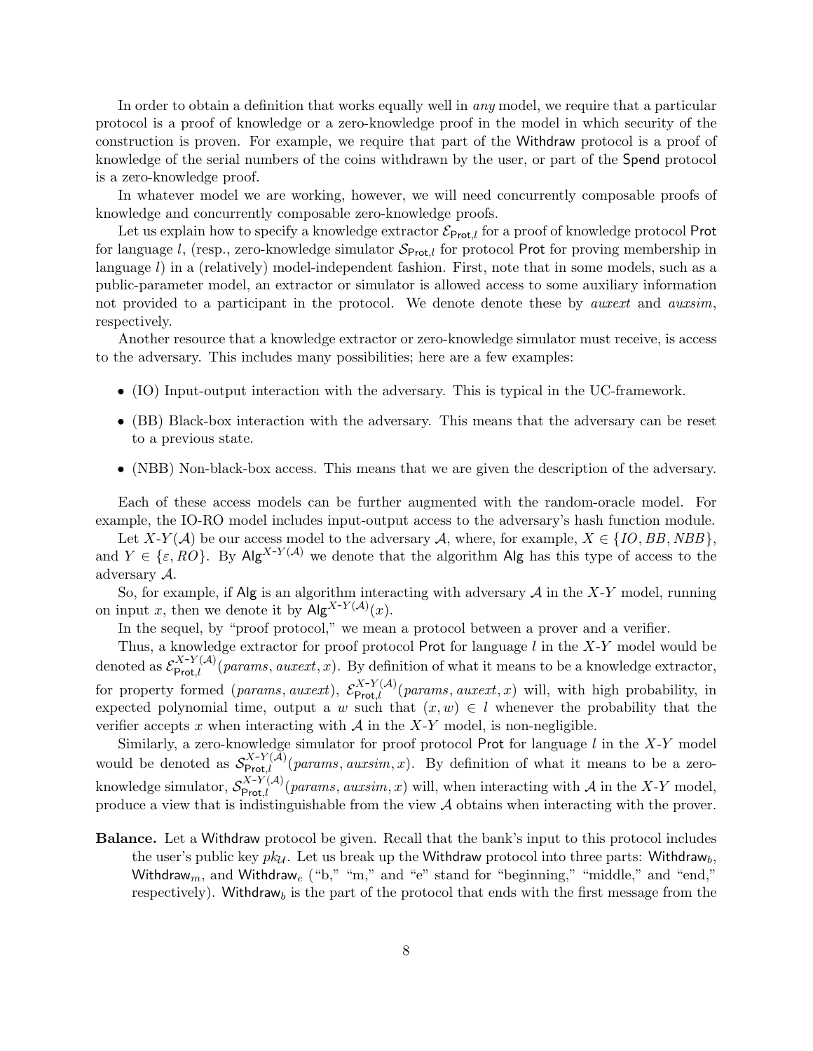In order to obtain a definition that works equally well in *any* model, we require that a particular protocol is a proof of knowledge or a zero-knowledge proof in the model in which security of the construction is proven. For example, we require that part of the Withdraw protocol is a proof of knowledge of the serial numbers of the coins withdrawn by the user, or part of the Spend protocol is a zero-knowledge proof.

In whatever model we are working, however, we will need concurrently composable proofs of knowledge and concurrently composable zero-knowledge proofs.

Let us explain how to specify a knowledge extractor $\mathcal{E}_{\mathsf{Prot},l}$ for a proof of knowledge protocol Prot for language $l$, (resp., zero-knowledge simulator $\mathcal{S}_{\mathsf{Prot},l}$ for protocol Prot for proving membership in language $l$) in a (relatively) model-independent fashion. First, note that in some models, such as a public-parameter model, an extractor or simulator is allowed access to some auxiliary information not provided to a participant in the protocol. We denote denote these by *auxext* and *auxsim*, respectively.

Another resource that a knowledge extractor or zero-knowledge simulator must receive, is access to the adversary. This includes many possibilities; here are a few examples:

- (IO) Input-output interaction with the adversary. This is typical in the UC-framework.
- (BB) Black-box interaction with the adversary. This means that the adversary can be reset to a previous state.
- (NBB) Non-black-box access. This means that we are given the description of the adversary.

Each of these access models can be further augmented with the random-oracle model. For example, the IO-RO model includes input-output access to the adversary's hash function module.

Let $X$-$Y(\mathcal{A})$ be our access model to the adversary $\mathcal{A}$, where, for example, $X \in \{IO, BB, NBB\}$, and $Y \in \{\varepsilon, RO\}$. By $\mathsf{Alg}^{X\text{-}Y(\mathcal{A})}$ we denote that the algorithm Alg has this type of access to the adversary $\mathcal{A}$.

So, for example, if Alg is an algorithm interacting with adversary $\mathcal{A}$ in the $X$-$Y$ model, running on input $x$, then we denote it by $\mathsf{Alg}^{X\text{-}Y(\mathcal{A})}(x)$.

In the sequel, by "proof protocol," we mean a protocol between a prover and a verifier.

Thus, a knowledge extractor for proof protocol Prot for language $l$ in the $X$-$Y$ model would be denoted as $\mathcal{E}_{\mathsf{Prot},l}^{X\text{-}Y(\mathcal{A})}(params, auxext, x)$. By definition of what it means to be a knowledge extractor, for property formed $(params, auxext)$, $\mathcal{E}_{\mathsf{Prot},l}^{X\text{-}Y(\mathcal{A})}(params, auxext, x)$ will, with high probability, in expected polynomial time, output a $w$ such that $(x, w) \in l$ whenever the probability that the verifier accepts $x$ when interacting with $\mathcal{A}$ in the $X$-$Y$ model, is non-negligible.

Similarly, a zero-knowledge simulator for proof protocol Prot for language $l$ in the $X$-$Y$ model would be denoted as $\mathcal{S}_{\mathsf{Prot},l}^{X\text{-}Y(\mathcal{A})}(params, auxsim, x)$. By definition of what it means to be a zero-knowledge simulator, $\mathcal{S}_{\mathsf{Prot},l}^{X\text{-}Y(\mathcal{A})}(params, auxsim, x)$ will, when interacting with $\mathcal{A}$ in the $X$-$Y$ model, produce a view that is indistinguishable from the view $\mathcal{A}$ obtains when interacting with the prover.

**Balance.** Let a Withdraw protocol be given. Recall that the bank's input to this protocol includes the user's public key $pk_{\mathcal{U}}$. Let us break up the Withdraw protocol into three parts: $\mathsf{Withdraw}_b$, $\mathsf{Withdraw}_m$, and $\mathsf{Withdraw}_e$ ("b," "m," and "e" stand for "beginning," "middle," and "end," respectively). $\mathsf{Withdraw}_b$ is the part of the protocol that ends with the first message from the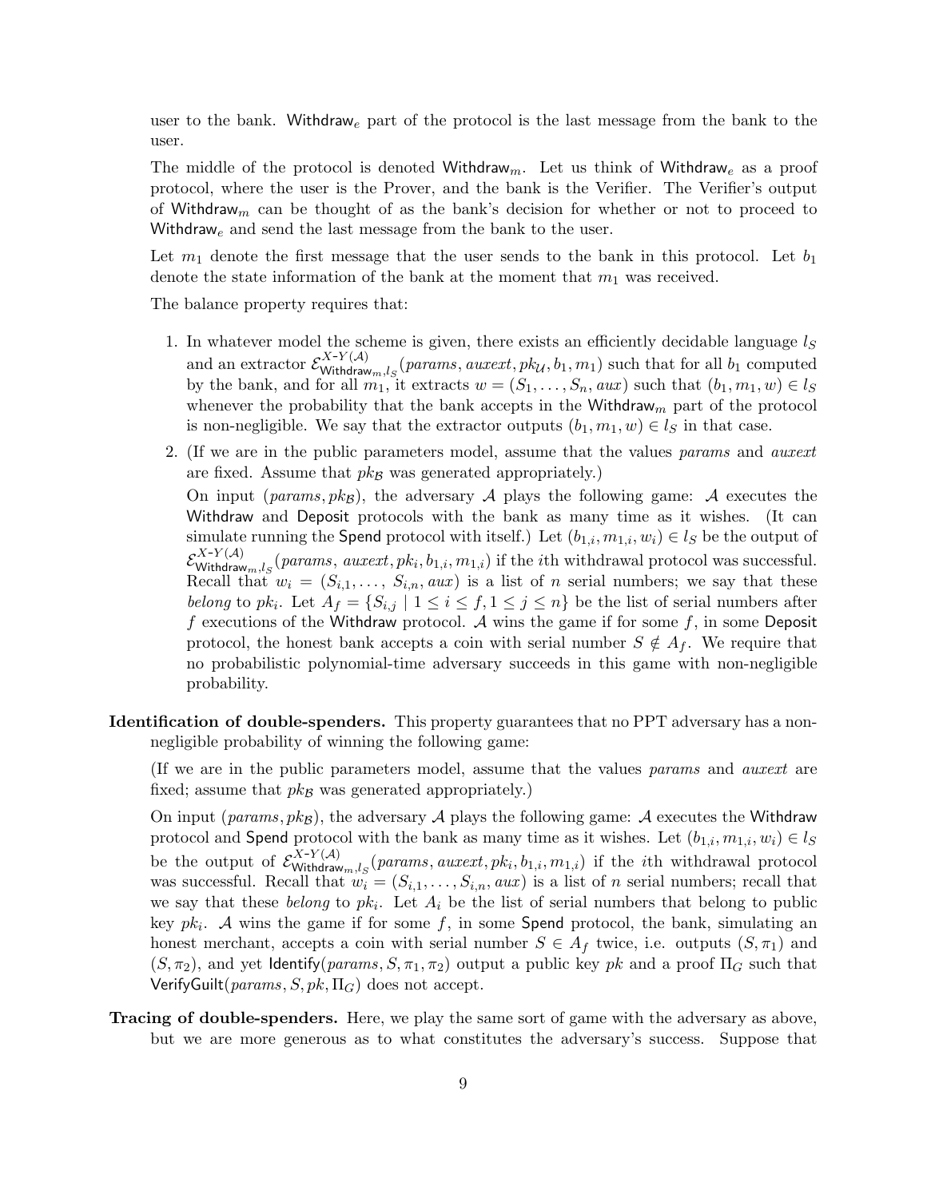user to the bank. $\mathsf{Withdraw}_e$ part of the protocol is the last message from the bank to the user.

The middle of the protocol is denoted $\mathsf{Withdraw}_m$. Let us think of $\mathsf{Withdraw}_e$ as a proof protocol, where the user is the Prover, and the bank is the Verifier. The Verifier's output of $\mathsf{Withdraw}_m$ can be thought of as the bank's decision for whether or not to proceed to $\mathsf{Withdraw}_e$ and send the last message from the bank to the user.

Let $m_1$ denote the first message that the user sends to the bank in this protocol. Let $b_1$ denote the state information of the bank at the moment that $m_1$ was received.

The balance property requires that:

1. In whatever model the scheme is given, there exists an efficiently decidable language $l_S$ and an extractor $\mathcal{E}^{X\text{-}Y(\mathcal{A})}_{\mathsf{Withdraw}_m, l_S}(params, auxext, pk_{\mathcal{U}}, b_1, m_1)$ such that for all $b_1$ computed by the bank, and for all $m_1$, it extracts $w = (S_1, \ldots, S_n, aux)$ such that $(b_1, m_1, w) \in l_S$ whenever the probability that the bank accepts in the $\mathsf{Withdraw}_m$ part of the protocol is non-negligible. We say that the extractor outputs $(b_1, m_1, w) \in l_S$ in that case.
2. (If we are in the public parameters model, assume that the values *params* and *auxext* are fixed. Assume that $pk_{\mathcal{B}}$ was generated appropriately.)

   On input $(params, pk_{\mathcal{B}})$, the adversary $\mathcal{A}$ plays the following game: $\mathcal{A}$ executes the Withdraw and Deposit protocols with the bank as many time as it wishes. (It can simulate running the Spend protocol with itself.) Let $(b_{1,i}, m_{1,i}, w_i) \in l_S$ be the output of $\mathcal{E}^{X\text{-}Y(\mathcal{A})}_{\mathsf{Withdraw}_m, l_S}(params,\ auxext, pk_i, b_{1,i}, m_{1,i})$ if the $i$th withdrawal protocol was successful. Recall that $w_i = (S_{i,1}, \ldots,\ S_{i,n}, aux)$ is a list of $n$ serial numbers; we say that these *belong* to $pk_i$. Let $A_f = \{S_{i,j} \mid 1 \le i \le f, 1 \le j \le n\}$ be the list of serial numbers after $f$ executions of the Withdraw protocol. $\mathcal{A}$ wins the game if for some $f$, in some Deposit protocol, the honest bank accepts a coin with serial number $S \notin A_f$. We require that no probabilistic polynomial-time adversary succeeds in this game with non-negligible probability.

**Identification of double-spenders.** This property guarantees that no PPT adversary has a non-negligible probability of winning the following game:

(If we are in the public parameters model, assume that the values *params* and *auxext* are fixed; assume that $pk_{\mathcal{B}}$ was generated appropriately.)

On input $(params, pk_{\mathcal{B}})$, the adversary $\mathcal{A}$ plays the following game: $\mathcal{A}$ executes the Withdraw protocol and Spend protocol with the bank as many time as it wishes. Let $(b_{1,i}, m_{1,i}, w_i) \in l_S$ be the output of $\mathcal{E}^{X\text{-}Y(\mathcal{A})}_{\mathsf{Withdraw}_m, l_S}(params, auxext, pk_i, b_{1,i}, m_{1,i})$ if the $i$th withdrawal protocol was successful. Recall that $w_i = (S_{i,1}, \ldots, S_{i,n}, aux)$ is a list of $n$ serial numbers; recall that we say that these *belong* to $pk_i$. Let $A_i$ be the list of serial numbers that belong to public key $pk_i$. $\mathcal{A}$ wins the game if for some $f$, in some Spend protocol, the bank, simulating an honest merchant, accepts a coin with serial number $S \in A_f$ twice, i.e. outputs $(S, \pi_1)$ and $(S, \pi_2)$, and yet $\mathsf{Identify}(params, S, \pi_1, \pi_2)$ output a public key $pk$ and a proof $\Pi_G$ such that $\mathsf{VerifyGuilt}(params, S, pk, \Pi_G)$ does not accept.

**Tracing of double-spenders.** Here, we play the same sort of game with the adversary as above, but we are more generous as to what constitutes the adversary's success. Suppose that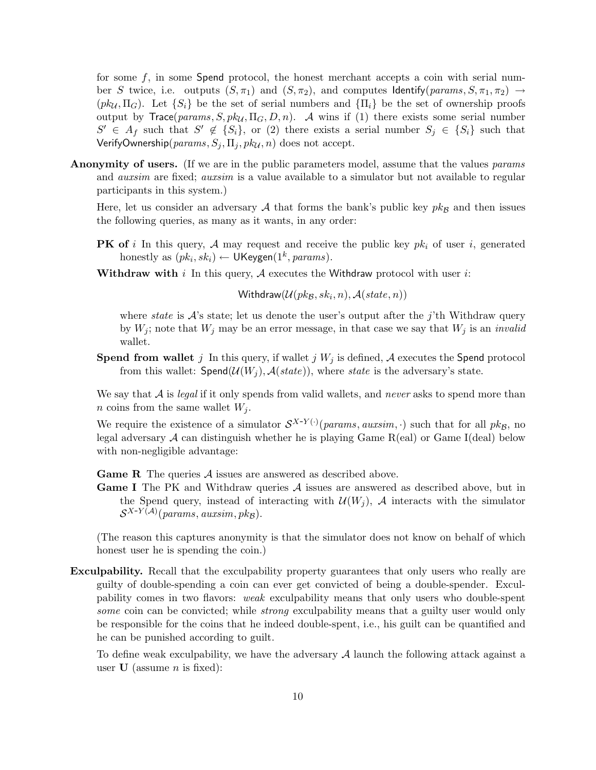for some $f$, in some Spend protocol, the honest merchant accepts a coin with serial number $S$ twice, i.e. outputs $(S, \pi_1)$ and $(S, \pi_2)$, and computes $\mathsf{Identify}(params, S, \pi_1, \pi_2) \rightarrow (pk_{\mathcal{U}}, \Pi_G)$. Let $\{S_i\}$ be the set of serial numbers and $\{\Pi_i\}$ be the set of ownership proofs output by $\mathsf{Trace}(params, S, pk_{\mathcal{U}}, \Pi_G, D, n)$. $\mathcal{A}$ wins if (1) there exists some serial number $S' \in A_f$ such that $S' \notin \{S_i\}$, or (2) there exists a serial number $S_j \in \{S_i\}$ such that $\mathsf{VerifyOwnership}(params, S_j, \Pi_j, pk_{\mathcal{U}}, n)$ does not accept.

**Anonymity of users.** (If we are in the public parameters model, assume that the values *params* and *auxsim* are fixed; *auxsim* is a value available to a simulator but not available to regular participants in this system.)

Here, let us consider an adversary $\mathcal{A}$ that forms the bank's public key $pk_{\mathcal{B}}$ and then issues the following queries, as many as it wants, in any order:

**PK of** $i$ In this query, $\mathcal{A}$ may request and receive the public key $pk_i$ of user $i$, generated honestly as $(pk_i, sk_i) \leftarrow \mathsf{UKeygen}(1^k, params)$.

**Withdraw with** $i$ In this query, $\mathcal{A}$ executes the Withdraw protocol with user $i$:

$$\mathsf{Withdraw}(\mathcal{U}(pk_{\mathcal{B}}, sk_i, n), \mathcal{A}(state, n))$$

where *state* is $\mathcal{A}$'s state; let us denote the user's output after the $j$'th Withdraw query by $W_j$; note that $W_j$ may be an error message, in that case we say that $W_j$ is an *invalid* wallet.

**Spend from wallet** $j$ In this query, if wallet $j$ $W_j$ is defined, $\mathcal{A}$ executes the Spend protocol from this wallet: $\mathsf{Spend}(\mathcal{U}(W_j), \mathcal{A}(state))$, where *state* is the adversary's state.

We say that $\mathcal{A}$ is *legal* if it only spends from valid wallets, and *never* asks to spend more than $n$ coins from the same wallet $W_j$.

We require the existence of a simulator $\mathcal{S}^{X\text{-}Y(\cdot)}(params, auxsim, \cdot)$ such that for all $pk_{\mathcal{B}}$, no legal adversary $\mathcal{A}$ can distinguish whether he is playing Game R(eal) or Game I(deal) below with non-negligible advantage:

**Game R** The queries $\mathcal{A}$ issues are answered as described above.

**Game I** The PK and Withdraw queries $\mathcal{A}$ issues are answered as described above, but in the Spend query, instead of interacting with $\mathcal{U}(W_j)$, $\mathcal{A}$ interacts with the simulator $\mathcal{S}^{X\text{-}Y(\mathcal{A})}(params, auxsim, pk_{\mathcal{B}})$.

(The reason this captures anonymity is that the simulator does not know on behalf of which honest user he is spending the coin.)

**Exculpability.** Recall that the exculpability property guarantees that only users who really are guilty of double-spending a coin can ever get convicted of being a double-spender. Exculpability comes in two flavors: *weak* exculpability means that only users who double-spent *some* coin can be convicted; while *strong* exculpability means that a guilty user would only be responsible for the coins that he indeed double-spent, i.e., his guilt can be quantified and he can be punished according to guilt.

To define weak exculpability, we have the adversary $\mathcal{A}$ launch the following attack against a user $\mathbf{U}$ (assume $n$ is fixed):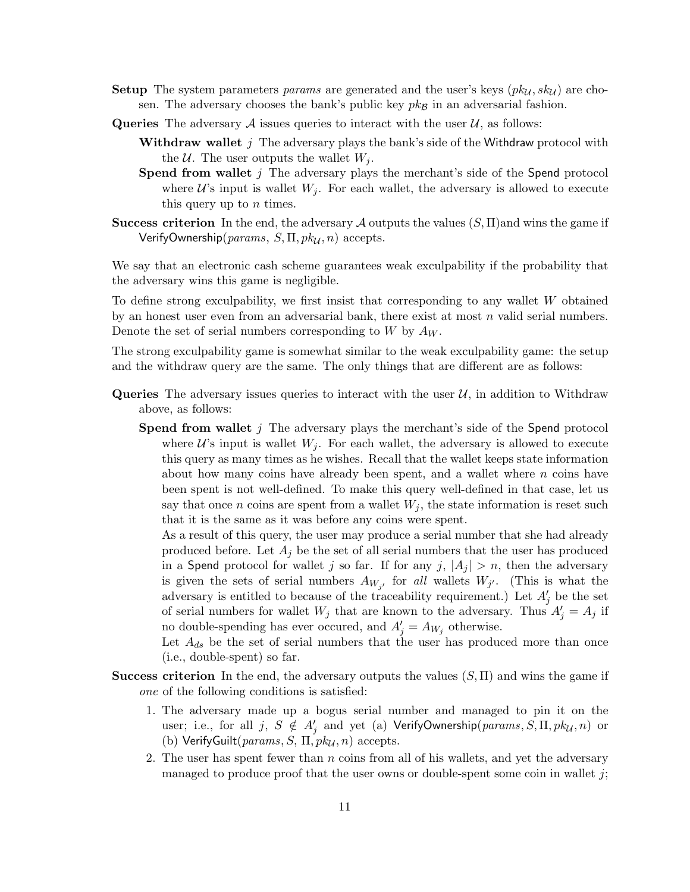**Setup** The system parameters *params* are generated and the user's keys $(pk_{\mathcal{U}}, sk_{\mathcal{U}})$ are chosen. The adversary chooses the bank's public key $pk_{\mathcal{B}}$ in an adversarial fashion.

**Queries** The adversary $\mathcal{A}$ issues queries to interact with the user $\mathcal{U}$, as follows:

- **Withdraw wallet** $j$ The adversary plays the bank's side of the Withdraw protocol with the $\mathcal{U}$. The user outputs the wallet $W_j$.
- **Spend from wallet** $j$ The adversary plays the merchant's side of the Spend protocol where $\mathcal{U}$'s input is wallet $W_j$. For each wallet, the adversary is allowed to execute this query up to $n$ times.

**Success criterion** In the end, the adversary $\mathcal{A}$ outputs the values $(S, \Pi)$and wins the game if $\mathsf{VerifyOwnership}(params,\ S, \Pi, pk_{\mathcal{U}}, n)$ accepts.

We say that an electronic cash scheme guarantees weak exculpability if the probability that the adversary wins this game is negligible.

To define strong exculpability, we first insist that corresponding to any wallet $W$ obtained by an honest user even from an adversarial bank, there exist at most $n$ valid serial numbers. Denote the set of serial numbers corresponding to $W$ by $A_W$.

The strong exculpability game is somewhat similar to the weak exculpability game: the setup and the withdraw query are the same. The only things that are different are as follows:

**Queries** The adversary issues queries to interact with the user $\mathcal{U}$, in addition to Withdraw above, as follows:

- **Spend from wallet** $j$ The adversary plays the merchant's side of the Spend protocol where $\mathcal{U}$'s input is wallet $W_j$. For each wallet, the adversary is allowed to execute this query as many times as he wishes. Recall that the wallet keeps state information about how many coins have already been spent, and a wallet where $n$ coins have been spent is not well-defined. To make this query well-defined in that case, let us say that once $n$ coins are spent from a wallet $W_j$, the state information is reset such that it is the same as it was before any coins were spent.

  As a result of this query, the user may produce a serial number that she had already produced before. Let $A_j$ be the set of all serial numbers that the user has produced in a Spend protocol for wallet $j$ so far. If for any $j$, $|A_j| > n$, then the adversary is given the sets of serial numbers $A_{W_{j'}}$ for *all* wallets $W_{j'}$. (This is what the adversary is entitled to because of the traceability requirement.) Let $A'_j$ be the set of serial numbers for wallet $W_j$ that are known to the adversary. Thus $A'_j = A_j$ if no double-spending has ever occured, and $A'_j = A_{W_j}$ otherwise.

  Let $A_{ds}$ be the set of serial numbers that the user has produced more than once (i.e., double-spent) so far.

**Success criterion** In the end, the adversary outputs the values $(S, \Pi)$ and wins the game if *one* of the following conditions is satisfied:

1. The adversary made up a bogus serial number and managed to pin it on the user; i.e., for all $j$, $S \notin A'_j$ and yet (a) $\mathsf{VerifyOwnership}(params, S, \Pi, pk_{\mathcal{U}}, n)$ or (b) $\mathsf{VerifyGuilt}(params, S,\ \Pi, pk_{\mathcal{U}}, n)$ accepts.
2. The user has spent fewer than $n$ coins from all of his wallets, and yet the adversary managed to produce proof that the user owns or double-spent some coin in wallet $j$;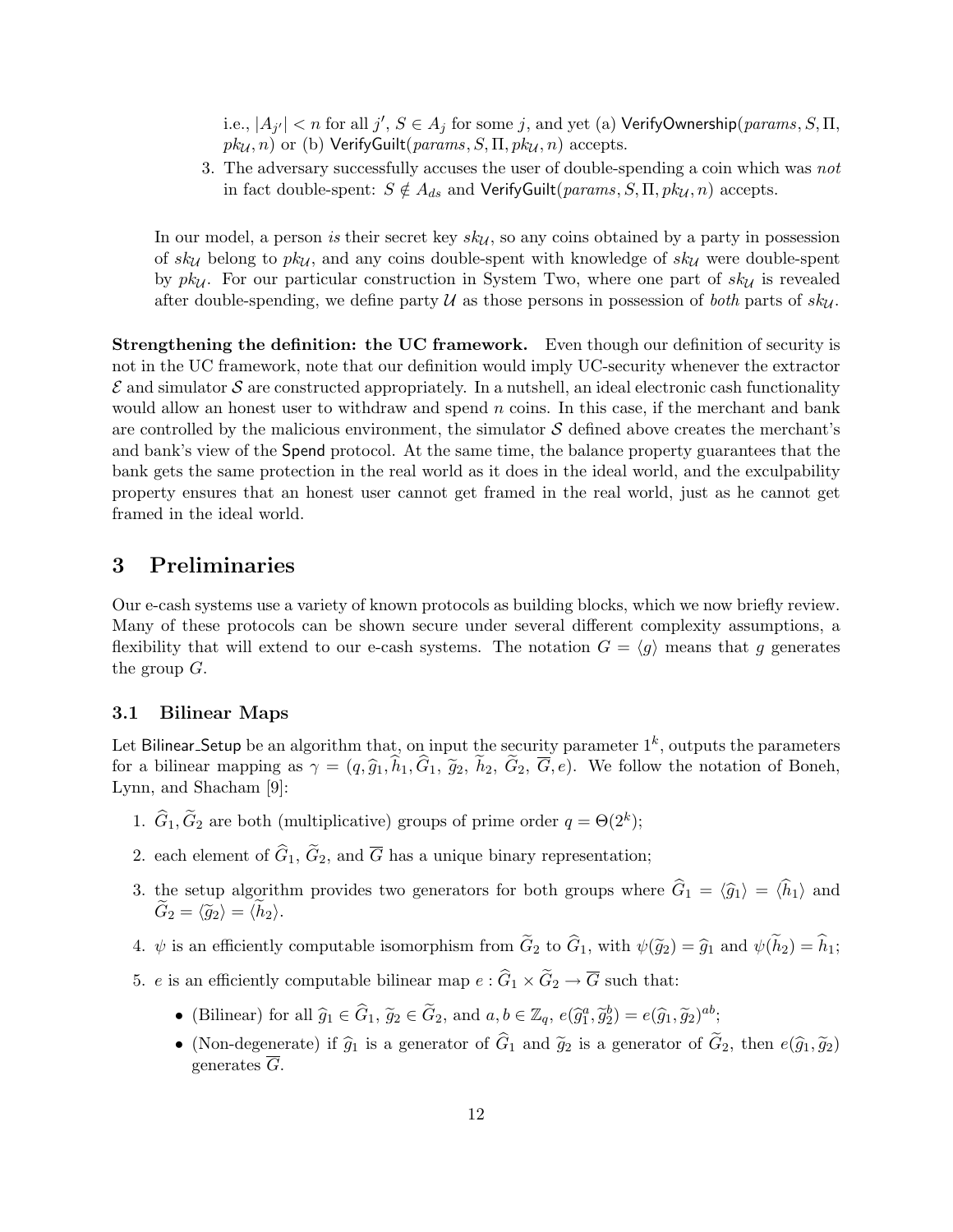i.e., $|A_{j'}| < n$ for all $j'$, $S \in A_j$ for some $j$, and yet (a) $\mathsf{VerifyOwnership}(params, S, \Pi, pk_{\mathcal{U}}, n)$ or (b) $\mathsf{VerifyGuilt}(params, S, \Pi, pk_{\mathcal{U}}, n)$ accepts.

3. The adversary successfully accuses the user of double-spending a coin which was *not* in fact double-spent: $S \notin A_{ds}$ and $\mathsf{VerifyGuilt}(params, S, \Pi, pk_{\mathcal{U}}, n)$ accepts.

In our model, a person *is* their secret key $sk_{\mathcal{U}}$, so any coins obtained by a party in possession of $sk_{\mathcal{U}}$ belong to $pk_{\mathcal{U}}$, and any coins double-spent with knowledge of $sk_{\mathcal{U}}$ were double-spent by $pk_{\mathcal{U}}$. For our particular construction in System Two, where one part of $sk_{\mathcal{U}}$ is revealed after double-spending, we define party $\mathcal{U}$ as those persons in possession of *both* parts of $sk_{\mathcal{U}}$.

**Strengthening the definition: the UC framework.** Even though our definition of security is not in the UC framework, note that our definition would imply UC-security whenever the extractor $\mathcal{E}$ and simulator $\mathcal{S}$ are constructed appropriately. In a nutshell, an ideal electronic cash functionality would allow an honest user to withdraw and spend $n$ coins. In this case, if the merchant and bank are controlled by the malicious environment, the simulator $\mathcal{S}$ defined above creates the merchant's and bank's view of the $\mathsf{Spend}$ protocol. At the same time, the balance property guarantees that the bank gets the same protection in the real world as it does in the ideal world, and the exculpability property ensures that an honest user cannot get framed in the real world, just as he cannot get framed in the ideal world.

## 3 Preliminaries

Our e-cash systems use a variety of known protocols as building blocks, which we now briefly review. Many of these protocols can be shown secure under several different complexity assumptions, a flexibility that will extend to our e-cash systems. The notation $G = \langle g \rangle$ means that $g$ generates the group $G$.

### 3.1 Bilinear Maps

Let $\mathsf{Bilinear\_Setup}$ be an algorithm that, on input the security parameter $1^k$, outputs the parameters for a bilinear mapping as $\gamma = (q, \widehat{g}_1, \widehat{h}_1, \widehat{G}_1, \widetilde{g}_2, \widetilde{h}_2, \widetilde{G}_2, \overline{G}, e)$. We follow the notation of Boneh, Lynn, and Shacham [9]:

1. $\widehat{G}_1, \widetilde{G}_2$ are both (multiplicative) groups of prime order $q = \Theta(2^k)$;
2. each element of $\widehat{G}_1$, $\widetilde{G}_2$, and $\overline{G}$ has a unique binary representation;
3. the setup algorithm provides two generators for both groups where $\widehat{G}_1 = \langle \widehat{g}_1 \rangle = \langle \widehat{h}_1 \rangle$ and $\widetilde{G}_2 = \langle \widetilde{g}_2 \rangle = \langle \widetilde{h}_2 \rangle$.
4. $\psi$ is an efficiently computable isomorphism from $\widetilde{G}_2$ to $\widehat{G}_1$, with $\psi(\widetilde{g}_2) = \widehat{g}_1$ and $\psi(\widetilde{h}_2) = \widehat{h}_1$;
5. $e$ is an efficiently computable bilinear map $e : \widehat{G}_1 \times \widetilde{G}_2 \rightarrow \overline{G}$ such that:
   - (Bilinear) for all $\widehat{g}_1 \in \widehat{G}_1$, $\widetilde{g}_2 \in \widetilde{G}_2$, and $a, b \in \mathbb{Z}_q$, $e(\widehat{g}_1^a, \widetilde{g}_2^b) = e(\widehat{g}_1, \widetilde{g}_2)^{ab}$;
   - (Non-degenerate) if $\widehat{g}_1$ is a generator of $\widehat{G}_1$ and $\widetilde{g}_2$ is a generator of $\widetilde{G}_2$, then $e(\widehat{g}_1, \widetilde{g}_2)$ generates $\overline{G}$.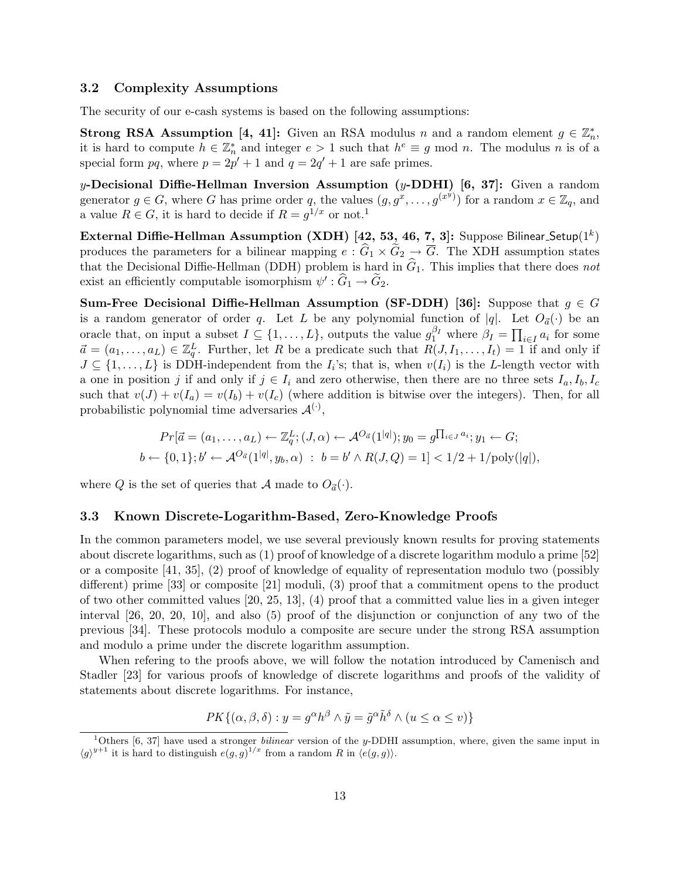### 3.2 Complexity Assumptions

The security of our e-cash systems is based on the following assumptions:

**Strong RSA Assumption [4, 41]:** Given an RSA modulus $n$ and a random element $g \in \mathbb{Z}_n^*$, it is hard to compute $h \in \mathbb{Z}_n^*$ and integer $e > 1$ such that $h^e \equiv g \bmod n$. The modulus $n$ is of a special form $pq$, where $p = 2p' + 1$ and $q = 2q' + 1$ are safe primes.

**$y$-Decisional Diffie-Hellman Inversion Assumption ($y$-DDHI) [6, 37]:** Given a random generator $g \in G$, where $G$ has prime order $q$, the values $(g, g^x, \ldots, g^{(x^y)})$ for a random $x \in \mathbb{Z}_q$, and a value $R \in G$, it is hard to decide if $R = g^{1/x}$ or not.[1]

**External Diffie-Hellman Assumption (XDH) [42, 53, 46, 7, 3]:** Suppose $\mathsf{Bilinear\_Setup}(1^k)$ produces the parameters for a bilinear mapping $e : \widehat{G}_1 \times \widetilde{G}_2 \to \overline{G}$. The XDH assumption states that the Decisional Diffie-Hellman (DDH) problem is hard in $\widehat{G}_1$. This implies that there does *not* exist an efficiently computable isomorphism $\psi' : \widehat{G}_1 \to \widetilde{G}_2$.

**Sum-Free Decisional Diffie-Hellman Assumption (SF-DDH) [36]:** Suppose that $g \in G$ is a random generator of order $q$. Let $L$ be any polynomial function of $|q|$. Let $O_{\vec{a}}(\cdot)$ be an oracle that, on input a subset $I \subseteq \{1, \ldots, L\}$, outputs the value $g_1^{\beta_I}$ where $\beta_I = \prod_{i \in I} a_i$ for some $\vec{a} = (a_1, \ldots, a_L) \in \mathbb{Z}_q^L$. Further, let $R$ be a predicate such that $R(J, I_1, \ldots, I_t) = 1$ if and only if $J \subseteq \{1, \ldots, L\}$ is DDH-independent from the $I_i$'s; that is, when $v(I_i)$ is the $L$-length vector with a one in position $j$ if and only if $j \in I_i$ and zero otherwise, then there are no three sets $I_a, I_b, I_c$ such that $v(J) + v(I_a) = v(I_b) + v(I_c)$ (where addition is bitwise over the integers). Then, for all probabilistic polynomial time adversaries $\mathcal{A}^{(\cdot)}$,

$$Pr[\vec{a} = (a_1, \ldots, a_L) \leftarrow \mathbb{Z}_q^L; (J, \alpha) \leftarrow \mathcal{A}^{O_{\vec{a}}}(1^{|q|}); y_0 = g^{\prod_{i \in J} a_i}; y_1 \leftarrow G;$$
$$b \leftarrow \{0, 1\}; b' \leftarrow \mathcal{A}^{O_{\vec{a}}}(1^{|q|}, y_b, \alpha) \ : \ b = b' \wedge R(J, Q) = 1] < 1/2 + 1/\text{poly}(|q|),$$

where $Q$ is the set of queries that $\mathcal{A}$ made to $O_{\vec{a}}(\cdot)$.

### 3.3 Known Discrete-Logarithm-Based, Zero-Knowledge Proofs

In the common parameters model, we use several previously known results for proving statements about discrete logarithms, such as (1) proof of knowledge of a discrete logarithm modulo a prime [52] or a composite [41, 35], (2) proof of knowledge of equality of representation modulo two (possibly different) prime [33] or composite [21] moduli, (3) proof that a commitment opens to the product of two other committed values [20, 25, 13], (4) proof that a committed value lies in a given integer interval [26, 20, 20, 10], and also (5) proof of the disjunction or conjunction of any two of the previous [34]. These protocols modulo a composite are secure under the strong RSA assumption and modulo a prime under the discrete logarithm assumption.

When refering to the proofs above, we will follow the notation introduced by Camenisch and Stadler [23] for various proofs of knowledge of discrete logarithms and proofs of the validity of statements about discrete logarithms. For instance,

$$PK\{(\alpha, \beta, \delta) : y = g^\alpha h^\beta \wedge \tilde{y} = \tilde{g}^\alpha \tilde{h}^\delta \wedge (u \leq \alpha \leq v)\}$$

[1] Others [6, 37] have used a stronger *bilinear* version of the $y$-DDHI assumption, where, given the same input in $\langle g \rangle^{y+1}$ it is hard to distinguish $e(g, g)^{1/x}$ from a random $R$ in $\langle e(g, g) \rangle$.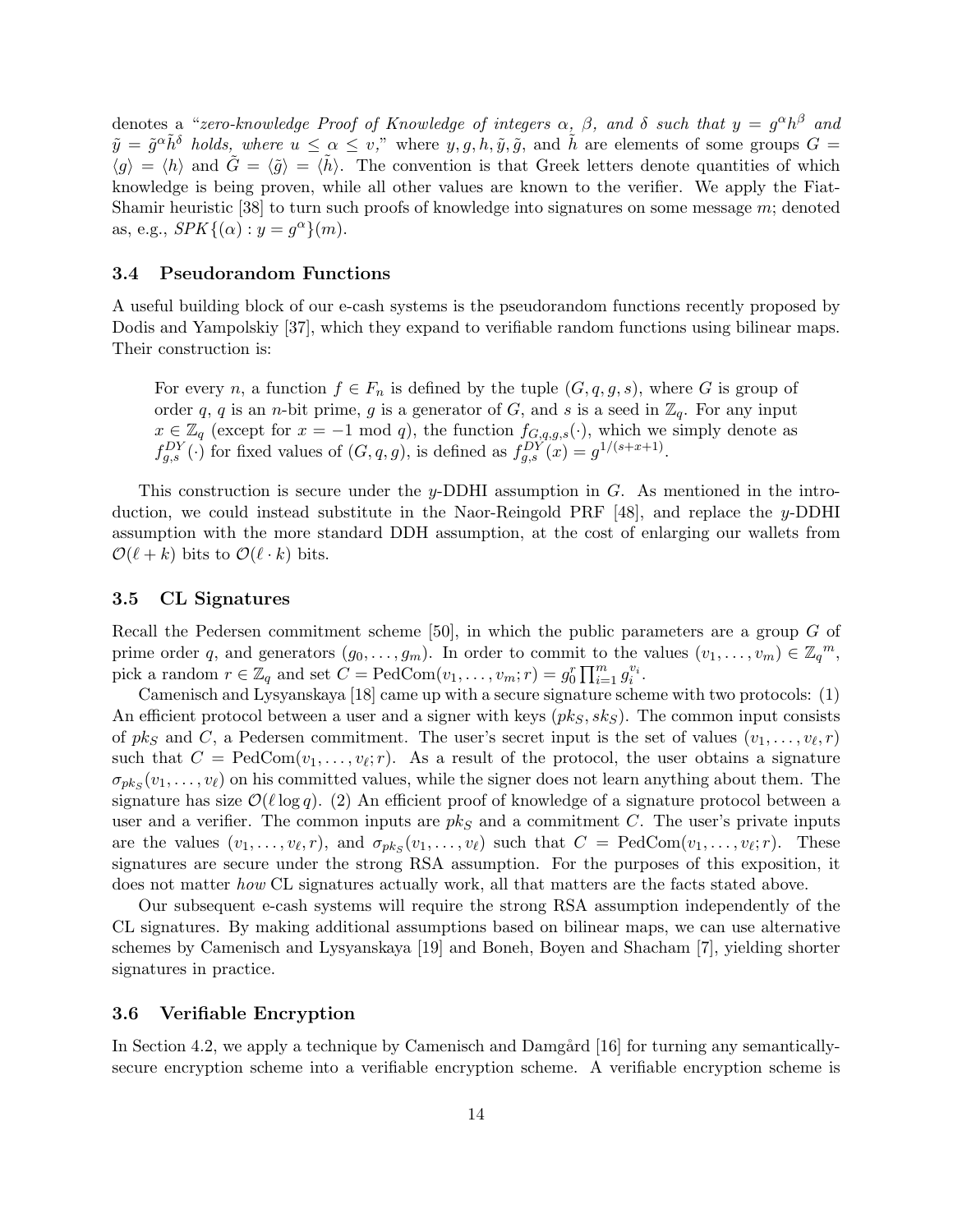denotes a "*zero-knowledge Proof of Knowledge of integers $\alpha$, $\beta$, and $\delta$ such that $y = g^\alpha h^\beta$ and $\tilde{y} = \tilde{g}^\alpha \tilde{h}^\delta$ holds, where $u \leq \alpha \leq v$,*" where $y, g, h, \tilde{y}, \tilde{g}$, and $\tilde{h}$ are elements of some groups $G = \langle g \rangle = \langle h \rangle$ and $\tilde{G} = \langle \tilde{g} \rangle = \langle \tilde{h} \rangle$. The convention is that Greek letters denote quantities of which knowledge is being proven, while all other values are known to the verifier. We apply the Fiat-Shamir heuristic [38] to turn such proofs of knowledge into signatures on some message $m$; denoted as, e.g., $SPK\{(\alpha) : y = g^\alpha\}(m)$.

### 3.4 Pseudorandom Functions

A useful building block of our e-cash systems is the pseudorandom functions recently proposed by Dodis and Yampolskiy [37], which they expand to verifiable random functions using bilinear maps. Their construction is:

> For every $n$, a function $f \in F_n$ is defined by the tuple $(G, q, g, s)$, where $G$ is group of order $q$, $q$ is an $n$-bit prime, $g$ is a generator of $G$, and $s$ is a seed in $\mathbb{Z}_q$. For any input $x \in \mathbb{Z}_q$ (except for $x = -1 \bmod q$), the function $f_{G,q,g,s}(\cdot)$, which we simply denote as $f^{DY}_{g,s}(\cdot)$ for fixed values of $(G, q, g)$, is defined as $f^{DY}_{g,s}(x) = g^{1/(s+x+1)}$.

This construction is secure under the $y$-DDHI assumption in $G$. As mentioned in the introduction, we could instead substitute in the Naor-Reingold PRF [48], and replace the $y$-DDHI assumption with the more standard DDH assumption, at the cost of enlarging our wallets from $\mathcal{O}(\ell + k)$ bits to $\mathcal{O}(\ell \cdot k)$ bits.

### 3.5 CL Signatures

Recall the Pedersen commitment scheme [50], in which the public parameters are a group $G$ of prime order $q$, and generators $(g_0, \ldots, g_m)$. In order to commit to the values $(v_1, \ldots, v_m) \in {\mathbb{Z}_q}^m$, pick a random $r \in \mathbb{Z}_q$ and set $C = \text{PedCom}(v_1, \ldots, v_m; r) = g_0^r \prod_{i=1}^m g_i^{v_i}$.

Camenisch and Lysyanskaya [18] came up with a secure signature scheme with two protocols: (1) An efficient protocol between a user and a signer with keys $(pk_S, sk_S)$. The common input consists of $pk_S$ and $C$, a Pedersen commitment. The user's secret input is the set of values $(v_1, \ldots, v_\ell, r)$ such that $C = \text{PedCom}(v_1, \ldots, v_\ell; r)$. As a result of the protocol, the user obtains a signature $\sigma_{pk_S}(v_1, \ldots, v_\ell)$ on his committed values, while the signer does not learn anything about them. The signature has size $\mathcal{O}(\ell \log q)$. (2) An efficient proof of knowledge of a signature protocol between a user and a verifier. The common inputs are $pk_S$ and a commitment $C$. The user's private inputs are the values $(v_1, \ldots, v_\ell, r)$, and $\sigma_{pk_S}(v_1, \ldots, v_\ell)$ such that $C = \text{PedCom}(v_1, \ldots, v_\ell; r)$. These signatures are secure under the strong RSA assumption. For the purposes of this exposition, it does not matter *how* CL signatures actually work, all that matters are the facts stated above.

Our subsequent e-cash systems will require the strong RSA assumption independently of the CL signatures. By making additional assumptions based on bilinear maps, we can use alternative schemes by Camenisch and Lysyanskaya [19] and Boneh, Boyen and Shacham [7], yielding shorter signatures in practice.

### 3.6 Verifiable Encryption

In Section 4.2, we apply a technique by Camenisch and Damgård [16] for turning any semantically-secure encryption scheme into a verifiable encryption scheme. A verifiable encryption scheme is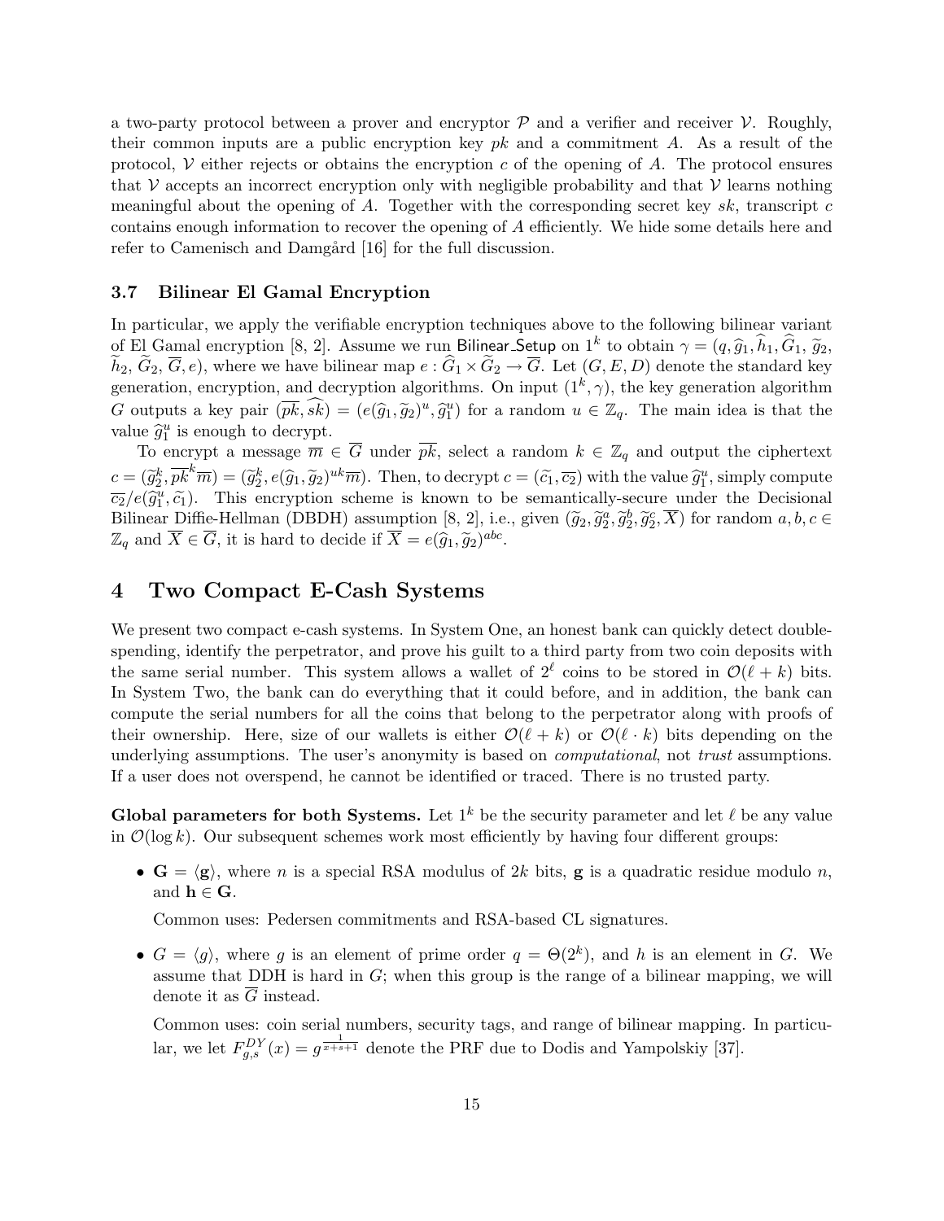a two-party protocol between a prover and encryptor $\mathcal{P}$ and a verifier and receiver $\mathcal{V}$. Roughly, their common inputs are a public encryption key $pk$ and a commitment $A$. As a result of the protocol, $\mathcal{V}$ either rejects or obtains the encryption $c$ of the opening of $A$. The protocol ensures that $\mathcal{V}$ accepts an incorrect encryption only with negligible probability and that $\mathcal{V}$ learns nothing meaningful about the opening of $A$. Together with the corresponding secret key $sk$, transcript $c$ contains enough information to recover the opening of $A$ efficiently. We hide some details here and refer to Camenisch and Damgård [16] for the full discussion.

### 3.7 Bilinear El Gamal Encryption

In particular, we apply the verifiable encryption techniques above to the following bilinear variant of El Gamal encryption [8, 2]. Assume we run $\mathsf{Bilinear\_Setup}$ on $1^k$ to obtain $\gamma = (q, \widehat{g}_1, \widehat{h}_1, \widehat{G}_1, \widetilde{g}_2, \widetilde{h}_2, \widetilde{G}_2, \overline{G}, e)$, where we have bilinear map $e : \widehat{G}_1 \times \widetilde{G}_2 \rightarrow \overline{G}$. Let $(G, E, D)$ denote the standard key generation, encryption, and decryption algorithms. On input $(1^k, \gamma)$, the key generation algorithm $G$ outputs a key pair $(\overline{pk}, \widehat{sk}) = (e(\widehat{g}_1, \widetilde{g}_2)^u, \widehat{g}_1^u)$ for a random $u \in \mathbb{Z}_q$. The main idea is that the value $\widehat{g}_1^u$ is enough to decrypt.

To encrypt a message $\overline{m} \in \overline{G}$ under $\overline{pk}$, select a random $k \in \mathbb{Z}_q$ and output the ciphertext $c = (\widetilde{g}_2^k, \overline{pk}^k \overline{m}) = (\widetilde{g}_2^k, e(\widehat{g}_1, \widetilde{g}_2)^{uk} \overline{m})$. Then, to decrypt $c = (\widetilde{c}_1, \overline{c_2})$ with the value $\widehat{g}_1^u$, simply compute $\overline{c_2}/e(\widehat{g}_1^u, \widetilde{c}_1)$. This encryption scheme is known to be semantically-secure under the Decisional Bilinear Diffie-Hellman (DBDH) assumption [8, 2], i.e., given $(\widetilde{g}_2, \widetilde{g}_2^a, \widetilde{g}_2^b, \widetilde{g}_2^c, \overline{X})$ for random $a, b, c \in \mathbb{Z}_q$ and $\overline{X} \in \overline{G}$, it is hard to decide if $\overline{X} = e(\widehat{g}_1, \widetilde{g}_2)^{abc}$.

## 4 Two Compact E-Cash Systems

We present two compact e-cash systems. In System One, an honest bank can quickly detect double-spending, identify the perpetrator, and prove his guilt to a third party from two coin deposits with the same serial number. This system allows a wallet of $2^\ell$ coins to be stored in $\mathcal{O}(\ell + k)$ bits. In System Two, the bank can do everything that it could before, and in addition, the bank can compute the serial numbers for all the coins that belong to the perpetrator along with proofs of their ownership. Here, size of our wallets is either $\mathcal{O}(\ell + k)$ or $\mathcal{O}(\ell \cdot k)$ bits depending on the underlying assumptions. The user's anonymity is based on *computational*, not *trust* assumptions. If a user does not overspend, he cannot be identified or traced. There is no trusted party.

**Global parameters for both Systems.** Let $1^k$ be the security parameter and let $\ell$ be any value in $\mathcal{O}(\log k)$. Our subsequent schemes work most efficiently by having four different groups:

- $\mathbf{G} = \langle \mathbf{g} \rangle$, where $n$ is a special RSA modulus of $2k$ bits, $\mathbf{g}$ is a quadratic residue modulo $n$, and $\mathbf{h} \in \mathbf{G}$.

  Common uses: Pedersen commitments and RSA-based CL signatures.

- $G = \langle g \rangle$, where $g$ is an element of prime order $q = \Theta(2^k)$, and $h$ is an element in $G$. We assume that DDH is hard in $G$; when this group is the range of a bilinear mapping, we will denote it as $\overline{G}$ instead.

  Common uses: coin serial numbers, security tags, and range of bilinear mapping. In particular, we let $F^{DY}_{g,s}(x) = g^{\frac{1}{x+s+1}}$ denote the PRF due to Dodis and Yampolskiy [37].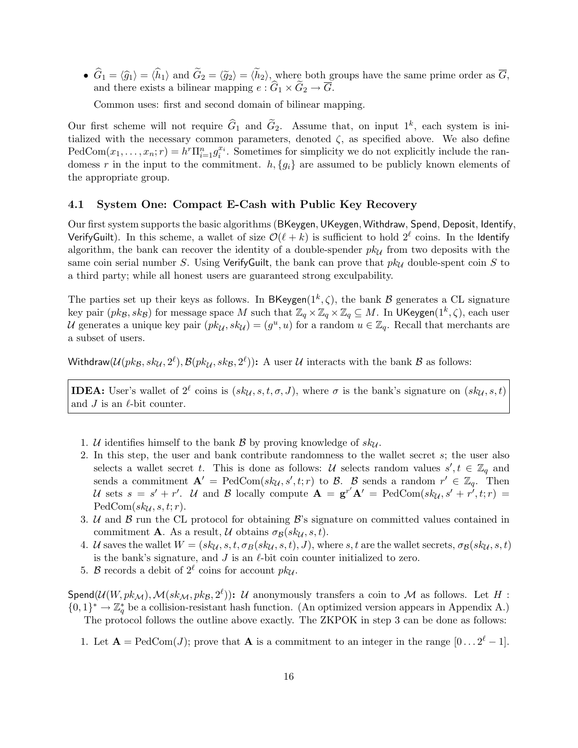- $\widehat{G}_1 = \langle \widehat{g}_1 \rangle = \langle \widehat{h}_1 \rangle$ and $\widetilde{G}_2 = \langle \widetilde{g}_2 \rangle = \langle \widetilde{h}_2 \rangle$, where both groups have the same prime order as $\overline{G}$, and there exists a bilinear mapping $e : \widehat{G}_1 \times \widetilde{G}_2 \rightarrow \overline{G}$.

  Common uses: first and second domain of bilinear mapping.

Our first scheme will not require $\widehat{G}_1$ and $\widetilde{G}_2$. Assume that, on input $1^k$, each system is initialized with the necessary common parameters, denoted $\zeta$, as specified above. We also define $\text{PedCom}(x_1, \ldots, x_n; r) = h^r \Pi_{i=1}^n g_i^{x_i}$. Sometimes for simplicity we do not explicitly include the randomess $r$ in the input to the commitment. $h, \{g_i\}$ are assumed to be publicly known elements of the appropriate group.

### 4.1 System One: Compact E-Cash with Public Key Recovery

Our first system supports the basic algorithms (BKeygen, UKeygen, Withdraw, Spend, Deposit, Identify, VerifyGuilt). In this scheme, a wallet of size $\mathcal{O}(\ell + k)$ is sufficient to hold $2^\ell$ coins. In the Identify algorithm, the bank can recover the identity of a double-spender $pk_{\mathcal{U}}$ from two deposits with the same coin serial number $S$. Using VerifyGuilt, the bank can prove that $pk_{\mathcal{U}}$ double-spent coin $S$ to a third party; while all honest users are guaranteed strong exculpability.

The parties set up their keys as follows. In $\mathsf{BKeygen}(1^k, \zeta)$, the bank $\mathcal{B}$ generates a CL signature key pair $(pk_{\mathcal{B}}, sk_{\mathcal{B}})$ for message space $M$ such that $\mathbb{Z}_q \times \mathbb{Z}_q \times \mathbb{Z}_q \subseteq M$. In $\mathsf{UKeygen}(1^k, \zeta)$, each user $\mathcal{U}$ generates a unique key pair $(pk_{\mathcal{U}}, sk_{\mathcal{U}}) = (g^u, u)$ for a random $u \in \mathbb{Z}_q$. Recall that merchants are a subset of users.

$\mathsf{Withdraw}(\mathcal{U}(pk_{\mathcal{B}}, sk_{\mathcal{U}}, 2^\ell), \mathcal{B}(pk_{\mathcal{U}}, sk_{\mathcal{B}}, 2^\ell))$**:** A user $\mathcal{U}$ interacts with the bank $\mathcal{B}$ as follows:

> **IDEA:** User's wallet of $2^\ell$ coins is $(sk_{\mathcal{U}}, s, t, \sigma, J)$, where $\sigma$ is the bank's signature on $(sk_{\mathcal{U}}, s, t)$ and $J$ is an $\ell$-bit counter.

1. $\mathcal{U}$ identifies himself to the bank $\mathcal{B}$ by proving knowledge of $sk_{\mathcal{U}}$.
2. In this step, the user and bank contribute randomness to the wallet secret $s$; the user also selects a wallet secret $t$. This is done as follows: $\mathcal{U}$ selects random values $s', t \in \mathbb{Z}_q$ and sends a commitment $\mathbf{A}' = \text{PedCom}(sk_{\mathcal{U}}, s', t; r)$ to $\mathcal{B}$. $\mathcal{B}$ sends a random $r' \in \mathbb{Z}_q$. Then $\mathcal{U}$ sets $s = s' + r'$. $\mathcal{U}$ and $\mathcal{B}$ locally compute $\mathbf{A} = \mathbf{g}^{r'} \mathbf{A}' = \text{PedCom}(sk_{\mathcal{U}}, s' + r', t; r) = \text{PedCom}(sk_{\mathcal{U}}, s, t; r)$.
3. $\mathcal{U}$ and $\mathcal{B}$ run the CL protocol for obtaining $\mathcal{B}$'s signature on committed values contained in commitment $\mathbf{A}$. As a result, $\mathcal{U}$ obtains $\sigma_{\mathcal{B}}(sk_{\mathcal{U}}, s, t)$.
4. $\mathcal{U}$ saves the wallet $W = (sk_{\mathcal{U}}, s, t, \sigma_{\mathcal{B}}(sk_{\mathcal{U}}, s, t), J)$, where $s, t$ are the wallet secrets, $\sigma_{\mathcal{B}}(sk_{\mathcal{U}}, s, t)$ is the bank's signature, and $J$ is an $\ell$-bit coin counter initialized to zero.
5. $\mathcal{B}$ records a debit of $2^\ell$ coins for account $pk_{\mathcal{U}}$.

$\mathsf{Spend}(\mathcal{U}(W, pk_{\mathcal{M}}), \mathcal{M}(sk_{\mathcal{M}}, pk_{\mathcal{B}}, 2^\ell))$**:** $\mathcal{U}$ anonymously transfers a coin to $\mathcal{M}$ as follows. Let $H : \{0,1\}^* \rightarrow \mathbb{Z}_q^*$ be a collision-resistant hash function. (An optimized version appears in Appendix A.)
The protocol follows the outline above exactly. The ZKPOK in step 3 can be done as follows:

1. Let $\mathbf{A} = \text{PedCom}(J)$; prove that $\mathbf{A}$ is a commitment to an integer in the range $[0 \ldots 2^\ell - 1]$.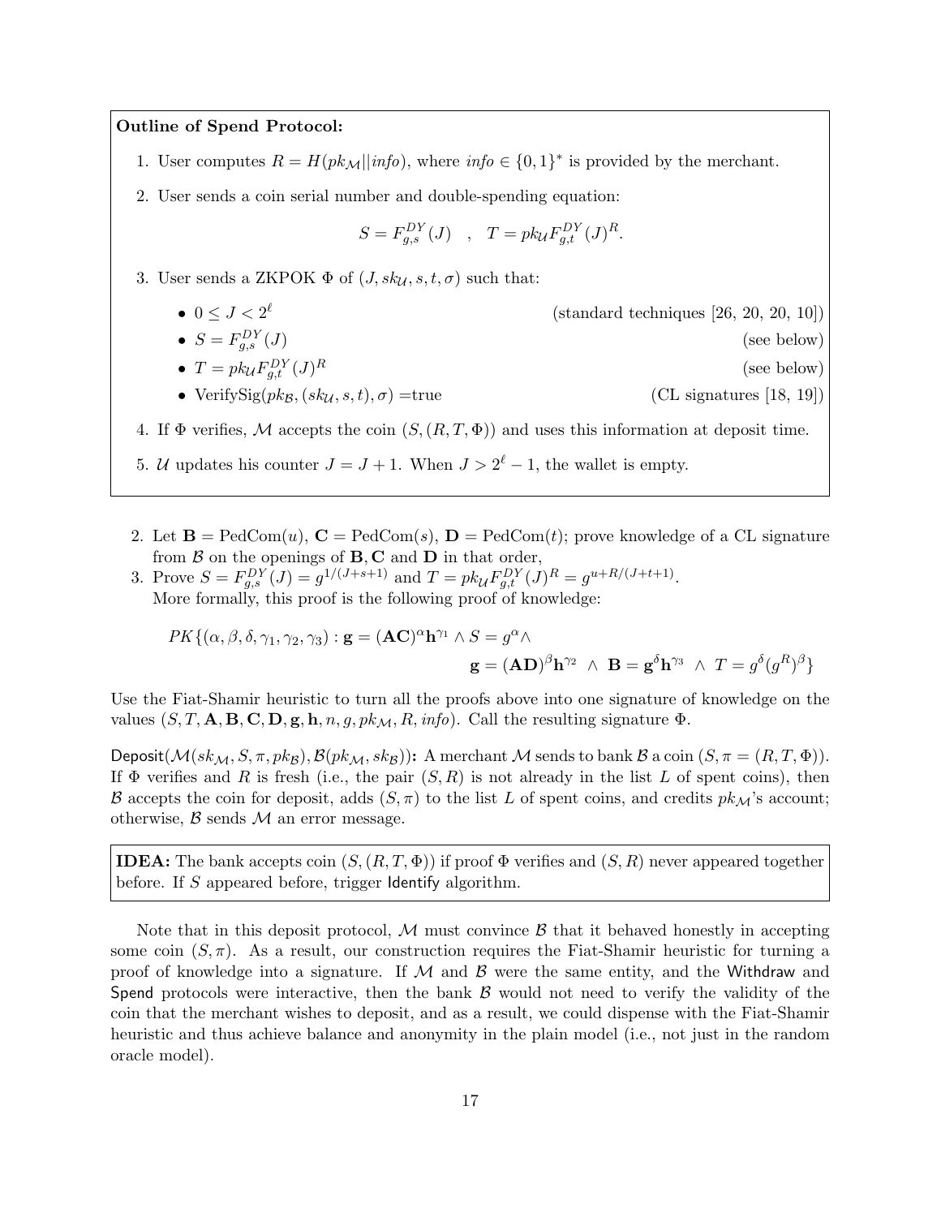**Outline of Spend Protocol:**

1. User computes $R = H(pk_{\mathcal{M}}||info)$, where $info \in \{0,1\}^*$ is provided by the merchant.
2. User sends a coin serial number and double-spending equation:

$$S = F^{DY}_{g,s}(J) \quad , \quad T = pk_{\mathcal{U}} F^{DY}_{g,t}(J)^R.$$

3. User sends a ZKPOK $\Phi$ of $(J, sk_{\mathcal{U}}, s, t, \sigma)$ such that:
   - $0 \leq J < 2^\ell$ (standard techniques [26, 20, 20, 10])
   - $S = F^{DY}_{g,s}(J)$ (see below)
   - $T = pk_{\mathcal{U}} F^{DY}_{g,t}(J)^R$ (see below)
   - VerifySig$(pk_{\mathcal{B}}, (sk_{\mathcal{U}}, s, t), \sigma)$ =true (CL signatures [18, 19])
4. If $\Phi$ verifies, $\mathcal{M}$ accepts the coin $(S, (R, T, \Phi))$ and uses this information at deposit time.
5. $\mathcal{U}$ updates his counter $J = J + 1$. When $J > 2^\ell - 1$, the wallet is empty.

2. Let $\mathbf{B} = \text{PedCom}(u)$, $\mathbf{C} = \text{PedCom}(s)$, $\mathbf{D} = \text{PedCom}(t)$; prove knowledge of a CL signature from $\mathcal{B}$ on the openings of $\mathbf{B}, \mathbf{C}$ and $\mathbf{D}$ in that order,
3. Prove $S = F^{DY}_{g,s}(J) = g^{1/(J+s+1)}$ and $T = pk_{\mathcal{U}} F^{DY}_{g,t}(J)^R = g^{u+R/(J+t+1)}$.
   More formally, this proof is the following proof of knowledge:

$$PK\{(\alpha, \beta, \delta, \gamma_1, \gamma_2, \gamma_3) : \mathbf{g} = (\mathbf{AC})^\alpha \mathbf{h}^{\gamma_1} \wedge S = g^\alpha \wedge \mathbf{g} = (\mathbf{AD})^\beta \mathbf{h}^{\gamma_2} \ \wedge \ \mathbf{B} = \mathbf{g}^\delta \mathbf{h}^{\gamma_3} \ \wedge \ T = g^\delta (g^R)^\beta\}$$

Use the Fiat-Shamir heuristic to turn all the proofs above into one signature of knowledge on the values $(S, T, \mathbf{A}, \mathbf{B}, \mathbf{C}, \mathbf{D}, \mathbf{g}, \mathbf{h}, n, g, pk_{\mathcal{M}}, R, info)$. Call the resulting signature $\Phi$.

Deposit$(\mathcal{M}(sk_{\mathcal{M}}, S, \pi, pk_{\mathcal{B}}), \mathcal{B}(pk_{\mathcal{M}}, sk_{\mathcal{B}}))$**:** A merchant $\mathcal{M}$ sends to bank $\mathcal{B}$ a coin $(S, \pi = (R, T, \Phi))$. If $\Phi$ verifies and $R$ is fresh (i.e., the pair $(S, R)$ is not already in the list $L$ of spent coins), then $\mathcal{B}$ accepts the coin for deposit, adds $(S, \pi)$ to the list $L$ of spent coins, and credits $pk_{\mathcal{M}}$'s account; otherwise, $\mathcal{B}$ sends $\mathcal{M}$ an error message.

**IDEA:** The bank accepts coin $(S, (R, T, \Phi))$ if proof $\Phi$ verifies and $(S, R)$ never appeared together before. If $S$ appeared before, trigger Identify algorithm.

Note that in this deposit protocol, $\mathcal{M}$ must convince $\mathcal{B}$ that it behaved honestly in accepting some coin $(S, \pi)$. As a result, our construction requires the Fiat-Shamir heuristic for turning a proof of knowledge into a signature. If $\mathcal{M}$ and $\mathcal{B}$ were the same entity, and the Withdraw and Spend protocols were interactive, then the bank $\mathcal{B}$ would not need to verify the validity of the coin that the merchant wishes to deposit, and as a result, we could dispense with the Fiat-Shamir heuristic and thus achieve balance and anonymity in the plain model (i.e., not just in the random oracle model).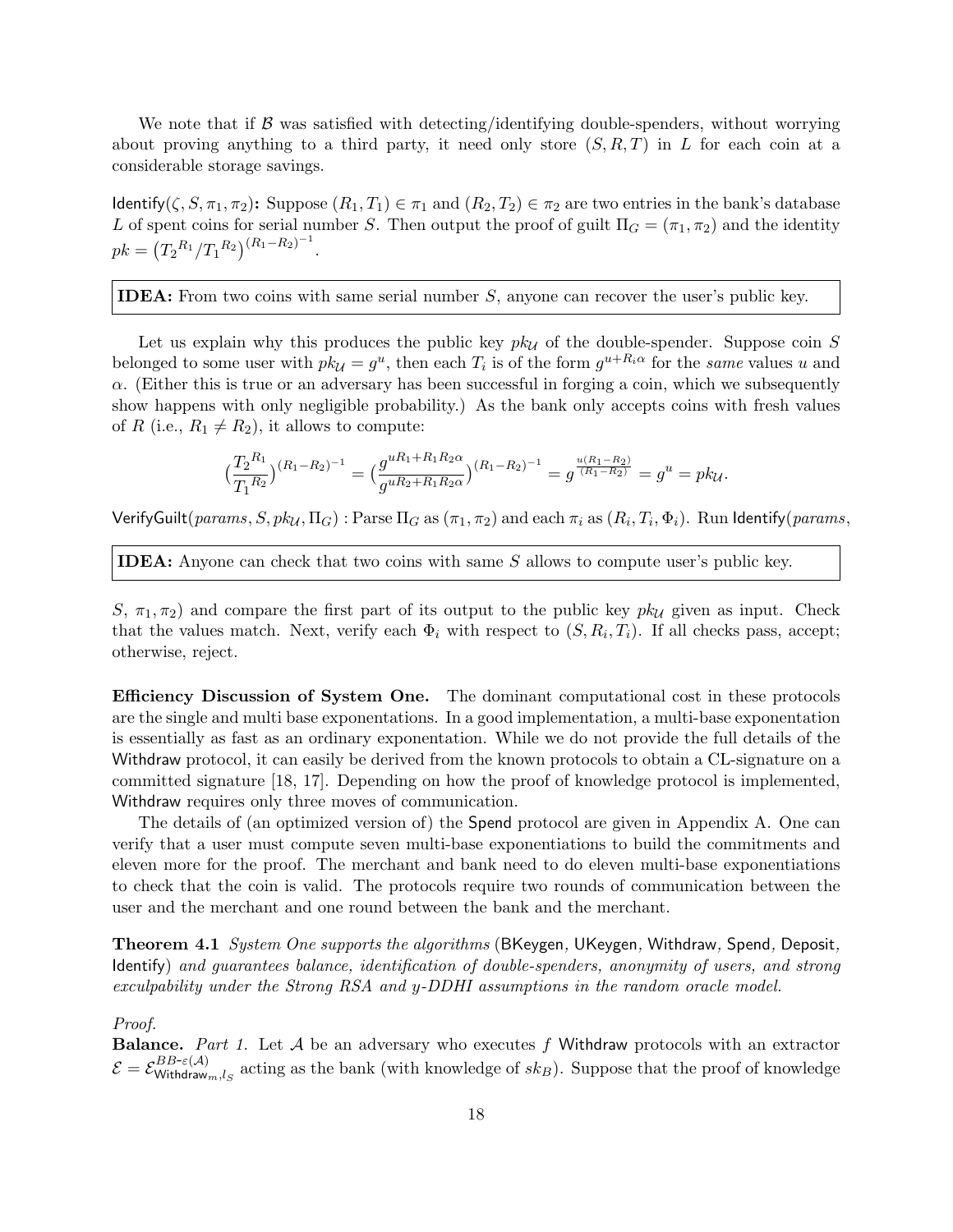We note that if $\mathcal{B}$ was satisfied with detecting/identifying double-spenders, without worrying about proving anything to a third party, it need only store $(S, R, T)$ in $L$ for each coin at a considerable storage savings.

$\mathsf{Identify}(\zeta, S, \pi_1, \pi_2)$**:** Suppose $(R_1, T_1) \in \pi_1$ and $(R_2, T_2) \in \pi_2$ are two entries in the bank's database $L$ of spent coins for serial number $S$. Then output the proof of guilt $\Pi_G = (\pi_1, \pi_2)$ and the identity $pk = \left({T_2}^{R_1}/{T_1}^{R_2}\right)^{(R_1 - R_2)^{-1}}$.

**IDEA:** From two coins with same serial number $S$, anyone can recover the user's public key.

Let us explain why this produces the public key $pk_{\mathcal{U}}$ of the double-spender. Suppose coin $S$ belonged to some user with $pk_{\mathcal{U}} = g^u$, then each $T_i$ is of the form $g^{u+R_i\alpha}$ for the *same* values $u$ and $\alpha$. (Either this is true or an adversary has been successful in forging a coin, which we subsequently show happens with only negligible probability.) As the bank only accepts coins with fresh values of $R$ (i.e., $R_1 \neq R_2$), it allows to compute:

$$(\frac{{T_2}^{R_1}}{{T_1}^{R_2}})^{(R_1-R_2)^{-1}} = (\frac{g^{uR_1+R_1R_2\alpha}}{g^{uR_2+R_1R_2\alpha}})^{(R_1-R_2)^{-1}} = g^{\frac{u(R_1-R_2)}{(R_1-R_2)}} = g^u = pk_{\mathcal{U}}.$$

$\mathsf{VerifyGuilt}(params, S, pk_{\mathcal{U}}, \Pi_G)$ : Parse $\Pi_G$ as $(\pi_1, \pi_2)$ and each $\pi_i$ as $(R_i, T_i, \Phi_i)$. Run $\mathsf{Identify}(params,$ $S,\ \pi_1, \pi_2)$ and compare the first part of its output to the public key $pk_{\mathcal{U}}$ given as input. Check that the values match. Next, verify each $\Phi_i$ with respect to $(S, R_i, T_i)$. If all checks pass, accept; otherwise, reject.

**IDEA:** Anyone can check that two coins with same $S$ allows to compute user's public key.

**Efficiency Discussion of System One.** The dominant computational cost in these protocols are the single and multi base exponentations. In a good implementation, a multi-base exponentation is essentially as fast as an ordinary exponentation. While we do not provide the full details of the Withdraw protocol, it can easily be derived from the known protocols to obtain a CL-signature on a committed signature [18, 17]. Depending on how the proof of knowledge protocol is implemented, Withdraw requires only three moves of communication.

The details of (an optimized version of) the Spend protocol are given in Appendix A. One can verify that a user must compute seven multi-base exponentiations to build the commitments and eleven more for the proof. The merchant and bank need to do eleven multi-base exponentiations to check that the coin is valid. The protocols require two rounds of communication between the user and the merchant and one round between the bank and the merchant.

**Theorem 4.1** *System One supports the algorithms* (BKeygen*,* UKeygen*,* Withdraw*,* Spend*,* Deposit*,* Identify) *and guarantees balance, identification of double-spenders, anonymity of users, and strong exculpability under the Strong RSA and y-DDHI assumptions in the random oracle model.*

*Proof.*
**Balance.** *Part 1.* Let $\mathcal{A}$ be an adversary who executes $f$ Withdraw protocols with an extractor $\mathcal{E} = \mathcal{E}^{BB\text{-}\varepsilon(\mathcal{A})}_{\mathsf{Withdraw}_{m,l_S}}$ acting as the bank (with knowledge of $sk_B$). Suppose that the proof of knowledge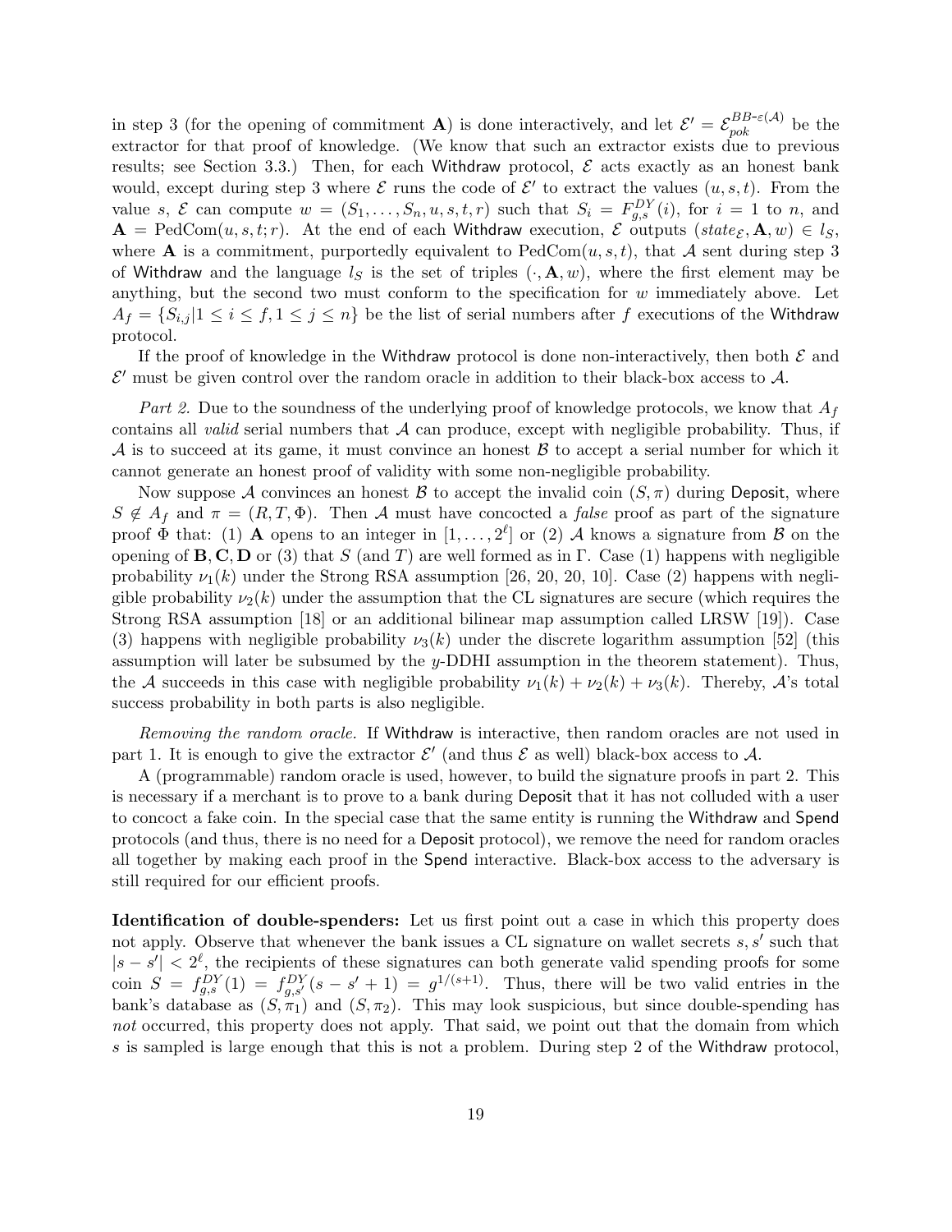in step 3 (for the opening of commitment $\mathbf{A}$) is done interactively, and let $\mathcal{E}' = \mathcal{E}_{pok}^{BB\text{-}\varepsilon(\mathcal{A})}$ be the extractor for that proof of knowledge. (We know that such an extractor exists due to previous results; see Section 3.3.) Then, for each Withdraw protocol, $\mathcal{E}$ acts exactly as an honest bank would, except during step 3 where $\mathcal{E}$ runs the code of $\mathcal{E}'$ to extract the values $(u, s, t)$. From the value $s$, $\mathcal{E}$ can compute $w = (S_1, \ldots, S_n, u, s, t, r)$ such that $S_i = F_{g,s}^{DY}(i)$, for $i = 1$ to $n$, and $\mathbf{A} = \text{PedCom}(u, s, t; r)$. At the end of each Withdraw execution, $\mathcal{E}$ outputs $(state_{\mathcal{E}}, \mathbf{A}, w) \in l_S$, where $\mathbf{A}$ is a commitment, purportedly equivalent to $\text{PedCom}(u, s, t)$, that $\mathcal{A}$ sent during step 3 of Withdraw and the language $l_S$ is the set of triples $(\cdot, \mathbf{A}, w)$, where the first element may be anything, but the second two must conform to the specification for $w$ immediately above. Let $A_f = \{S_{i,j} | 1 \leq i \leq f, 1 \leq j \leq n\}$ be the list of serial numbers after $f$ executions of the Withdraw protocol.

If the proof of knowledge in the Withdraw protocol is done non-interactively, then both $\mathcal{E}$ and $\mathcal{E}'$ must be given control over the random oracle in addition to their black-box access to $\mathcal{A}$.

*Part 2.* Due to the soundness of the underlying proof of knowledge protocols, we know that $A_f$ contains all *valid* serial numbers that $\mathcal{A}$ can produce, except with negligible probability. Thus, if $\mathcal{A}$ is to succeed at its game, it must convince an honest $\mathcal{B}$ to accept a serial number for which it cannot generate an honest proof of validity with some non-negligible probability.

Now suppose $\mathcal{A}$ convinces an honest $\mathcal{B}$ to accept the invalid coin $(S, \pi)$ during Deposit, where $S \notin A_f$ and $\pi = (R, T, \Phi)$. Then $\mathcal{A}$ must have concocted a *false* proof as part of the signature proof $\Phi$ that: (1) $\mathbf{A}$ opens to an integer in $[1, \ldots, 2^\ell]$ or (2) $\mathcal{A}$ knows a signature from $\mathcal{B}$ on the opening of $\mathbf{B}, \mathbf{C}, \mathbf{D}$ or (3) that $S$ (and $T$) are well formed as in $\Gamma$. Case (1) happens with negligible probability $\nu_1(k)$ under the Strong RSA assumption [26, 20, 20, 10]. Case (2) happens with negligible probability $\nu_2(k)$ under the assumption that the CL signatures are secure (which requires the Strong RSA assumption [18] or an additional bilinear map assumption called LRSW [19]). Case (3) happens with negligible probability $\nu_3(k)$ under the discrete logarithm assumption [52] (this assumption will later be subsumed by the $y$-DDHI assumption in the theorem statement). Thus, the $\mathcal{A}$ succeeds in this case with negligible probability $\nu_1(k) + \nu_2(k) + \nu_3(k)$. Thereby, $\mathcal{A}$'s total success probability in both parts is also negligible.

*Removing the random oracle.* If Withdraw is interactive, then random oracles are not used in part 1. It is enough to give the extractor $\mathcal{E}'$ (and thus $\mathcal{E}$ as well) black-box access to $\mathcal{A}$.

A (programmable) random oracle is used, however, to build the signature proofs in part 2. This is necessary if a merchant is to prove to a bank during Deposit that it has not colluded with a user to concoct a fake coin. In the special case that the same entity is running the Withdraw and Spend protocols (and thus, there is no need for a Deposit protocol), we remove the need for random oracles all together by making each proof in the Spend interactive. Black-box access to the adversary is still required for our efficient proofs.

**Identification of double-spenders:** Let us first point out a case in which this property does not apply. Observe that whenever the bank issues a CL signature on wallet secrets $s, s'$ such that $|s - s'| < 2^\ell$, the recipients of these signatures can both generate valid spending proofs for some coin $S = f_{g,s}^{DY}(1) = f_{g,s'}^{DY}(s - s' + 1) = g^{1/(s+1)}$. Thus, there will be two valid entries in the bank's database as $(S, \pi_1)$ and $(S, \pi_2)$. This may look suspicious, but since double-spending has *not* occurred, this property does not apply. That said, we point out that the domain from which $s$ is sampled is large enough that this is not a problem. During step 2 of the Withdraw protocol,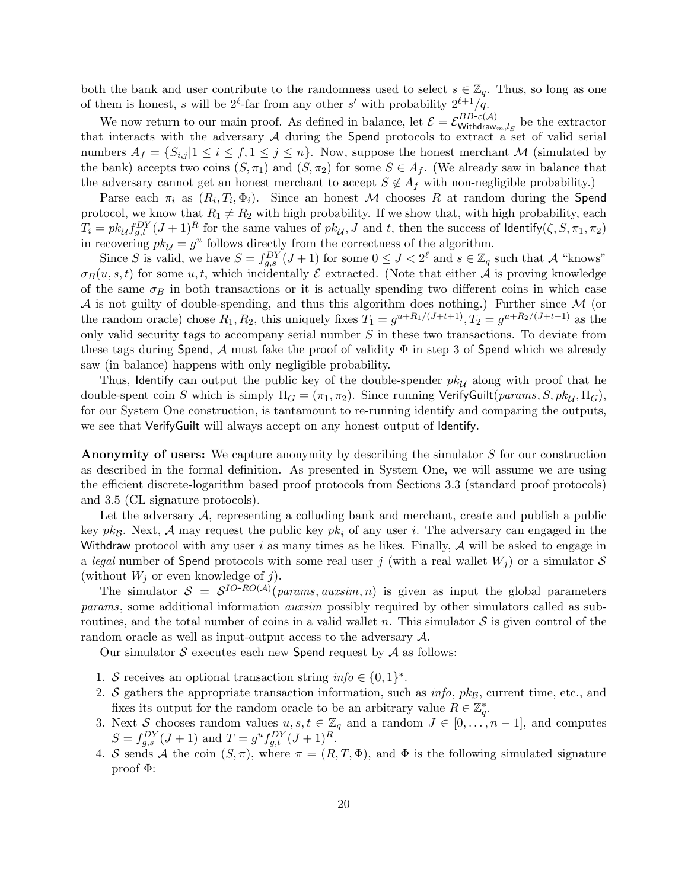both the bank and user contribute to the randomness used to select $s \in \mathbb{Z}_q$. Thus, so long as one of them is honest, $s$ will be $2^\ell$-far from any other $s'$ with probability $2^{\ell+1}/q$.

We now return to our main proof. As defined in balance, let $\mathcal{E} = \mathcal{E}^{BB\text{-}\varepsilon(\mathcal{A})}_{\mathsf{Withdraw}_{m,l_S}}$ be the extractor that interacts with the adversary $\mathcal{A}$ during the Spend protocols to extract a set of valid serial numbers $A_f = \{S_{i,j} | 1 \leq i \leq f, 1 \leq j \leq n\}$. Now, suppose the honest merchant $\mathcal{M}$ (simulated by the bank) accepts two coins $(S, \pi_1)$ and $(S, \pi_2)$ for some $S \in A_f$. (We already saw in balance that the adversary cannot get an honest merchant to accept $S \notin A_f$ with non-negligible probability.)

Parse each $\pi_i$ as $(R_i, T_i, \Phi_i)$. Since an honest $\mathcal{M}$ chooses $R$ at random during the Spend protocol, we know that $R_1 \neq R_2$ with high probability. If we show that, with high probability, each $T_i = pk_{\mathcal{U}} f^{DY}_{g,t}(J+1)^R$ for the same values of $pk_{\mathcal{U}}$, $J$ and $t$, then the success of $\mathsf{Identify}(\zeta, S, \pi_1, \pi_2)$ in recovering $pk_{\mathcal{U}} = g^u$ follows directly from the correctness of the algorithm.

Since $S$ is valid, we have $S = f^{DY}_{g,s}(J+1)$ for some $0 \leq J < 2^\ell$ and $s \in \mathbb{Z}_q$ such that $\mathcal{A}$ "knows" $\sigma_B(u, s, t)$ for some $u, t$, which incidentally $\mathcal{E}$ extracted. (Note that either $\mathcal{A}$ is proving knowledge of the same $\sigma_B$ in both transactions or it is actually spending two different coins in which case $\mathcal{A}$ is not guilty of double-spending, and thus this algorithm does nothing.) Further since $\mathcal{M}$ (or the random oracle) chose $R_1, R_2$, this uniquely fixes $T_1 = g^{u+R_1/(J+t+1)}, T_2 = g^{u+R_2/(J+t+1)}$ as the only valid security tags to accompany serial number $S$ in these two transactions. To deviate from these tags during Spend, $\mathcal{A}$ must fake the proof of validity $\Phi$ in step 3 of Spend which we already saw (in balance) happens with only negligible probability.

Thus, Identify can output the public key of the double-spender $pk_{\mathcal{U}}$ along with proof that he double-spent coin $S$ which is simply $\Pi_G = (\pi_1, \pi_2)$. Since running $\mathsf{VerifyGuilt}(params, S, pk_{\mathcal{U}}, \Pi_G)$, for our System One construction, is tantamount to re-running identify and comparing the outputs, we see that VerifyGuilt will always accept on any honest output of Identify.

**Anonymity of users:** We capture anonymity by describing the simulator $S$ for our construction as described in the formal definition. As presented in System One, we will assume we are using the efficient discrete-logarithm based proof protocols from Sections 3.3 (standard proof protocols) and 3.5 (CL signature protocols).

Let the adversary $\mathcal{A}$, representing a colluding bank and merchant, create and publish a public key $pk_{\mathcal{B}}$. Next, $\mathcal{A}$ may request the public key $pk_i$ of any user $i$. The adversary can engaged in the Withdraw protocol with any user $i$ as many times as he likes. Finally, $\mathcal{A}$ will be asked to engage in a *legal* number of Spend protocols with some real user $j$ (with a real wallet $W_j$) or a simulator $\mathcal{S}$ (without $W_j$ or even knowledge of $j$).

The simulator $\mathcal{S} = \mathcal{S}^{IO\text{-}RO(\mathcal{A})}(params, auxsim, n)$ is given as input the global parameters *params*, some additional information *auxsim* possibly required by other simulators called as subroutines, and the total number of coins in a valid wallet $n$. This simulator $\mathcal{S}$ is given control of the random oracle as well as input-output access to the adversary $\mathcal{A}$.

Our simulator $\mathcal{S}$ executes each new Spend request by $\mathcal{A}$ as follows:

1. $\mathcal{S}$ receives an optional transaction string $info \in \{0,1\}^*$.
2. $\mathcal{S}$ gathers the appropriate transaction information, such as *info*, $pk_{\mathcal{B}}$, current time, etc., and fixes its output for the random oracle to be an arbitrary value $R \in \mathbb{Z}_q^*$.
3. Next $\mathcal{S}$ chooses random values $u, s, t \in \mathbb{Z}_q$ and a random $J \in [0, \ldots, n-1]$, and computes $S = f^{DY}_{g,s}(J+1)$ and $T = g^u f^{DY}_{g,t}(J+1)^R$.
4. $\mathcal{S}$ sends $\mathcal{A}$ the coin $(S, \pi)$, where $\pi = (R, T, \Phi)$, and $\Phi$ is the following simulated signature proof $\Phi$: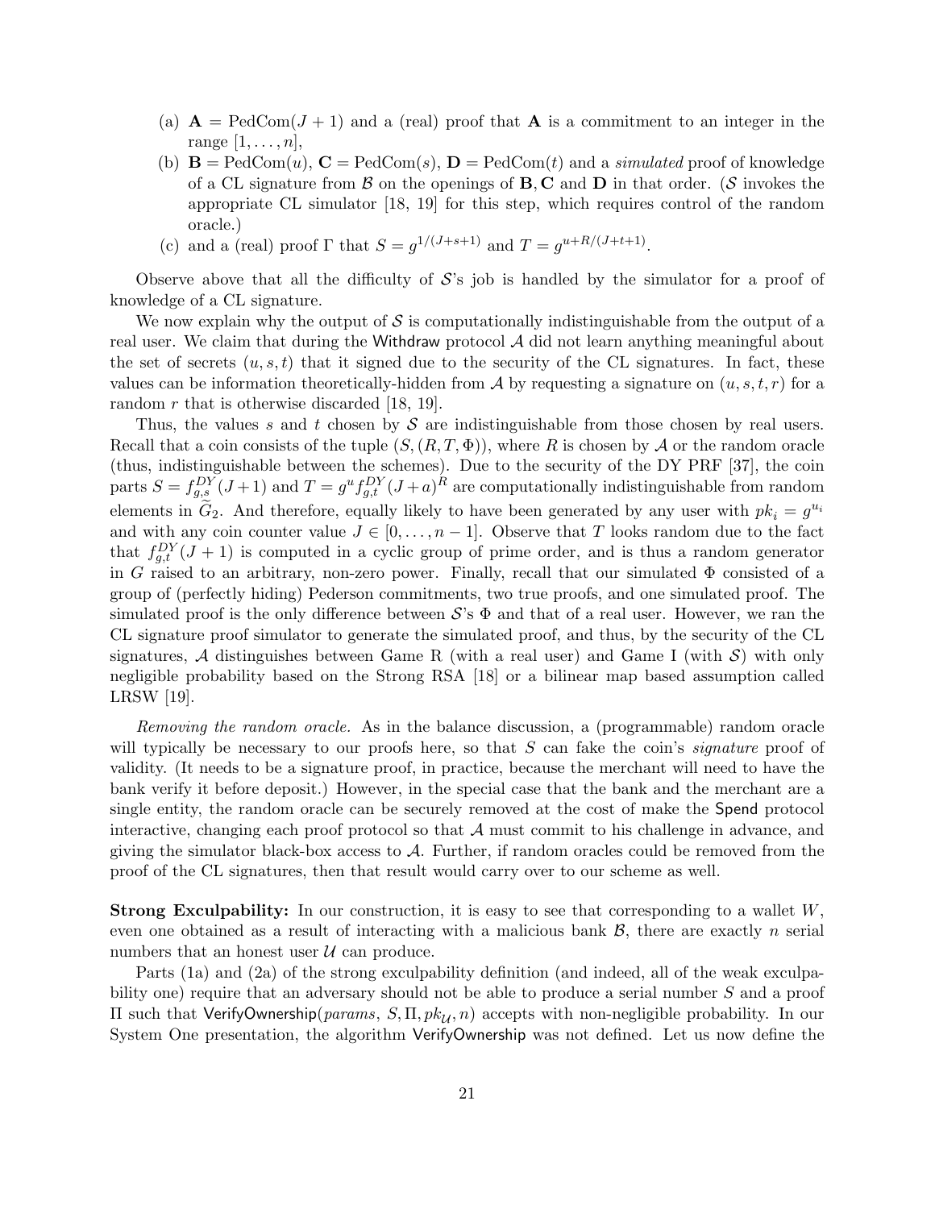(a) $\mathbf{A} = \text{PedCom}(J+1)$ and a (real) proof that $\mathbf{A}$ is a commitment to an integer in the range $[1, \ldots, n]$,

(b) $\mathbf{B} = \text{PedCom}(u)$, $\mathbf{C} = \text{PedCom}(s)$, $\mathbf{D} = \text{PedCom}(t)$ and a *simulated* proof of knowledge of a CL signature from $\mathcal{B}$ on the openings of $\mathbf{B}, \mathbf{C}$ and $\mathbf{D}$ in that order. ($\mathcal{S}$ invokes the appropriate CL simulator [18, 19] for this step, which requires control of the random oracle.)

(c) and a (real) proof $\Gamma$ that $S = g^{1/(J+s+1)}$ and $T = g^{u+R/(J+t+1)}$.

Observe above that all the difficulty of $\mathcal{S}$'s job is handled by the simulator for a proof of knowledge of a CL signature.

We now explain why the output of $\mathcal{S}$ is computationally indistinguishable from the output of a real user. We claim that during the Withdraw protocol $\mathcal{A}$ did not learn anything meaningful about the set of secrets $(u, s, t)$ that it signed due to the security of the CL signatures. In fact, these values can be information theoretically-hidden from $\mathcal{A}$ by requesting a signature on $(u, s, t, r)$ for a random $r$ that is otherwise discarded [18, 19].

Thus, the values $s$ and $t$ chosen by $\mathcal{S}$ are indistinguishable from those chosen by real users. Recall that a coin consists of the tuple $(S, (R, T, \Phi))$, where $R$ is chosen by $\mathcal{A}$ or the random oracle (thus, indistinguishable between the schemes). Due to the security of the DY PRF [37], the coin parts $S = f^{DY}_{g,s}(J+1)$ and $T = g^u f^{DY}_{g,t}(J+a)^R$ are computationally indistinguishable from random elements in $\widetilde{G}_2$. And therefore, equally likely to have been generated by any user with $pk_i = g^{u_i}$ and with any coin counter value $J \in [0, \ldots, n-1]$. Observe that $T$ looks random due to the fact that $f^{DY}_{g,t}(J+1)$ is computed in a cyclic group of prime order, and is thus a random generator in $G$ raised to an arbitrary, non-zero power. Finally, recall that our simulated $\Phi$ consisted of a group of (perfectly hiding) Pederson commitments, two true proofs, and one simulated proof. The simulated proof is the only difference between $\mathcal{S}$'s $\Phi$ and that of a real user. However, we ran the CL signature proof simulator to generate the simulated proof, and thus, by the security of the CL signatures, $\mathcal{A}$ distinguishes between Game R (with a real user) and Game I (with $\mathcal{S}$) with only negligible probability based on the Strong RSA [18] or a bilinear map based assumption called LRSW [19].

*Removing the random oracle.* As in the balance discussion, a (programmable) random oracle will typically be necessary to our proofs here, so that $S$ can fake the coin's *signature* proof of validity. (It needs to be a signature proof, in practice, because the merchant will need to have the bank verify it before deposit.) However, in the special case that the bank and the merchant are a single entity, the random oracle can be securely removed at the cost of make the Spend protocol interactive, changing each proof protocol so that $\mathcal{A}$ must commit to his challenge in advance, and giving the simulator black-box access to $\mathcal{A}$. Further, if random oracles could be removed from the proof of the CL signatures, then that result would carry over to our scheme as well.

**Strong Exculpability:** In our construction, it is easy to see that corresponding to a wallet $W$, even one obtained as a result of interacting with a malicious bank $\mathcal{B}$, there are exactly $n$ serial numbers that an honest user $\mathcal{U}$ can produce.

Parts (1a) and (2a) of the strong exculpability definition (and indeed, all of the weak exculpability one) require that an adversary should not be able to produce a serial number $S$ and a proof $\Pi$ such that VerifyOwnership($params$, $S, \Pi, pk_{\mathcal{U}}, n$) accepts with non-negligible probability. In our System One presentation, the algorithm VerifyOwnership was not defined. Let us now define the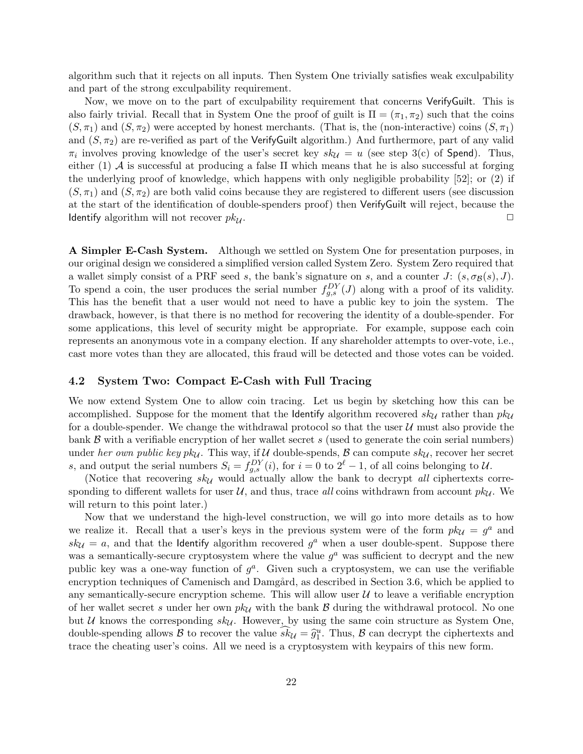algorithm such that it rejects on all inputs. Then System One trivially satisfies weak exculpability and part of the strong exculpability requirement.

Now, we move on to the part of exculpability requirement that concerns VerifyGuilt. This is also fairly trivial. Recall that in System One the proof of guilt is $\Pi = (\pi_1, \pi_2)$ such that the coins $(S, \pi_1)$ and $(S, \pi_2)$ were accepted by honest merchants. (That is, the (non-interactive) coins $(S, \pi_1)$ and $(S, \pi_2)$ are re-verified as part of the VerifyGuilt algorithm.) And furthermore, part of any valid $\pi_i$ involves proving knowledge of the user's secret key $sk_{\mathcal{U}} = u$ (see step 3(c) of Spend). Thus, either (1) $\mathcal{A}$ is successful at producing a false $\Pi$ which means that he is also successful at forging the underlying proof of knowledge, which happens with only negligible probability [52]; or (2) if $(S, \pi_1)$ and $(S, \pi_2)$ are both valid coins because they are registered to different users (see discussion at the start of the identification of double-spenders proof) then VerifyGuilt will reject, because the Identify algorithm will not recover $pk_{\mathcal{U}}$. □

**A Simpler E-Cash System.** Although we settled on System One for presentation purposes, in our original design we considered a simplified version called System Zero. System Zero required that a wallet simply consist of a PRF seed $s$, the bank's signature on $s$, and a counter $J$: $(s, \sigma_{\mathcal{B}}(s), J)$. To spend a coin, the user produces the serial number $f^{DY}_{g,s}(J)$ along with a proof of its validity. This has the benefit that a user would not need to have a public key to join the system. The drawback, however, is that there is no method for recovering the identity of a double-spender. For some applications, this level of security might be appropriate. For example, suppose each coin represents an anonymous vote in a company election. If any shareholder attempts to over-vote, i.e., cast more votes than they are allocated, this fraud will be detected and those votes can be voided.

### 4.2 System Two: Compact E-Cash with Full Tracing

We now extend System One to allow coin tracing. Let us begin by sketching how this can be accomplished. Suppose for the moment that the Identify algorithm recovered $sk_{\mathcal{U}}$ rather than $pk_{\mathcal{U}}$ for a double-spender. We change the withdrawal protocol so that the user $\mathcal{U}$ must also provide the bank $\mathcal{B}$ with a verifiable encryption of her wallet secret $s$ (used to generate the coin serial numbers) under *her own public key* $pk_{\mathcal{U}}$. This way, if $\mathcal{U}$ double-spends, $\mathcal{B}$ can compute $sk_{\mathcal{U}}$, recover her secret $s$, and output the serial numbers $S_i = f^{DY}_{g,s}(i)$, for $i = 0$ to $2^\ell - 1$, of all coins belonging to $\mathcal{U}$.

(Notice that recovering $sk_{\mathcal{U}}$ would actually allow the bank to decrypt *all* ciphertexts corresponding to different wallets for user $\mathcal{U}$, and thus, trace *all* coins withdrawn from account $pk_{\mathcal{U}}$. We will return to this point later.)

Now that we understand the high-level construction, we will go into more details as to how we realize it. Recall that a user's keys in the previous system were of the form $pk_{\mathcal{U}} = g^a$ and $sk_{\mathcal{U}} = a$, and that the Identify algorithm recovered $g^a$ when a user double-spent. Suppose there was a semantically-secure cryptosystem where the value $g^a$ was sufficient to decrypt and the new public key was a one-way function of $g^a$. Given such a cryptosystem, we can use the verifiable encryption techniques of Camenisch and Damgård, as described in Section 3.6, which be applied to any semantically-secure encryption scheme. This will allow user $\mathcal{U}$ to leave a verifiable encryption of her wallet secret $s$ under her own $pk_{\mathcal{U}}$ with the bank $\mathcal{B}$ during the withdrawal protocol. No one but $\mathcal{U}$ knows the corresponding $sk_{\mathcal{U}}$. However, by using the same coin structure as System One, double-spending allows $\mathcal{B}$ to recover the value $\widehat{sk}_{\mathcal{U}} = \widehat{g}_1^u$. Thus, $\mathcal{B}$ can decrypt the ciphertexts and trace the cheating user's coins. All we need is a cryptosystem with keypairs of this new form.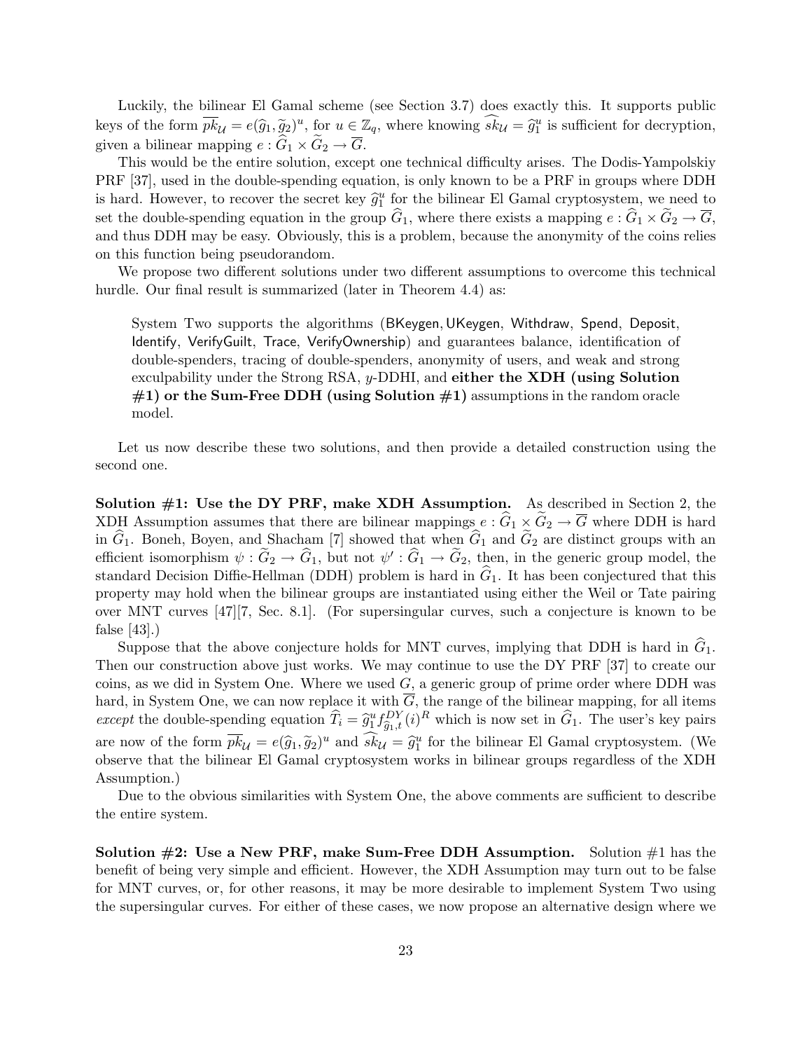Luckily, the bilinear El Gamal scheme (see Section 3.7) does exactly this. It supports public keys of the form $\overline{pk}_{\mathcal{U}} = e(\widehat{g}_1, \widetilde{g}_2)^u$, for $u \in \mathbb{Z}_q$, where knowing $\widehat{sk}_{\mathcal{U}} = \widehat{g}_1^u$ is sufficient for decryption, given a bilinear mapping $e : \widehat{G}_1 \times \widetilde{G}_2 \rightarrow \overline{G}$.

This would be the entire solution, except one technical difficulty arises. The Dodis-Yampolskiy PRF [37], used in the double-spending equation, is only known to be a PRF in groups where DDH is hard. However, to recover the secret key $\widehat{g}_1^u$ for the bilinear El Gamal cryptosystem, we need to set the double-spending equation in the group $\widehat{G}_1$, where there exists a mapping $e : \widehat{G}_1 \times \widetilde{G}_2 \rightarrow \overline{G}$, and thus DDH may be easy. Obviously, this is a problem, because the anonymity of the coins relies on this function being pseudorandom.

We propose two different solutions under two different assumptions to overcome this technical hurdle. Our final result is summarized (later in Theorem 4.4) as:

> System Two supports the algorithms (BKeygen, UKeygen, Withdraw, Spend, Deposit, Identify, VerifyGuilt, Trace, VerifyOwnership) and guarantees balance, identification of double-spenders, tracing of double-spenders, anonymity of users, and weak and strong exculpability under the Strong RSA, $y$-DDHI, and **either the XDH (using Solution #1) or the Sum-Free DDH (using Solution #1)** assumptions in the random oracle model.

Let us now describe these two solutions, and then provide a detailed construction using the second one.

**Solution #1: Use the DY PRF, make XDH Assumption.** As described in Section 2, the XDH Assumption assumes that there are bilinear mappings $e : \widehat{G}_1 \times \widetilde{G}_2 \rightarrow \overline{G}$ where DDH is hard in $\widehat{G}_1$. Boneh, Boyen, and Shacham [7] showed that when $\widehat{G}_1$ and $\widetilde{G}_2$ are distinct groups with an efficient isomorphism $\psi : \widetilde{G}_2 \rightarrow \widehat{G}_1$, but not $\psi' : \widehat{G}_1 \rightarrow \widetilde{G}_2$, then, in the generic group model, the standard Decision Diffie-Hellman (DDH) problem is hard in $\widehat{G}_1$. It has been conjectured that this property may hold when the bilinear groups are instantiated using either the Weil or Tate pairing over MNT curves [47][7, Sec. 8.1]. (For supersingular curves, such a conjecture is known to be false [43].)

Suppose that the above conjecture holds for MNT curves, implying that DDH is hard in $\widehat{G}_1$. Then our construction above just works. We may continue to use the DY PRF [37] to create our coins, as we did in System One. Where we used $G$, a generic group of prime order where DDH was hard, in System One, we can now replace it with $\overline{G}$, the range of the bilinear mapping, for all items *except* the double-spending equation $\widehat{T}_i = \widehat{g}_1^u f^{DY}_{\widehat{g}_1,t}(i)^R$ which is now set in $\widehat{G}_1$. The user's key pairs are now of the form $\overline{pk}_{\mathcal{U}} = e(\widehat{g}_1, \widetilde{g}_2)^u$ and $\widehat{sk}_{\mathcal{U}} = \widehat{g}_1^u$ for the bilinear El Gamal cryptosystem. (We observe that the bilinear El Gamal cryptosystem works in bilinear groups regardless of the XDH Assumption.)

Due to the obvious similarities with System One, the above comments are sufficient to describe the entire system.

**Solution #2: Use a New PRF, make Sum-Free DDH Assumption.** Solution #1 has the benefit of being very simple and efficient. However, the XDH Assumption may turn out to be false for MNT curves, or, for other reasons, it may be more desirable to implement System Two using the supersingular curves. For either of these cases, we now propose an alternative design where we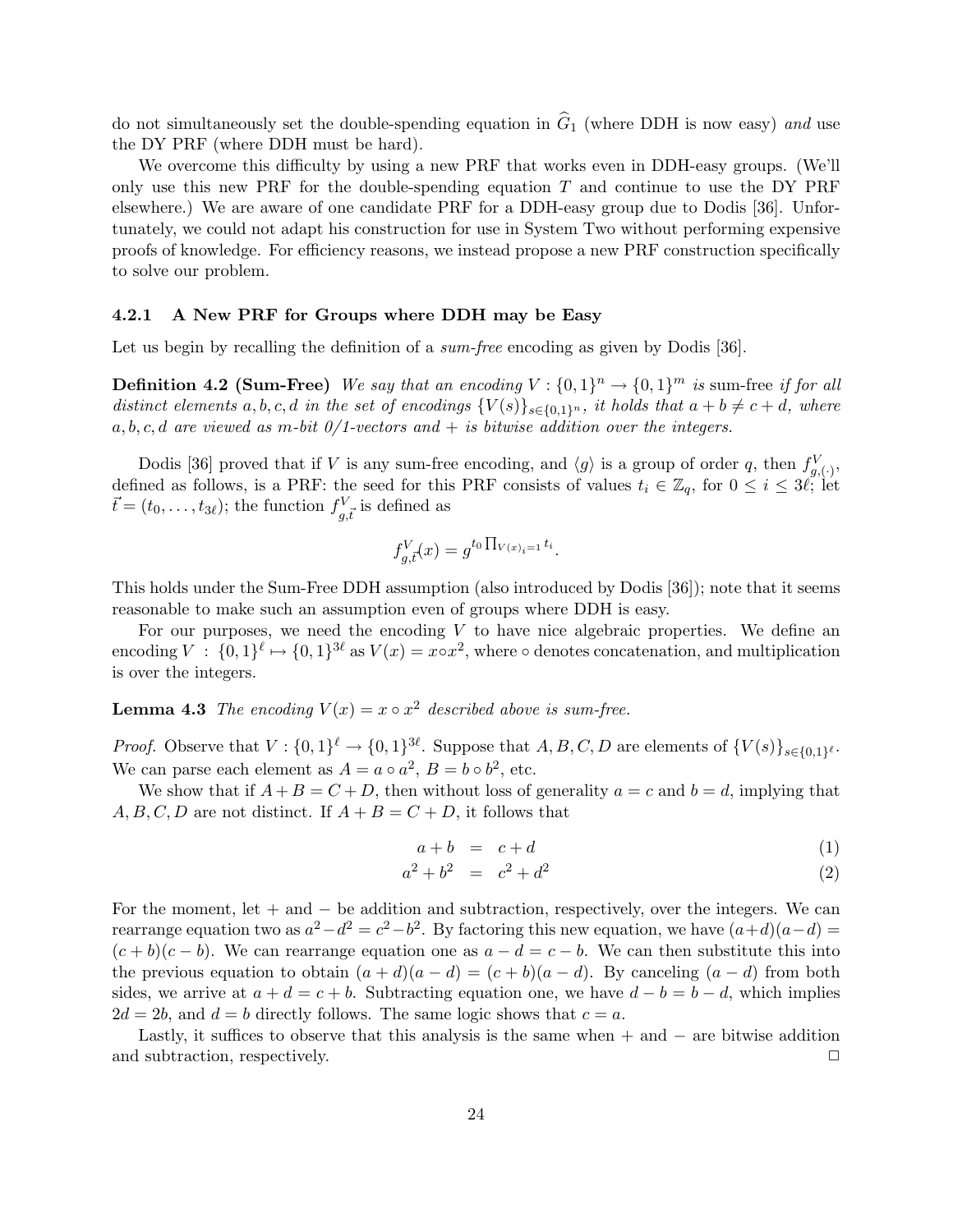do not simultaneously set the double-spending equation in $\widehat{G}_1$ (where DDH is now easy) *and* use the DY PRF (where DDH must be hard).

We overcome this difficulty by using a new PRF that works even in DDH-easy groups. (We'll only use this new PRF for the double-spending equation $T$ and continue to use the DY PRF elsewhere.) We are aware of one candidate PRF for a DDH-easy group due to Dodis [36]. Unfortunately, we could not adapt his construction for use in System Two without performing expensive proofs of knowledge. For efficiency reasons, we instead propose a new PRF construction specifically to solve our problem.

### 4.2.1 A New PRF for Groups where DDH may be Easy

Let us begin by recalling the definition of a *sum-free* encoding as given by Dodis [36].

**Definition 4.2 (Sum-Free)** *We say that an encoding $V : \{0,1\}^n \rightarrow \{0,1\}^m$ is* sum-free *if for all distinct elements $a, b, c, d$ in the set of encodings $\{V(s)\}_{s \in \{0,1\}^n}$, it holds that $a + b \neq c + d$, where $a, b, c, d$ are viewed as $m$-bit 0/1-vectors and $+$ is bitwise addition over the integers.*

Dodis [36] proved that if $V$ is any sum-free encoding, and $\langle g \rangle$ is a group of order $q$, then $f^V_{g,(\cdot)}$, defined as follows, is a PRF: the seed for this PRF consists of values $t_i \in \mathbb{Z}_q$, for $0 \leq i \leq 3\ell$; let $\vec{t} = (t_0, \ldots, t_{3\ell})$; the function $f^V_{g,\vec{t}}$ is defined as

$$f^V_{g,\vec{t}}(x) = g^{t_0 \prod_{V(x)_i = 1} t_i}.$$

This holds under the Sum-Free DDH assumption (also introduced by Dodis [36]); note that it seems reasonable to make such an assumption even of groups where DDH is easy.

For our purposes, we need the encoding $V$ to have nice algebraic properties. We define an encoding $V : \{0,1\}^\ell \mapsto \{0,1\}^{3\ell}$ as $V(x) = x \circ x^2$, where $\circ$ denotes concatenation, and multiplication is over the integers.

**Lemma 4.3** *The encoding $V(x) = x \circ x^2$ described above is sum-free.*

*Proof.* Observe that $V : \{0,1\}^\ell \rightarrow \{0,1\}^{3\ell}$. Suppose that $A, B, C, D$ are elements of $\{V(s)\}_{s \in \{0,1\}^\ell}$. We can parse each element as $A = a \circ a^2$, $B = b \circ b^2$, etc.

We show that if $A + B = C + D$, then without loss of generality $a = c$ and $b = d$, implying that $A, B, C, D$ are not distinct. If $A + B = C + D$, it follows that

$$a + b = c + d \tag{1}$$
$$a^2 + b^2 = c^2 + d^2 \tag{2}$$

For the moment, let $+$ and $-$ be addition and subtraction, respectively, over the integers. We can rearrange equation two as $a^2 - d^2 = c^2 - b^2$. By factoring this new equation, we have $(a+d)(a-d) = (c+b)(c-b)$. We can rearrange equation one as $a - d = c - b$. We can then substitute this into the previous equation to obtain $(a+d)(a-d) = (c+b)(a-d)$. By canceling $(a-d)$ from both sides, we arrive at $a + d = c + b$. Subtracting equation one, we have $d - b = b - d$, which implies $2d = 2b$, and $d = b$ directly follows. The same logic shows that $c = a$.

Lastly, it suffices to observe that this analysis is the same when $+$ and $-$ are bitwise addition and subtraction, respectively. □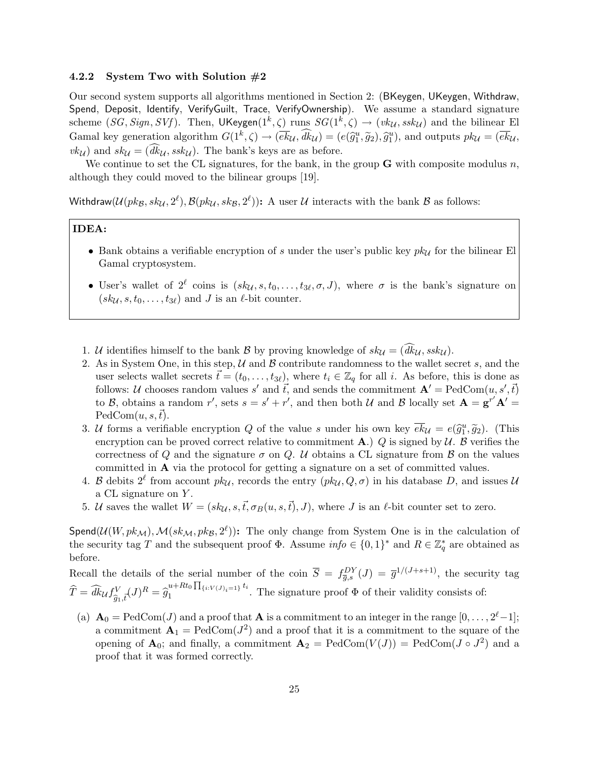### 4.2.2 System Two with Solution #2

Our second system supports all algorithms mentioned in Section 2: (BKeygen, UKeygen, Withdraw, Spend, Deposit, Identify, VerifyGuilt, Trace, VerifyOwnership). We assume a standard signature scheme $(SG, Sign, SVf)$. Then, $\mathsf{UKeygen}(1^k, \zeta)$ runs $SG(1^k, \zeta) \to (vk_{\mathcal{U}}, ssk_{\mathcal{U}})$ and the bilinear El Gamal key generation algorithm $G(1^k, \zeta) \to (\overline{ek}_{\mathcal{U}}, \widehat{dk}_{\mathcal{U}}) = (e(\widehat{g}_1^u, \widetilde{g}_2), \widehat{g}_1^u)$, and outputs $pk_{\mathcal{U}} = (\overline{ek}_{\mathcal{U}}, vk_{\mathcal{U}})$ and $sk_{\mathcal{U}} = (\widehat{dk}_{\mathcal{U}}, ssk_{\mathcal{U}})$. The bank's keys are as before.

We continue to set the CL signatures, for the bank, in the group $\mathbf{G}$ with composite modulus $n$, although they could moved to the bilinear groups [19].

$\mathsf{Withdraw}(\mathcal{U}(pk_{\mathcal{B}}, sk_{\mathcal{U}}, 2^\ell), \mathcal{B}(pk_{\mathcal{U}}, sk_{\mathcal{B}}, 2^\ell))$**:** A user $\mathcal{U}$ interacts with the bank $\mathcal{B}$ as follows:

**IDEA:**

- Bank obtains a verifiable encryption of $s$ under the user's public key $pk_{\mathcal{U}}$ for the bilinear El Gamal cryptosystem.
- User's wallet of $2^\ell$ coins is $(sk_{\mathcal{U}}, s, t_0, \ldots, t_{3\ell}, \sigma, J)$, where $\sigma$ is the bank's signature on $(sk_{\mathcal{U}}, s, t_0, \ldots, t_{3\ell})$ and $J$ is an $\ell$-bit counter.

1. $\mathcal{U}$ identifies himself to the bank $\mathcal{B}$ by proving knowledge of $sk_{\mathcal{U}} = (\widehat{dk}_{\mathcal{U}}, ssk_{\mathcal{U}})$.
2. As in System One, in this step, $\mathcal{U}$ and $\mathcal{B}$ contribute randomness to the wallet secret $s$, and the user selects wallet secrets $\vec{t} = (t_0, \ldots, t_{3\ell})$, where $t_i \in \mathbb{Z}_q$ for all $i$. As before, this is done as follows: $\mathcal{U}$ chooses random values $s'$ and $\vec{t}$, and sends the commitment $\mathbf{A}' = \mathrm{PedCom}(u, s', \vec{t})$ to $\mathcal{B}$, obtains a random $r'$, sets $s = s' + r'$, and then both $\mathcal{U}$ and $\mathcal{B}$ locally set $\mathbf{A} = \mathbf{g}^{r'}\mathbf{A}' = \mathrm{PedCom}(u, s, \vec{t})$.
3. $\mathcal{U}$ forms a verifiable encryption $Q$ of the value $s$ under his own key $\overline{ek}_{\mathcal{U}} = e(\widehat{g}_1^u, \widetilde{g}_2)$. (This encryption can be proved correct relative to commitment $\mathbf{A}$.) $Q$ is signed by $\mathcal{U}$. $\mathcal{B}$ verifies the correctness of $Q$ and the signature $\sigma$ on $Q$. $\mathcal{U}$ obtains a CL signature from $\mathcal{B}$ on the values committed in $\mathbf{A}$ via the protocol for getting a signature on a set of committed values.
4. $\mathcal{B}$ debits $2^\ell$ from account $pk_{\mathcal{U}}$, records the entry $(pk_{\mathcal{U}}, Q, \sigma)$ in his database $D$, and issues $\mathcal{U}$ a CL signature on $Y$.
5. $\mathcal{U}$ saves the wallet $W = (sk_{\mathcal{U}}, s, \vec{t}, \sigma_B(u, s, \vec{t}), J)$, where $J$ is an $\ell$-bit counter set to zero.

$\mathsf{Spend}(\mathcal{U}(W, pk_{\mathcal{M}}), \mathcal{M}(sk_{\mathcal{M}}, pk_{\mathcal{B}}, 2^\ell))$**:** The only change from System One is in the calculation of the security tag $T$ and the subsequent proof $\Phi$. Assume $info \in \{0,1\}^*$ and $R \in \mathbb{Z}_q^*$ are obtained as before.

Recall the details of the serial number of the coin $\overline{S} = f^{DY}_{\overline{g},s}(J) = \overline{g}^{1/(J+s+1)}$, the security tag $\widehat{T} = \widehat{dk}_{\mathcal{U}} f^V_{\widehat{g}_1,\vec{t}}(J)^R = \widehat{g}_1^{u+Rt_0\prod_{\{i:V(J)_i=1\}} t_i}$. The signature proof $\Phi$ of their validity consists of:

(a) $\mathbf{A}_0 = \mathrm{PedCom}(J)$ and a proof that $\mathbf{A}$ is a commitment to an integer in the range $[0, \ldots, 2^\ell - 1]$; a commitment $\mathbf{A}_1 = \mathrm{PedCom}(J^2)$ and a proof that it is a commitment to the square of the opening of $\mathbf{A}_0$; and finally, a commitment $\mathbf{A}_2 = \mathrm{PedCom}(V(J)) = \mathrm{PedCom}(J \circ J^2)$ and a proof that it was formed correctly.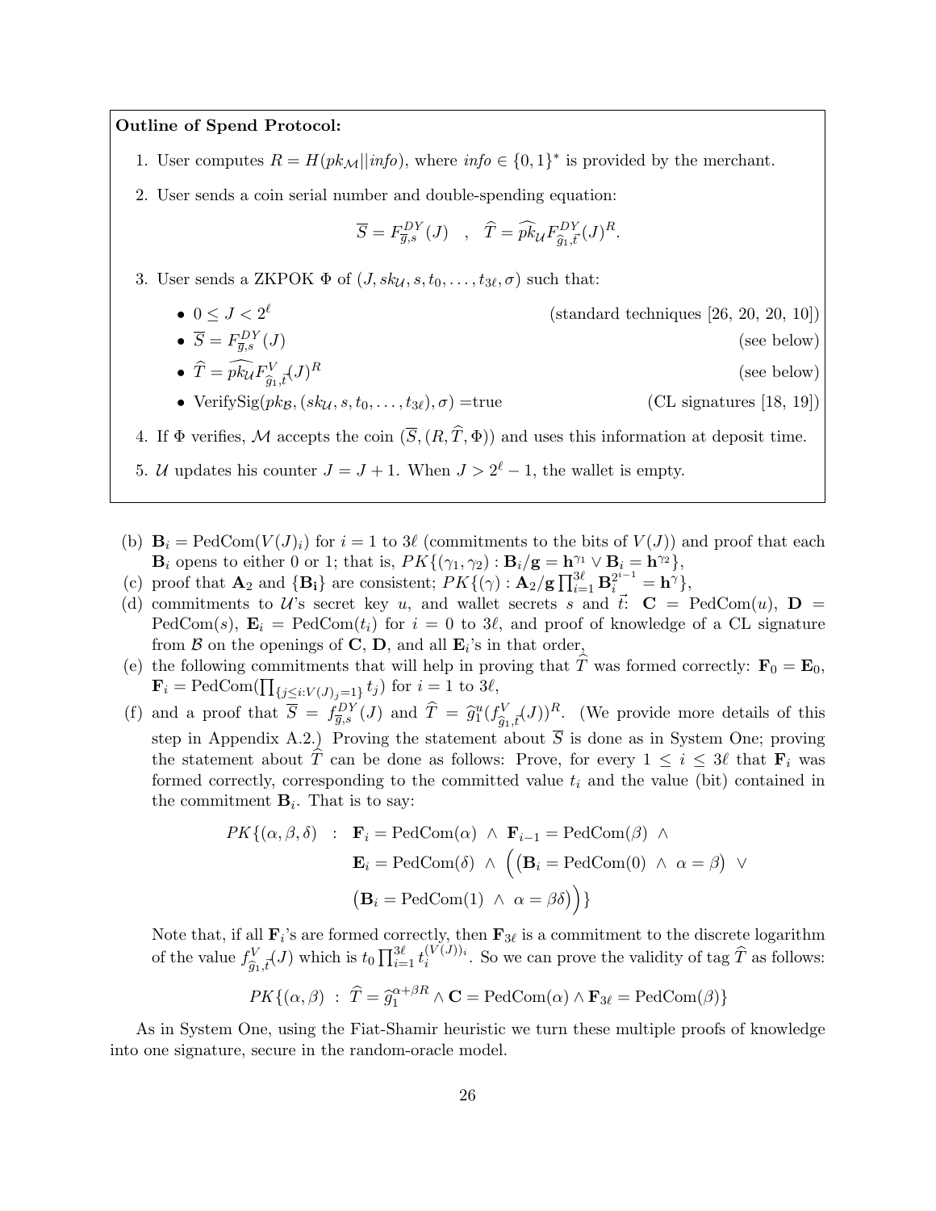**Outline of Spend Protocol:**

1. User computes $R = H(pk_{\mathcal{M}}||info)$, where $info \in \{0,1\}^*$ is provided by the merchant.
2. User sends a coin serial number and double-spending equation:
$$\overline{S} = F^{DY}_{\overline{g},s}(J) \quad , \quad \widehat{T} = \widehat{pk}_{\mathcal{U}} F^{DY}_{\widehat{g}_1,\vec{t}}(J)^R.$$
3. User sends a ZKPOK $\Phi$ of $(J, sk_{\mathcal{U}}, s, t_0, \ldots, t_{3\ell}, \sigma)$ such that:
   - $0 \leq J < 2^\ell$ (standard techniques [26, 20, 20, 10])
   - $\overline{S} = F^{DY}_{\overline{g},s}(J)$ (see below)
   - $\widehat{T} = \widehat{pk_{\mathcal{U}}} F^{V}_{\widehat{g}_1,\vec{t}}(J)^R$ (see below)
   - VerifySig$(pk_{\mathcal{B}}, (sk_{\mathcal{U}}, s, t_0, \ldots, t_{3\ell}), \sigma)$ =true (CL signatures [18, 19])
4. If $\Phi$ verifies, $\mathcal{M}$ accepts the coin $(\overline{S}, (R, \widehat{T}, \Phi))$ and uses this information at deposit time.
5. $\mathcal{U}$ updates his counter $J = J + 1$. When $J > 2^\ell - 1$, the wallet is empty.

(b) $\mathbf{B}_i = \text{PedCom}(V(J)_i)$ for $i = 1$ to $3\ell$ (commitments to the bits of $V(J)$) and proof that each $\mathbf{B}_i$ opens to either 0 or 1; that is, $PK\{(\gamma_1, \gamma_2) : \mathbf{B}_i/\mathbf{g} = \mathbf{h}^{\gamma_1} \vee \mathbf{B}_i = \mathbf{h}^{\gamma_2}\}$,

(c) proof that $\mathbf{A}_2$ and $\{\mathbf{B_i}\}$ are consistent; $PK\{(\gamma) : \mathbf{A}_2/\mathbf{g} \prod_{i=1}^{3\ell} \mathbf{B}_i^{2^{i-1}} = \mathbf{h}^\gamma\}$,

(d) commitments to $\mathcal{U}$'s secret key $u$, and wallet secrets $s$ and $\vec{t}$: $\mathbf{C} = \text{PedCom}(u)$, $\mathbf{D} = \text{PedCom}(s)$, $\mathbf{E}_i = \text{PedCom}(t_i)$ for $i = 0$ to $3\ell$, and proof of knowledge of a CL signature from $\mathcal{B}$ on the openings of $\mathbf{C}$, $\mathbf{D}$, and all $\mathbf{E}_i$'s in that order,

(e) the following commitments that will help in proving that $\widehat{T}$ was formed correctly: $\mathbf{F}_0 = \mathbf{E}_0$, $\mathbf{F}_i = \text{PedCom}(\prod_{\{j \leq i : V(J)_j = 1\}} t_j)$ for $i = 1$ to $3\ell$,

(f) and a proof that $\overline{S} = f^{DY}_{\overline{g},s}(J)$ and $\widehat{T} = \widehat{g}_1^u (f^{V}_{\widehat{g}_1,\vec{t}}(J))^R$. (We provide more details of this step in Appendix A.2.) Proving the statement about $\overline{S}$ is done as in System One; proving the statement about $\widehat{T}$ can be done as follows: Prove, for every $1 \leq i \leq 3\ell$ that $\mathbf{F}_i$ was formed correctly, corresponding to the committed value $t_i$ and the value (bit) contained in the commitment $\mathbf{B}_i$. That is to say:

$$PK\{(\alpha, \beta, \delta) \ : \ \mathbf{F}_i = \text{PedCom}(\alpha) \ \wedge \ \mathbf{F}_{i-1} = \text{PedCom}(\beta) \ \wedge \ \mathbf{E}_i = \text{PedCom}(\delta) \ \wedge \ \Big( \big(\mathbf{B}_i = \text{PedCom}(0) \ \wedge \ \alpha = \beta\big) \ \vee \ \big(\mathbf{B}_i = \text{PedCom}(1) \ \wedge \ \alpha = \beta\delta\big) \Big) \}$$

Note that, if all $\mathbf{F}_i$'s are formed correctly, then $\mathbf{F}_{3\ell}$ is a commitment to the discrete logarithm of the value $f^{V}_{\widehat{g}_1,\vec{t}}(J)$ which is $t_0 \prod_{i=1}^{3\ell} t_i^{(V(J))_i}$. So we can prove the validity of tag $\widehat{T}$ as follows:

$$PK\{(\alpha, \beta) \ : \ \widehat{T} = \widehat{g}_1^{\alpha + \beta R} \wedge \mathbf{C} = \text{PedCom}(\alpha) \wedge \mathbf{F}_{3\ell} = \text{PedCom}(\beta)\}$$

As in System One, using the Fiat-Shamir heuristic we turn these multiple proofs of knowledge into one signature, secure in the random-oracle model.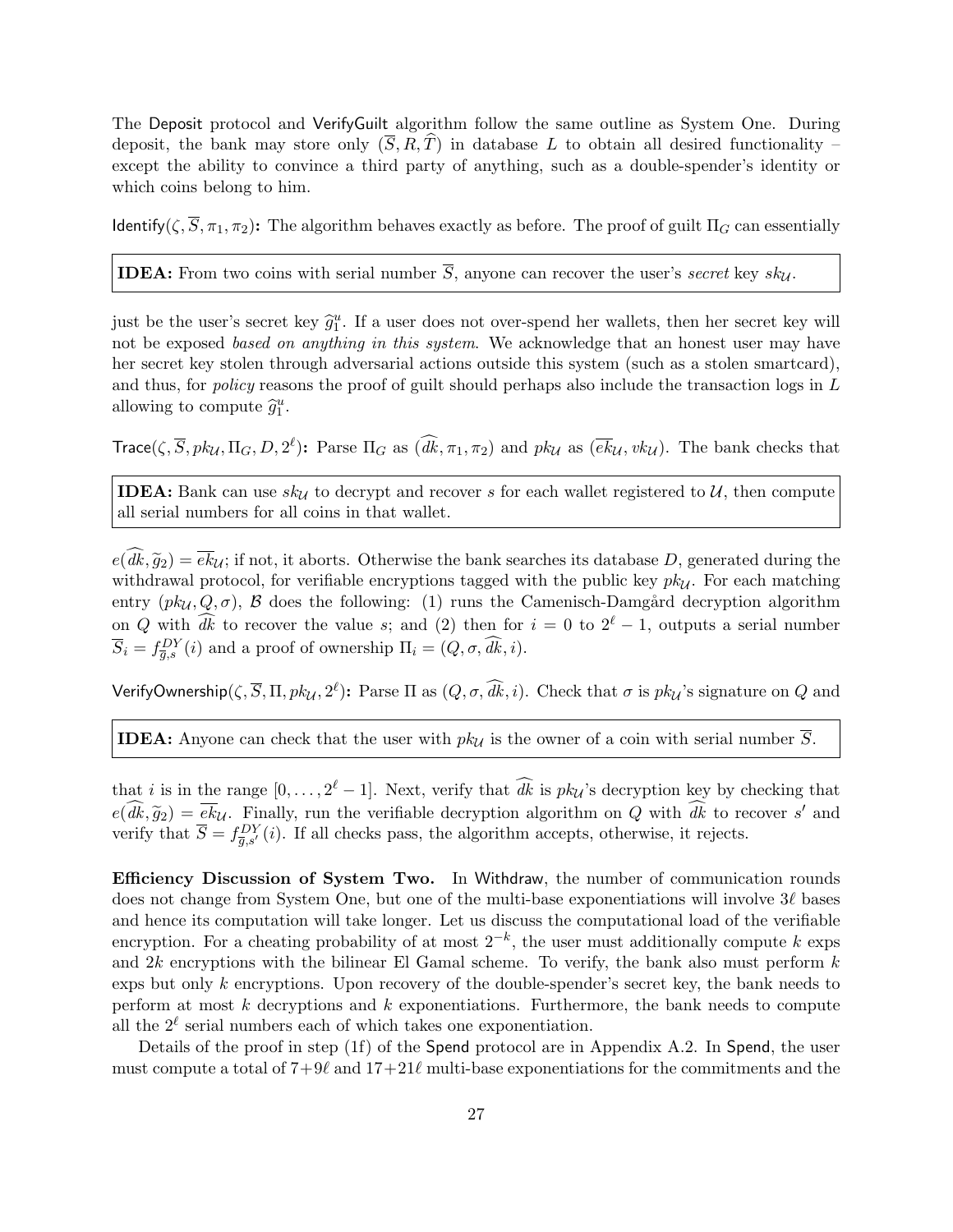The Deposit protocol and VerifyGuilt algorithm follow the same outline as System One. During deposit, the bank may store only $(\overline{S}, R, \widehat{T})$ in database $L$ to obtain all desired functionality – except the ability to convince a third party of anything, such as a double-spender's identity or which coins belong to him.

**Identify($\zeta, \overline{S}, \pi_1, \pi_2$):** The algorithm behaves exactly as before. The proof of guilt $\Pi_G$ can essentially

> **IDEA:** From two coins with serial number $\overline{S}$, anyone can recover the user's *secret* key $sk_{\mathcal{U}}$.

just be the user's secret key $\widehat{g}_1^u$. If a user does not over-spend her wallets, then her secret key will not be exposed *based on anything in this system*. We acknowledge that an honest user may have her secret key stolen through adversarial actions outside this system (such as a stolen smartcard), and thus, for *policy* reasons the proof of guilt should perhaps also include the transaction logs in $L$ allowing to compute $\widehat{g}_1^u$.

**Trace($\zeta, \overline{S}, pk_{\mathcal{U}}, \Pi_G, D, 2^\ell$):** Parse $\Pi_G$ as $(\widehat{dk}, \pi_1, \pi_2)$ and $pk_{\mathcal{U}}$ as $(\overline{ek}_{\mathcal{U}}, vk_{\mathcal{U}})$. The bank checks that

> **IDEA:** Bank can use $sk_{\mathcal{U}}$ to decrypt and recover $s$ for each wallet registered to $\mathcal{U}$, then compute all serial numbers for all coins in that wallet.

$e(\widehat{dk}, \widetilde{g}_2) = \overline{ek}_{\mathcal{U}}$; if not, it aborts. Otherwise the bank searches its database $D$, generated during the withdrawal protocol, for verifiable encryptions tagged with the public key $pk_{\mathcal{U}}$. For each matching entry $(pk_{\mathcal{U}}, Q, \sigma)$, $\mathcal{B}$ does the following: (1) runs the Camenisch-Damgård decryption algorithm on $Q$ with $\widehat{dk}$ to recover the value $s$; and (2) then for $i = 0$ to $2^\ell - 1$, outputs a serial number $\overline{S}_i = f^{DY}_{\overline{g},s}(i)$ and a proof of ownership $\Pi_i = (Q, \sigma, \widehat{dk}, i)$.

**VerifyOwnership($\zeta, \overline{S}, \Pi, pk_{\mathcal{U}}, 2^\ell$):** Parse $\Pi$ as $(Q, \sigma, \widehat{dk}, i)$. Check that $\sigma$ is $pk_{\mathcal{U}}$'s signature on $Q$ and

> **IDEA:** Anyone can check that the user with $pk_{\mathcal{U}}$ is the owner of a coin with serial number $\overline{S}$.

that $i$ is in the range $[0, \ldots, 2^\ell - 1]$. Next, verify that $\widehat{dk}$ is $pk_{\mathcal{U}}$'s decryption key by checking that $e(\widehat{dk}, \widetilde{g}_2) = \overline{ek}_{\mathcal{U}}$. Finally, run the verifiable decryption algorithm on $Q$ with $\widehat{dk}$ to recover $s'$ and verify that $\overline{S} = f^{DY}_{\overline{g},s'}(i)$. If all checks pass, the algorithm accepts, otherwise, it rejects.

**Efficiency Discussion of System Two.** In Withdraw, the number of communication rounds does not change from System One, but one of the multi-base exponentiations will involve $3\ell$ bases and hence its computation will take longer. Let us discuss the computational load of the verifiable encryption. For a cheating probability of at most $2^{-k}$, the user must additionally compute $k$ exps and $2k$ encryptions with the bilinear El Gamal scheme. To verify, the bank also must perform $k$ exps but only $k$ encryptions. Upon recovery of the double-spender's secret key, the bank needs to perform at most $k$ decryptions and $k$ exponentiations. Furthermore, the bank needs to compute all the $2^\ell$ serial numbers each of which takes one exponentiation.

Details of the proof in step (1f) of the Spend protocol are in Appendix A.2. In Spend, the user must compute a total of $7+9\ell$ and $17+21\ell$ multi-base exponentiations for the commitments and the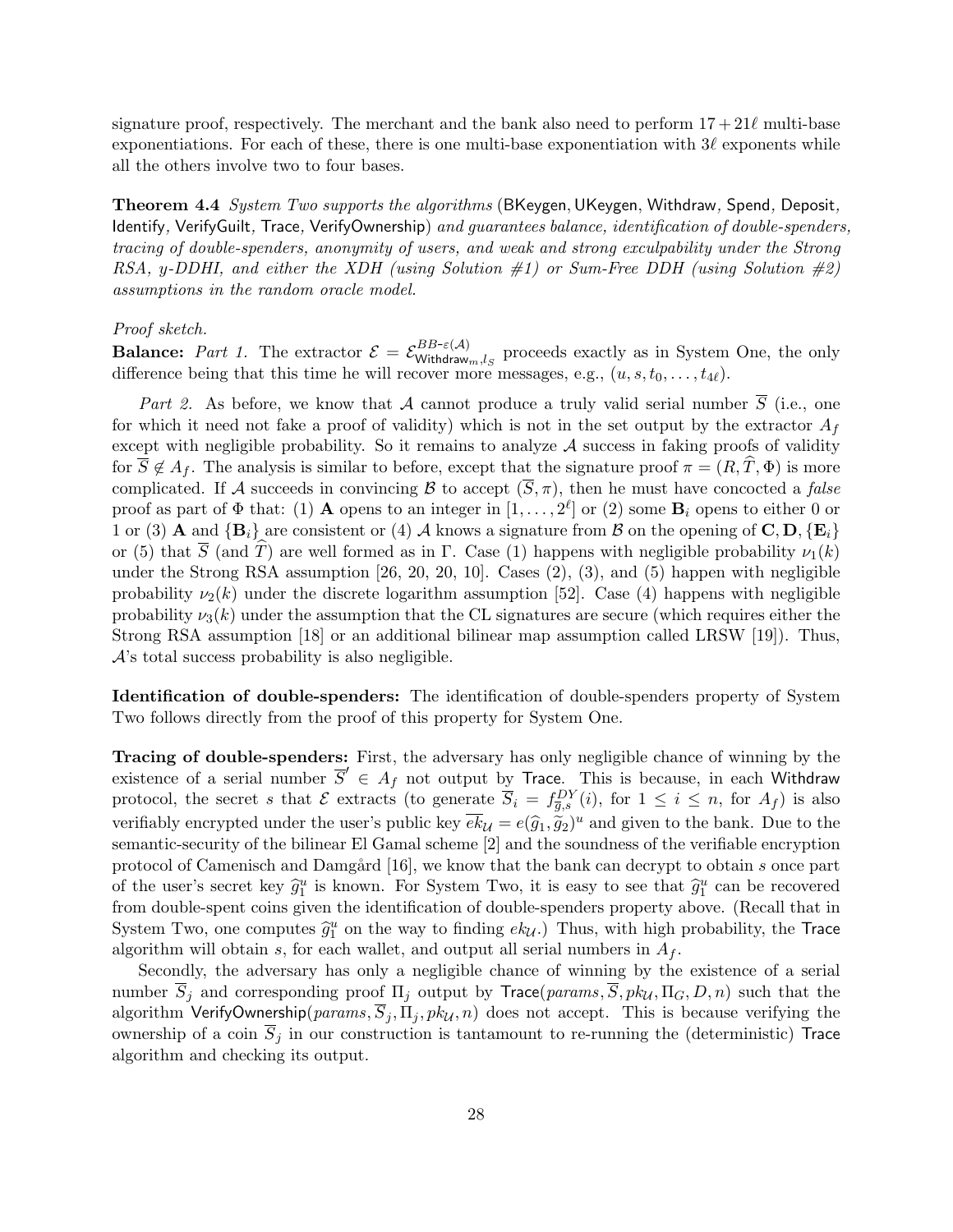signature proof, respectively. The merchant and the bank also need to perform $17 + 21\ell$ multi-base exponentiations. For each of these, there is one multi-base exponentiation with $3\ell$ exponents while all the others involve two to four bases.

**Theorem 4.4** *System Two supports the algorithms* (BKeygen, UKeygen, Withdraw*,* Spend*,* Deposit*,* Identify*,* VerifyGuilt*,* Trace*,* VerifyOwnership) *and guarantees balance, identification of double-spenders, tracing of double-spenders, anonymity of users, and weak and strong exculpability under the Strong RSA, y-DDHI, and either the XDH (using Solution #1) or Sum-Free DDH (using Solution #2) assumptions in the random oracle model.*

*Proof sketch.*
**Balance:** *Part 1.* The extractor $\mathcal{E} = \mathcal{E}^{BB\text{-}\varepsilon(\mathcal{A})}_{\mathsf{Withdraw}_{m,l_S}}$ proceeds exactly as in System One, the only difference being that this time he will recover more messages, e.g., $(u, s, t_0, \ldots, t_{4\ell})$.

*Part 2.* As before, we know that $\mathcal{A}$ cannot produce a truly valid serial number $\overline{S}$ (i.e., one for which it need not fake a proof of validity) which is not in the set output by the extractor $A_f$ except with negligible probability. So it remains to analyze $\mathcal{A}$ success in faking proofs of validity for $\overline{S} \notin A_f$. The analysis is similar to before, except that the signature proof $\pi = (R, \widehat{T}, \Phi)$ is more complicated. If $\mathcal{A}$ succeeds in convincing $\mathcal{B}$ to accept $(\overline{S}, \pi)$, then he must have concocted a *false* proof as part of $\Phi$ that: (1) $\mathbf{A}$ opens to an integer in $[1, \ldots, 2^\ell]$ or (2) some $\mathbf{B}_i$ opens to either 0 or 1 or (3) $\mathbf{A}$ and $\{\mathbf{B}_i\}$ are consistent or (4) $\mathcal{A}$ knows a signature from $\mathcal{B}$ on the opening of $\mathbf{C}, \mathbf{D}, \{\mathbf{E}_i\}$ or (5) that $\overline{S}$ (and $\widehat{T}$) are well formed as in $\Gamma$. Case (1) happens with negligible probability $\nu_1(k)$ under the Strong RSA assumption [26, 20, 20, 10]. Cases (2), (3), and (5) happen with negligible probability $\nu_2(k)$ under the discrete logarithm assumption [52]. Case (4) happens with negligible probability $\nu_3(k)$ under the assumption that the CL signatures are secure (which requires either the Strong RSA assumption [18] or an additional bilinear map assumption called LRSW [19]). Thus, $\mathcal{A}$'s total success probability is also negligible.

**Identification of double-spenders:** The identification of double-spenders property of System Two follows directly from the proof of this property for System One.

**Tracing of double-spenders:** First, the adversary has only negligible chance of winning by the existence of a serial number $\overline{S}' \in A_f$ not output by Trace. This is because, in each Withdraw protocol, the secret $s$ that $\mathcal{E}$ extracts (to generate $\overline{S}_i = f^{DY}_{\overline{g},s}(i)$, for $1 \leq i \leq n$, for $A_f$) is also verifiably encrypted under the user's public key $\overline{ek}_{\mathcal{U}} = e(\widehat{g}_1, \widetilde{g}_2)^u$ and given to the bank. Due to the semantic-security of the bilinear El Gamal scheme [2] and the soundness of the verifiable encryption protocol of Camenisch and Damgård [16], we know that the bank can decrypt to obtain $s$ once part of the user's secret key $\widehat{g}_1^u$ is known. For System Two, it is easy to see that $\widehat{g}_1^u$ can be recovered from double-spent coins given the identification of double-spenders property above. (Recall that in System Two, one computes $\widehat{g}_1^u$ on the way to finding $ek_{\mathcal{U}}$.) Thus, with high probability, the Trace algorithm will obtain $s$, for each wallet, and output all serial numbers in $A_f$.

Secondly, the adversary has only a negligible chance of winning by the existence of a serial number $\overline{S}_j$ and corresponding proof $\Pi_j$ output by Trace$(params, \overline{S}, pk_{\mathcal{U}}, \Pi_G, D, n)$ such that the algorithm VerifyOwnership$(params, \overline{S}_j, \Pi_j, pk_{\mathcal{U}}, n)$ does not accept. This is because verifying the ownership of a coin $\overline{S}_j$ in our construction is tantamount to re-running the (deterministic) Trace algorithm and checking its output.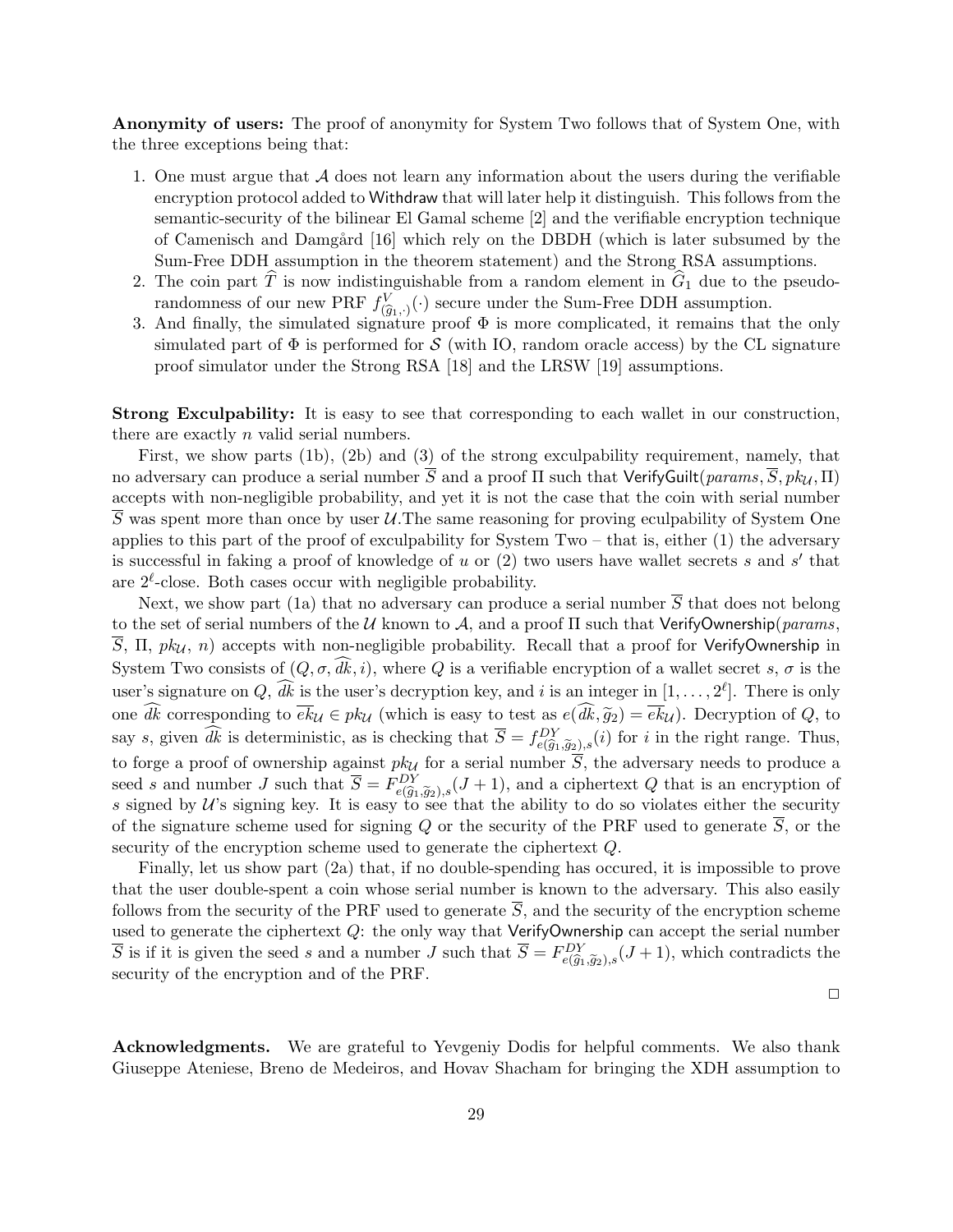**Anonymity of users:** The proof of anonymity for System Two follows that of System One, with the three exceptions being that:

1. One must argue that $\mathcal{A}$ does not learn any information about the users during the verifiable encryption protocol added to Withdraw that will later help it distinguish. This follows from the semantic-security of the bilinear El Gamal scheme [2] and the verifiable encryption technique of Camenisch and Damgård [16] which rely on the DBDH (which is later subsumed by the Sum-Free DDH assumption in the theorem statement) and the Strong RSA assumptions.
2. The coin part $\widehat{T}$ is now indistinguishable from a random element in $\widehat{G}_1$ due to the pseudo-randomness of our new PRF $f^{V}_{(\widehat{g}_1,\cdot)}(\cdot)$ secure under the Sum-Free DDH assumption.
3. And finally, the simulated signature proof $\Phi$ is more complicated, it remains that the only simulated part of $\Phi$ is performed for $\mathcal{S}$ (with IO, random oracle access) by the CL signature proof simulator under the Strong RSA [18] and the LRSW [19] assumptions.

**Strong Exculpability:** It is easy to see that corresponding to each wallet in our construction, there are exactly $n$ valid serial numbers.

First, we show parts (1b), (2b) and (3) of the strong exculpability requirement, namely, that no adversary can produce a serial number $\overline{S}$ and a proof $\Pi$ such that VerifyGuilt($params, \overline{S}, pk_{\mathcal{U}}, \Pi$) accepts with non-negligible probability, and yet it is not the case that the coin with serial number $\overline{S}$ was spent more than once by user $\mathcal{U}$.The same reasoning for proving eculpability of System One applies to this part of the proof of exculpability for System Two – that is, either (1) the adversary is successful in faking a proof of knowledge of $u$ or (2) two users have wallet secrets $s$ and $s'$ that are $2^{\ell}$-close. Both cases occur with negligible probability.

Next, we show part (1a) that no adversary can produce a serial number $\overline{S}$ that does not belong to the set of serial numbers of the $\mathcal{U}$ known to $\mathcal{A}$, and a proof $\Pi$ such that VerifyOwnership($params$, $\overline{S}$, $\Pi$, $pk_{\mathcal{U}}$, $n$) accepts with non-negligible probability. Recall that a proof for VerifyOwnership in System Two consists of $(Q, \sigma, \widehat{dk}, i)$, where $Q$ is a verifiable encryption of a wallet secret $s$, $\sigma$ is the user's signature on $Q$, $\widehat{dk}$ is the user's decryption key, and $i$ is an integer in $[1, \ldots, 2^{\ell}]$. There is only one $\widehat{dk}$ corresponding to $\overline{ek}_{\mathcal{U}} \in pk_{\mathcal{U}}$ (which is easy to test as $e(\widehat{dk}, \widetilde{g}_2) = \overline{ek}_{\mathcal{U}}$). Decryption of $Q$, to say $s$, given $\widehat{dk}$ is deterministic, as is checking that $\overline{S} = f^{DY}_{e(\widehat{g}_1,\widetilde{g}_2),s}(i)$ for $i$ in the right range. Thus, to forge a proof of ownership against $pk_{\mathcal{U}}$ for a serial number $\overline{S}$, the adversary needs to produce a seed $s$ and number $J$ such that $\overline{S} = F^{DY}_{e(\widehat{g}_1,\widetilde{g}_2),s}(J+1)$, and a ciphertext $Q$ that is an encryption of $s$ signed by $\mathcal{U}$'s signing key. It is easy to see that the ability to do so violates either the security of the signature scheme used for signing $Q$ or the security of the PRF used to generate $\overline{S}$, or the security of the encryption scheme used to generate the ciphertext $Q$.

Finally, let us show part (2a) that, if no double-spending has occured, it is impossible to prove that the user double-spent a coin whose serial number is known to the adversary. This also easily follows from the security of the PRF used to generate $\overline{S}$, and the security of the encryption scheme used to generate the ciphertext $Q$: the only way that VerifyOwnership can accept the serial number $\overline{S}$ is if it is given the seed $s$ and a number $J$ such that $\overline{S} = F^{DY}_{e(\widehat{g}_1,\widetilde{g}_2),s}(J+1)$, which contradicts the security of the encryption and of the PRF.

□

**Acknowledgments.** We are grateful to Yevgeniy Dodis for helpful comments. We also thank Giuseppe Ateniese, Breno de Medeiros, and Hovav Shacham for bringing the XDH assumption to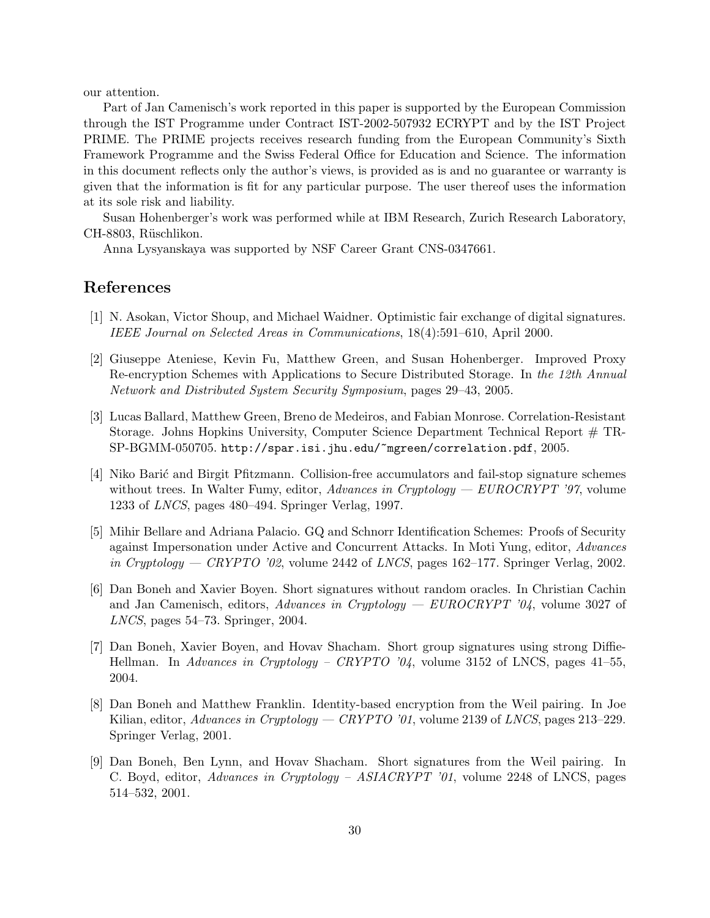our attention.

Part of Jan Camenisch's work reported in this paper is supported by the European Commission through the IST Programme under Contract IST-2002-507932 ECRYPT and by the IST Project PRIME. The PRIME projects receives research funding from the European Community's Sixth Framework Programme and the Swiss Federal Office for Education and Science. The information in this document reflects only the author's views, is provided as is and no guarantee or warranty is given that the information is fit for any particular purpose. The user thereof uses the information at its sole risk and liability.

Susan Hohenberger's work was performed while at IBM Research, Zurich Research Laboratory, CH-8803, Rüschlikon.

Anna Lysyanskaya was supported by NSF Career Grant CNS-0347661.

## References

[1] N. Asokan, Victor Shoup, and Michael Waidner. Optimistic fair exchange of digital signatures. *IEEE Journal on Selected Areas in Communications*, 18(4):591–610, April 2000.

[2] Giuseppe Ateniese, Kevin Fu, Matthew Green, and Susan Hohenberger. Improved Proxy Re-encryption Schemes with Applications to Secure Distributed Storage. In *the 12th Annual Network and Distributed System Security Symposium*, pages 29–43, 2005.

[3] Lucas Ballard, Matthew Green, Breno de Medeiros, and Fabian Monrose. Correlation-Resistant Storage. Johns Hopkins University, Computer Science Department Technical Report # TR-SP-BGMM-050705. `http://spar.isi.jhu.edu/~mgreen/correlation.pdf`, 2005.

[4] Niko Barić and Birgit Pfitzmann. Collision-free accumulators and fail-stop signature schemes without trees. In Walter Fumy, editor, *Advances in Cryptology — EUROCRYPT '97*, volume 1233 of *LNCS*, pages 480–494. Springer Verlag, 1997.

[5] Mihir Bellare and Adriana Palacio. GQ and Schnorr Identification Schemes: Proofs of Security against Impersonation under Active and Concurrent Attacks. In Moti Yung, editor, *Advances in Cryptology — CRYPTO '02*, volume 2442 of *LNCS*, pages 162–177. Springer Verlag, 2002.

[6] Dan Boneh and Xavier Boyen. Short signatures without random oracles. In Christian Cachin and Jan Camenisch, editors, *Advances in Cryptology — EUROCRYPT '04*, volume 3027 of *LNCS*, pages 54–73. Springer, 2004.

[7] Dan Boneh, Xavier Boyen, and Hovav Shacham. Short group signatures using strong Diffie-Hellman. In *Advances in Cryptology – CRYPTO '04*, volume 3152 of LNCS, pages 41–55, 2004.

[8] Dan Boneh and Matthew Franklin. Identity-based encryption from the Weil pairing. In Joe Kilian, editor, *Advances in Cryptology — CRYPTO '01*, volume 2139 of *LNCS*, pages 213–229. Springer Verlag, 2001.

[9] Dan Boneh, Ben Lynn, and Hovav Shacham. Short signatures from the Weil pairing. In C. Boyd, editor, *Advances in Cryptology – ASIACRYPT '01*, volume 2248 of LNCS, pages 514–532, 2001.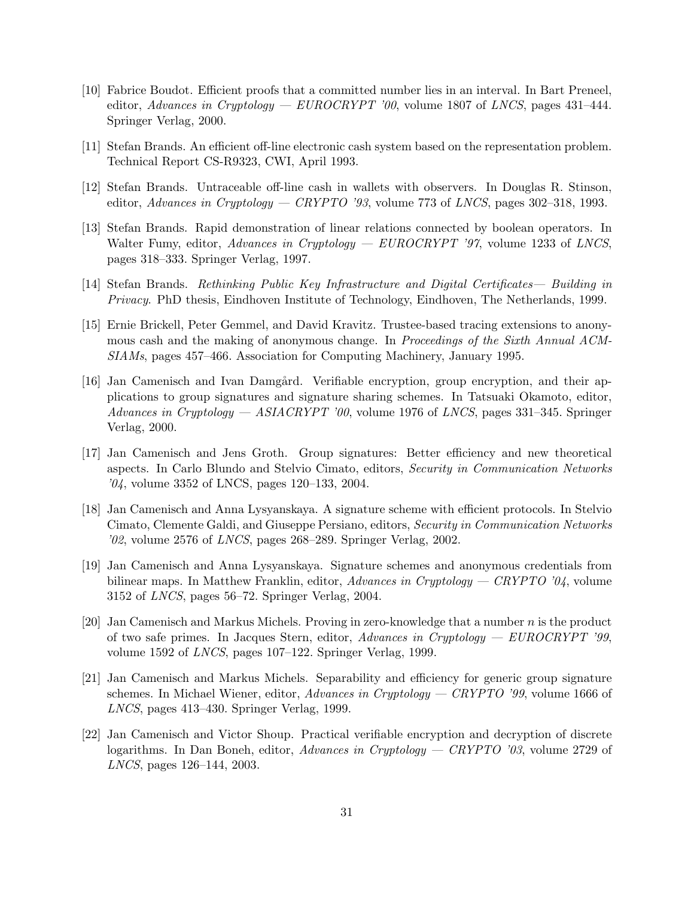[10] Fabrice Boudot. Efficient proofs that a committed number lies in an interval. In Bart Preneel, editor, *Advances in Cryptology — EUROCRYPT '00*, volume 1807 of *LNCS*, pages 431–444. Springer Verlag, 2000.

[11] Stefan Brands. An efficient off-line electronic cash system based on the representation problem. Technical Report CS-R9323, CWI, April 1993.

[12] Stefan Brands. Untraceable off-line cash in wallets with observers. In Douglas R. Stinson, editor, *Advances in Cryptology — CRYPTO '93*, volume 773 of *LNCS*, pages 302–318, 1993.

[13] Stefan Brands. Rapid demonstration of linear relations connected by boolean operators. In Walter Fumy, editor, *Advances in Cryptology — EUROCRYPT '97*, volume 1233 of *LNCS*, pages 318–333. Springer Verlag, 1997.

[14] Stefan Brands. *Rethinking Public Key Infrastructure and Digital Certificates— Building in Privacy*. PhD thesis, Eindhoven Institute of Technology, Eindhoven, The Netherlands, 1999.

[15] Ernie Brickell, Peter Gemmel, and David Kravitz. Trustee-based tracing extensions to anonymous cash and the making of anonymous change. In *Proceedings of the Sixth Annual ACM-SIAMs*, pages 457–466. Association for Computing Machinery, January 1995.

[16] Jan Camenisch and Ivan Damgård. Verifiable encryption, group encryption, and their applications to group signatures and signature sharing schemes. In Tatsuaki Okamoto, editor, *Advances in Cryptology — ASIACRYPT '00*, volume 1976 of *LNCS*, pages 331–345. Springer Verlag, 2000.

[17] Jan Camenisch and Jens Groth. Group signatures: Better efficiency and new theoretical aspects. In Carlo Blundo and Stelvio Cimato, editors, *Security in Communication Networks '04*, volume 3352 of LNCS, pages 120–133, 2004.

[18] Jan Camenisch and Anna Lysyanskaya. A signature scheme with efficient protocols. In Stelvio Cimato, Clemente Galdi, and Giuseppe Persiano, editors, *Security in Communication Networks '02*, volume 2576 of *LNCS*, pages 268–289. Springer Verlag, 2002.

[19] Jan Camenisch and Anna Lysyanskaya. Signature schemes and anonymous credentials from bilinear maps. In Matthew Franklin, editor, *Advances in Cryptology — CRYPTO '04*, volume 3152 of *LNCS*, pages 56–72. Springer Verlag, 2004.

[20] Jan Camenisch and Markus Michels. Proving in zero-knowledge that a number $n$ is the product of two safe primes. In Jacques Stern, editor, *Advances in Cryptology — EUROCRYPT '99*, volume 1592 of *LNCS*, pages 107–122. Springer Verlag, 1999.

[21] Jan Camenisch and Markus Michels. Separability and efficiency for generic group signature schemes. In Michael Wiener, editor, *Advances in Cryptology — CRYPTO '99*, volume 1666 of *LNCS*, pages 413–430. Springer Verlag, 1999.

[22] Jan Camenisch and Victor Shoup. Practical verifiable encryption and decryption of discrete logarithms. In Dan Boneh, editor, *Advances in Cryptology — CRYPTO '03*, volume 2729 of *LNCS*, pages 126–144, 2003.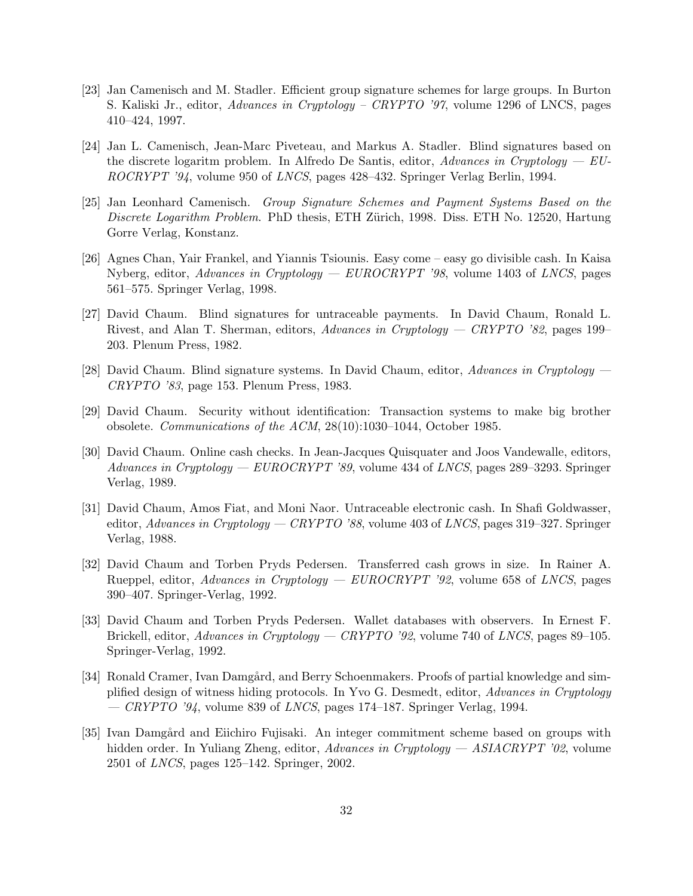[23] Jan Camenisch and M. Stadler. Efficient group signature schemes for large groups. In Burton S. Kaliski Jr., editor, *Advances in Cryptology – CRYPTO '97*, volume 1296 of LNCS, pages 410–424, 1997.

[24] Jan L. Camenisch, Jean-Marc Piveteau, and Markus A. Stadler. Blind signatures based on the discrete logaritm problem. In Alfredo De Santis, editor, *Advances in Cryptology — EUROCRYPT '94*, volume 950 of *LNCS*, pages 428–432. Springer Verlag Berlin, 1994.

[25] Jan Leonhard Camenisch. *Group Signature Schemes and Payment Systems Based on the Discrete Logarithm Problem*. PhD thesis, ETH Zürich, 1998. Diss. ETH No. 12520, Hartung Gorre Verlag, Konstanz.

[26] Agnes Chan, Yair Frankel, and Yiannis Tsiounis. Easy come – easy go divisible cash. In Kaisa Nyberg, editor, *Advances in Cryptology — EUROCRYPT '98*, volume 1403 of *LNCS*, pages 561–575. Springer Verlag, 1998.

[27] David Chaum. Blind signatures for untraceable payments. In David Chaum, Ronald L. Rivest, and Alan T. Sherman, editors, *Advances in Cryptology — CRYPTO '82*, pages 199–203. Plenum Press, 1982.

[28] David Chaum. Blind signature systems. In David Chaum, editor, *Advances in Cryptology — CRYPTO '83*, page 153. Plenum Press, 1983.

[29] David Chaum. Security without identification: Transaction systems to make big brother obsolete. *Communications of the ACM*, 28(10):1030–1044, October 1985.

[30] David Chaum. Online cash checks. In Jean-Jacques Quisquater and Joos Vandewalle, editors, *Advances in Cryptology — EUROCRYPT '89*, volume 434 of *LNCS*, pages 289–3293. Springer Verlag, 1989.

[31] David Chaum, Amos Fiat, and Moni Naor. Untraceable electronic cash. In Shafi Goldwasser, editor, *Advances in Cryptology — CRYPTO '88*, volume 403 of *LNCS*, pages 319–327. Springer Verlag, 1988.

[32] David Chaum and Torben Pryds Pedersen. Transferred cash grows in size. In Rainer A. Rueppel, editor, *Advances in Cryptology — EUROCRYPT '92*, volume 658 of *LNCS*, pages 390–407. Springer-Verlag, 1992.

[33] David Chaum and Torben Pryds Pedersen. Wallet databases with observers. In Ernest F. Brickell, editor, *Advances in Cryptology — CRYPTO '92*, volume 740 of *LNCS*, pages 89–105. Springer-Verlag, 1992.

[34] Ronald Cramer, Ivan Damgård, and Berry Schoenmakers. Proofs of partial knowledge and simplified design of witness hiding protocols. In Yvo G. Desmedt, editor, *Advances in Cryptology — CRYPTO '94*, volume 839 of *LNCS*, pages 174–187. Springer Verlag, 1994.

[35] Ivan Damgård and Eiichiro Fujisaki. An integer commitment scheme based on groups with hidden order. In Yuliang Zheng, editor, *Advances in Cryptology — ASIACRYPT '02*, volume 2501 of *LNCS*, pages 125–142. Springer, 2002.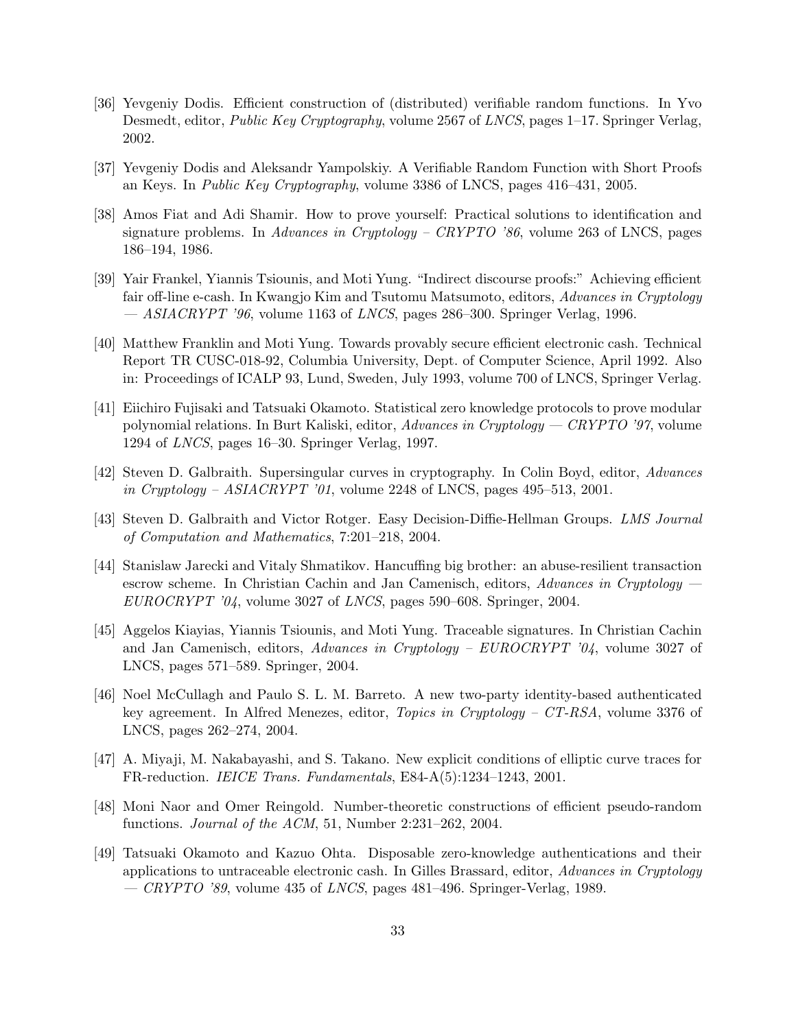[36] Yevgeniy Dodis. Efficient construction of (distributed) verifiable random functions. In Yvo Desmedt, editor, *Public Key Cryptography*, volume 2567 of *LNCS*, pages 1–17. Springer Verlag, 2002.

[37] Yevgeniy Dodis and Aleksandr Yampolskiy. A Verifiable Random Function with Short Proofs an Keys. In *Public Key Cryptography*, volume 3386 of LNCS, pages 416–431, 2005.

[38] Amos Fiat and Adi Shamir. How to prove yourself: Practical solutions to identification and signature problems. In *Advances in Cryptology – CRYPTO '86*, volume 263 of LNCS, pages 186–194, 1986.

[39] Yair Frankel, Yiannis Tsiounis, and Moti Yung. "Indirect discourse proofs:" Achieving efficient fair off-line e-cash. In Kwangjo Kim and Tsutomu Matsumoto, editors, *Advances in Cryptology — ASIACRYPT '96*, volume 1163 of *LNCS*, pages 286–300. Springer Verlag, 1996.

[40] Matthew Franklin and Moti Yung. Towards provably secure efficient electronic cash. Technical Report TR CUSC-018-92, Columbia University, Dept. of Computer Science, April 1992. Also in: Proceedings of ICALP 93, Lund, Sweden, July 1993, volume 700 of LNCS, Springer Verlag.

[41] Eiichiro Fujisaki and Tatsuaki Okamoto. Statistical zero knowledge protocols to prove modular polynomial relations. In Burt Kaliski, editor, *Advances in Cryptology — CRYPTO '97*, volume 1294 of *LNCS*, pages 16–30. Springer Verlag, 1997.

[42] Steven D. Galbraith. Supersingular curves in cryptography. In Colin Boyd, editor, *Advances in Cryptology – ASIACRYPT '01*, volume 2248 of LNCS, pages 495–513, 2001.

[43] Steven D. Galbraith and Victor Rotger. Easy Decision-Diffie-Hellman Groups. *LMS Journal of Computation and Mathematics*, 7:201–218, 2004.

[44] Stanislaw Jarecki and Vitaly Shmatikov. Hancuffing big brother: an abuse-resilient transaction escrow scheme. In Christian Cachin and Jan Camenisch, editors, *Advances in Cryptology — EUROCRYPT '04*, volume 3027 of *LNCS*, pages 590–608. Springer, 2004.

[45] Aggelos Kiayias, Yiannis Tsiounis, and Moti Yung. Traceable signatures. In Christian Cachin and Jan Camenisch, editors, *Advances in Cryptology – EUROCRYPT '04*, volume 3027 of LNCS, pages 571–589. Springer, 2004.

[46] Noel McCullagh and Paulo S. L. M. Barreto. A new two-party identity-based authenticated key agreement. In Alfred Menezes, editor, *Topics in Cryptology – CT-RSA*, volume 3376 of LNCS, pages 262–274, 2004.

[47] A. Miyaji, M. Nakabayashi, and S. Takano. New explicit conditions of elliptic curve traces for FR-reduction. *IEICE Trans. Fundamentals*, E84-A(5):1234–1243, 2001.

[48] Moni Naor and Omer Reingold. Number-theoretic constructions of efficient pseudo-random functions. *Journal of the ACM*, 51, Number 2:231–262, 2004.

[49] Tatsuaki Okamoto and Kazuo Ohta. Disposable zero-knowledge authentications and their applications to untraceable electronic cash. In Gilles Brassard, editor, *Advances in Cryptology — CRYPTO '89*, volume 435 of *LNCS*, pages 481–496. Springer-Verlag, 1989.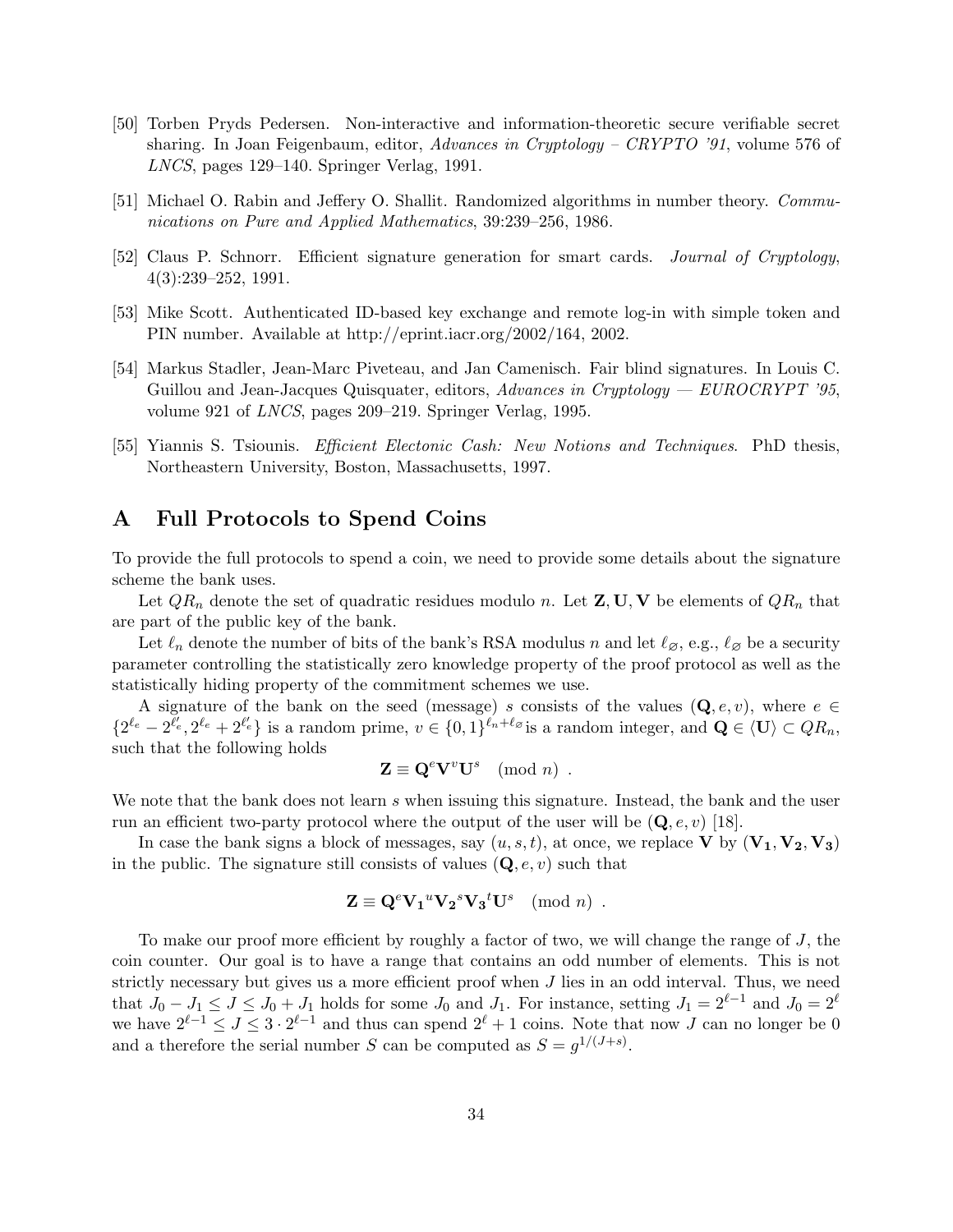[50] Torben Pryds Pedersen. Non-interactive and information-theoretic secure verifiable secret sharing. In Joan Feigenbaum, editor, *Advances in Cryptology – CRYPTO '91*, volume 576 of *LNCS*, pages 129–140. Springer Verlag, 1991.

[51] Michael O. Rabin and Jeffery O. Shallit. Randomized algorithms in number theory. *Communications on Pure and Applied Mathematics*, 39:239–256, 1986.

[52] Claus P. Schnorr. Efficient signature generation for smart cards. *Journal of Cryptology*, 4(3):239–252, 1991.

[53] Mike Scott. Authenticated ID-based key exchange and remote log-in with simple token and PIN number. Available at http://eprint.iacr.org/2002/164, 2002.

[54] Markus Stadler, Jean-Marc Piveteau, and Jan Camenisch. Fair blind signatures. In Louis C. Guillou and Jean-Jacques Quisquater, editors, *Advances in Cryptology — EUROCRYPT '95*, volume 921 of *LNCS*, pages 209–219. Springer Verlag, 1995.

[55] Yiannis S. Tsiounis. *Efficient Electonic Cash: New Notions and Techniques*. PhD thesis, Northeastern University, Boston, Massachusetts, 1997.

# A Full Protocols to Spend Coins

To provide the full protocols to spend a coin, we need to provide some details about the signature scheme the bank uses.

Let $QR_n$ denote the set of quadratic residues modulo $n$. Let $\mathbf{Z}, \mathbf{U}, \mathbf{V}$ be elements of $QR_n$ that are part of the public key of the bank.

Let $\ell_n$ denote the number of bits of the bank's RSA modulus $n$ and let $\ell_\varnothing$, e.g., $\ell_\varnothing$ be a security parameter controlling the statistically zero knowledge property of the proof protocol as well as the statistically hiding property of the commitment schemes we use.

A signature of the bank on the seed (message) $s$ consists of the values $(\mathbf{Q}, e, v)$, where $e \in \{2^{\ell_e} - 2^{\ell'_e}, 2^{\ell_e} + 2^{\ell'_e}\}$ is a random prime, $v \in \{0,1\}^{\ell_n + \ell_\varnothing}$ is a random integer, and $\mathbf{Q} \in \langle \mathbf{U} \rangle \subset QR_n$, such that the following holds

$$\mathbf{Z} \equiv \mathbf{Q}^e \mathbf{V}^v \mathbf{U}^s \pmod{n} \ .$$

We note that the bank does not learn $s$ when issuing this signature. Instead, the bank and the user run an efficient two-party protocol where the output of the user will be $(\mathbf{Q}, e, v)$ [18].

In case the bank signs a block of messages, say $(u, s, t)$, at once, we replace $\mathbf{V}$ by $(\mathbf{V_1}, \mathbf{V_2}, \mathbf{V_3})$ in the public. The signature still consists of values $(\mathbf{Q}, e, v)$ such that

$$\mathbf{Z} \equiv \mathbf{Q}^e {\mathbf{V_1}}^u {\mathbf{V_2}}^s {\mathbf{V_3}}^t \mathbf{U}^s \pmod{n} \ .$$

To make our proof more efficient by roughly a factor of two, we will change the range of $J$, the coin counter. Our goal is to have a range that contains an odd number of elements. This is not strictly necessary but gives us a more efficient proof when $J$ lies in an odd interval. Thus, we need that $J_0 - J_1 \leq J \leq J_0 + J_1$ holds for some $J_0$ and $J_1$. For instance, setting $J_1 = 2^{\ell-1}$ and $J_0 = 2^\ell$ we have $2^{\ell-1} \leq J \leq 3 \cdot 2^{\ell-1}$ and thus can spend $2^\ell + 1$ coins. Note that now $J$ can no longer be 0 and a therefore the serial number $S$ can be computed as $S = g^{1/(J+s)}$.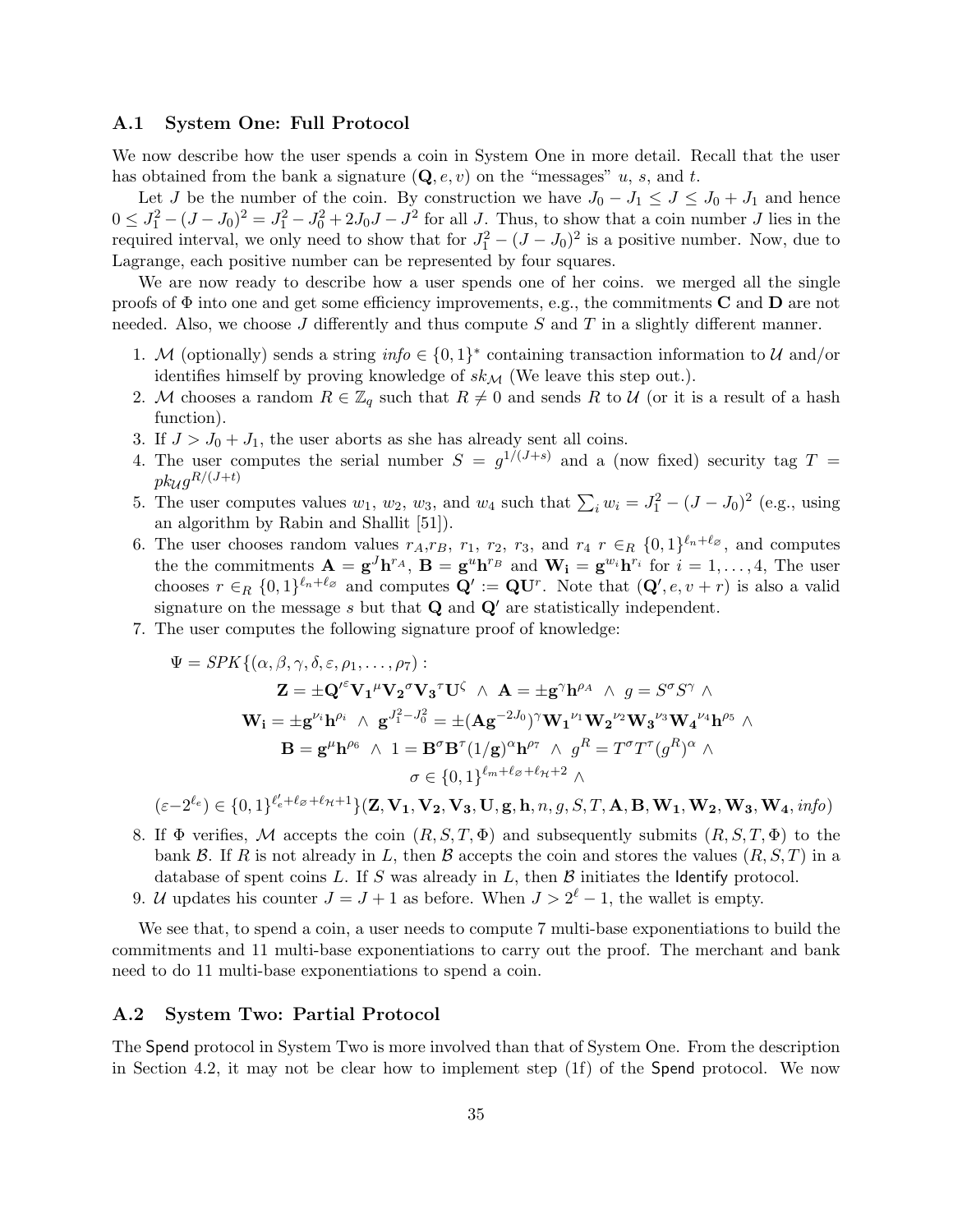### A.1 System One: Full Protocol

We now describe how the user spends a coin in System One in more detail. Recall that the user has obtained from the bank a signature $(\mathbf{Q}, e, v)$ on the "messages" $u$, $s$, and $t$.

Let $J$ be the number of the coin. By construction we have $J_0 - J_1 \leq J \leq J_0 + J_1$ and hence $0 \leq J_1^2 - (J - J_0)^2 = J_1^2 - J_0^2 + 2J_0 J - J^2$ for all $J$. Thus, to show that a coin number $J$ lies in the required interval, we only need to show that for $J_1^2 - (J - J_0)^2$ is a positive number. Now, due to Lagrange, each positive number can be represented by four squares.

We are now ready to describe how a user spends one of her coins. we merged all the single proofs of $\Phi$ into one and get some efficiency improvements, e.g., the commitments $\mathbf{C}$ and $\mathbf{D}$ are not needed. Also, we choose $J$ differently and thus compute $S$ and $T$ in a slightly different manner.

1. $\mathcal{M}$ (optionally) sends a string $info \in \{0,1\}^*$ containing transaction information to $\mathcal{U}$ and/or identifies himself by proving knowledge of $sk_{\mathcal{M}}$ (We leave this step out.).
2. $\mathcal{M}$ chooses a random $R \in \mathbb{Z}_q$ such that $R \neq 0$ and sends $R$ to $\mathcal{U}$ (or it is a result of a hash function).
3. If $J > J_0 + J_1$, the user aborts as she has already sent all coins.
4. The user computes the serial number $S = g^{1/(J+s)}$ and a (now fixed) security tag $T = pk_{\mathcal{U}} g^{R/(J+t)}$
5. The user computes values $w_1$, $w_2$, $w_3$, and $w_4$ such that $\sum_i w_i = J_1^2 - (J - J_0)^2$ (e.g., using an algorithm by Rabin and Shallit [51]).
6. The user chooses random values $r_A$,$r_B$, $r_1$, $r_2$, $r_3$, and $r_4$ $r \in_R \{0,1\}^{\ell_n + \ell_\varnothing}$, and computes the the commitments $\mathbf{A} = \mathbf{g}^J \mathbf{h}^{r_A}$, $\mathbf{B} = \mathbf{g}^u \mathbf{h}^{r_B}$ and $\mathbf{W_i} = \mathbf{g}^{w_i} \mathbf{h}^{r_i}$ for $i = 1, \ldots, 4$, The user chooses $r \in_R \{0,1\}^{\ell_n + \ell_\varnothing}$ and computes $\mathbf{Q'} := \mathbf{Q}\mathbf{U}^r$. Note that $(\mathbf{Q'}, e, v + r)$ is also a valid signature on the message $s$ but that $\mathbf{Q}$ and $\mathbf{Q'}$ are statistically independent.
7. The user computes the following signature proof of knowledge:

$$
\begin{aligned}
\Psi = SPK\{(\alpha, \beta, \gamma, \delta, \varepsilon, \rho_1, \ldots, \rho_7) :& \\
&\mathbf{Z} = \pm \mathbf{Q'}^{\varepsilon} \mathbf{V_1}^{\mu} \mathbf{V_2}^{\sigma} \mathbf{V_3}^{\tau} \mathbf{U}^{\zeta} \;\wedge\; \mathbf{A} = \pm \mathbf{g}^{\gamma} \mathbf{h}^{\rho_A} \;\wedge\; g = S^{\sigma} S^{\gamma} \;\wedge \\
&\mathbf{W_i} = \pm \mathbf{g}^{\nu_i} \mathbf{h}^{\rho_i} \;\wedge\; \mathbf{g}^{J_1^2 - J_0^2} = \pm (\mathbf{A}\mathbf{g}^{-2J_0})^{\gamma} \mathbf{W_1}^{\nu_1} \mathbf{W_2}^{\nu_2} \mathbf{W_3}^{\nu_3} \mathbf{W_4}^{\nu_4} \mathbf{h}^{\rho_5} \;\wedge \\
&\mathbf{B} = \mathbf{g}^{\mu} \mathbf{h}^{\rho_6} \;\wedge\; 1 = \mathbf{B}^{\sigma} \mathbf{B}^{\tau} (1/\mathbf{g})^{\alpha} \mathbf{h}^{\rho_7} \;\wedge\; g^R = T^{\sigma} T^{\tau} (g^R)^{\alpha} \;\wedge \\
&\sigma \in \{0,1\}^{\ell_m + \ell_\varnothing + \ell_{\mathcal{H}} + 2} \;\wedge \\
(\varepsilon - 2^{\ell_e}) \in \{0,1\}^{\ell'_e + \ell_\varnothing + \ell_{\mathcal{H}} + 1}\}&(\mathbf{Z}, \mathbf{V_1}, \mathbf{V_2}, \mathbf{V_3}, \mathbf{U}, \mathbf{g}, \mathbf{h}, n, g, S, T, \mathbf{A}, \mathbf{B}, \mathbf{W_1}, \mathbf{W_2}, \mathbf{W_3}, \mathbf{W_4}, info)
\end{aligned}
$$

8. If $\Phi$ verifies, $\mathcal{M}$ accepts the coin $(R, S, T, \Phi)$ and subsequently submits $(R, S, T, \Phi)$ to the bank $\mathcal{B}$. If $R$ is not already in $L$, then $\mathcal{B}$ accepts the coin and stores the values $(R, S, T)$ in a database of spent coins $L$. If $S$ was already in $L$, then $\mathcal{B}$ initiates the Identify protocol.
9. $\mathcal{U}$ updates his counter $J = J + 1$ as before. When $J > 2^{\ell} - 1$, the wallet is empty.

We see that, to spend a coin, a user needs to compute 7 multi-base exponentiations to build the commitments and 11 multi-base exponentiations to carry out the proof. The merchant and bank need to do 11 multi-base exponentiations to spend a coin.

### A.2 System Two: Partial Protocol

The Spend protocol in System Two is more involved than that of System One. From the description in Section 4.2, it may not be clear how to implement step (1f) of the Spend protocol. We now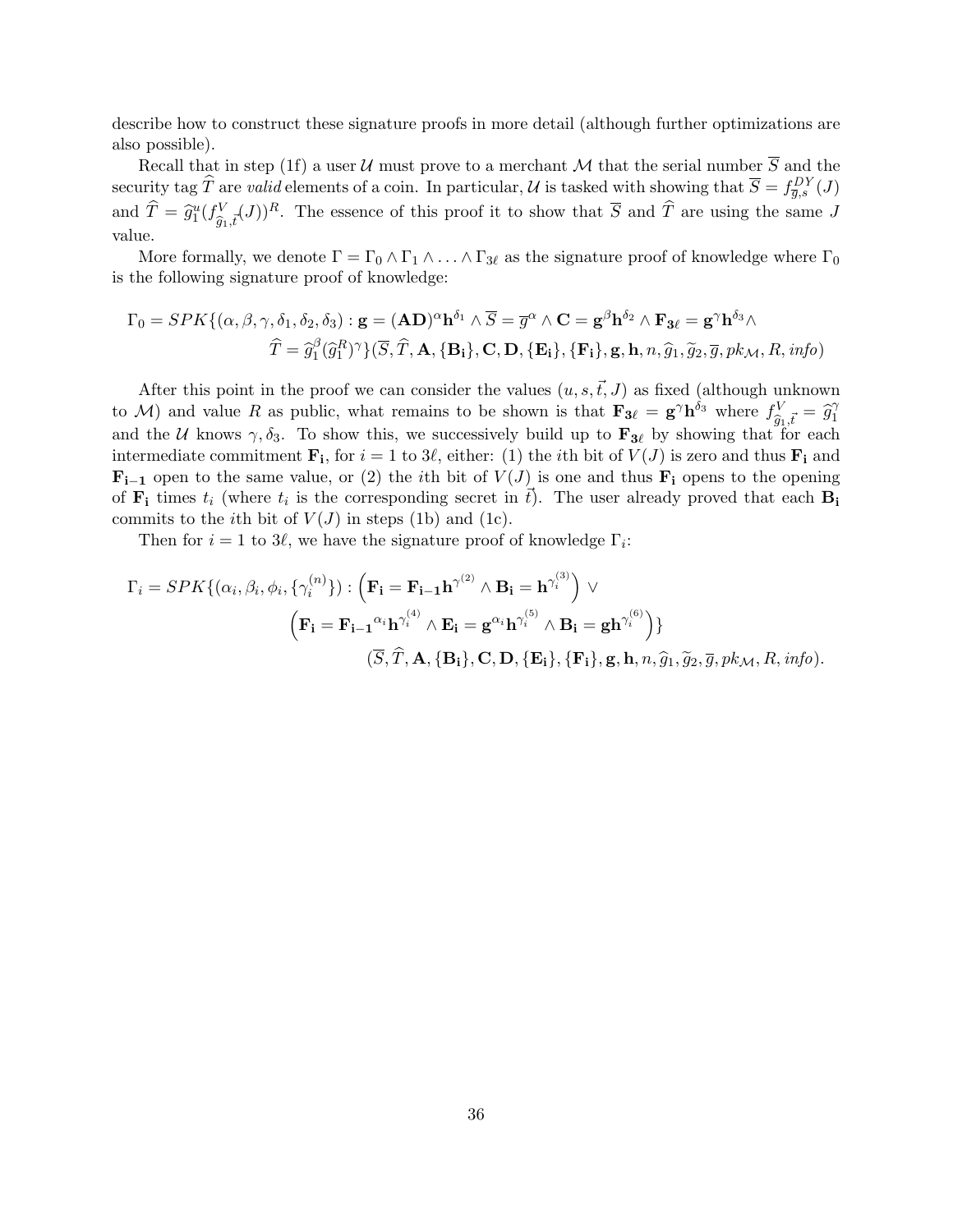describe how to construct these signature proofs in more detail (although further optimizations are also possible).

Recall that in step (1f) a user $\mathcal{U}$ must prove to a merchant $\mathcal{M}$ that the serial number $\overline{S}$ and the security tag $\widehat{T}$ are *valid* elements of a coin. In particular, $\mathcal{U}$ is tasked with showing that $\overline{S} = f^{DY}_{\overline{g},s}(J)$ and $\widehat{T} = \widehat{g}_1^u(f^V_{\widehat{g}_1,\vec{t}}(J))^R$. The essence of this proof it to show that $\overline{S}$ and $\widehat{T}$ are using the same $J$ value.

More formally, we denote $\Gamma = \Gamma_0 \wedge \Gamma_1 \wedge \ldots \wedge \Gamma_{3\ell}$ as the signature proof of knowledge where $\Gamma_0$ is the following signature proof of knowledge:

$$
\begin{aligned}
\Gamma_0 = SPK\{(\alpha, \beta, \gamma, \delta_1, \delta_2, \delta_3) : \mathbf{g} = (\mathbf{AD})^{\alpha}\mathbf{h}^{\delta_1} \wedge \overline{S} = \overline{g}^{\alpha} \wedge \mathbf{C} = \mathbf{g}^{\beta}\mathbf{h}^{\delta_2} \wedge \mathbf{F_{3\ell}} = \mathbf{g}^{\gamma}\mathbf{h}^{\delta_3} \wedge \\
\widehat{T} = \widehat{g}_1^{\beta}(\widehat{g}_1^R)^{\gamma}\}(\overline{S}, \widehat{T}, \mathbf{A}, \{\mathbf{B_i}\}, \mathbf{C}, \mathbf{D}, \{\mathbf{E_i}\}, \{\mathbf{F_i}\}, \mathbf{g}, \mathbf{h}, n, \widehat{g}_1, \widetilde{g}_2, \overline{g}, pk_{\mathcal{M}}, R, \mathit{info})
\end{aligned}
$$

After this point in the proof we can consider the values $(u, s, \vec{t}, J)$ as fixed (although unknown to $\mathcal{M}$) and value $R$ as public, what remains to be shown is that $\mathbf{F_{3\ell}} = \mathbf{g}^{\gamma}\mathbf{h}^{\delta_3}$ where $f^V_{\widehat{g}_1,\vec{t}} = \widehat{g}_1^{\gamma}$ and the $\mathcal{U}$ knows $\gamma, \delta_3$. To show this, we successively build up to $\mathbf{F_{3\ell}}$ by showing that for each intermediate commitment $\mathbf{F_i}$, for $i = 1$ to $3\ell$, either: (1) the $i$th bit of $V(J)$ is zero and thus $\mathbf{F_i}$ and $\mathbf{F_{i-1}}$ open to the same value, or (2) the $i$th bit of $V(J)$ is one and thus $\mathbf{F_i}$ opens to the opening of $\mathbf{F_i}$ times $t_i$ (where $t_i$ is the corresponding secret in $\vec{t}$). The user already proved that each $\mathbf{B_i}$ commits to the $i$th bit of $V(J)$ in steps (1b) and (1c).

Then for $i = 1$ to $3\ell$, we have the signature proof of knowledge $\Gamma_i$:

$$
\begin{aligned}
\Gamma_i = SPK\{(\alpha_i, \beta_i, \phi_i, \{\gamma_i^{(n)}\}) : \Big(\mathbf{F_i} = \mathbf{F_{i-1}}\mathbf{h}^{\gamma^{(2)}} \wedge \mathbf{B_i} = \mathbf{h}^{\gamma_i^{(3)}}\Big) \vee \\
\Big(\mathbf{F_i} = \mathbf{F_{i-1}}^{\alpha_i}\mathbf{h}^{\gamma_i^{(4)}} \wedge \mathbf{E_i} = \mathbf{g}^{\alpha_i}\mathbf{h}^{\gamma_i^{(5)}} \wedge \mathbf{B_i} = \mathbf{g}\mathbf{h}^{\gamma_i^{(6)}}\Big)\} \\
(\overline{S}, \widehat{T}, \mathbf{A}, \{\mathbf{B_i}\}, \mathbf{C}, \mathbf{D}, \{\mathbf{E_i}\}, \{\mathbf{F_i}\}, \mathbf{g}, \mathbf{h}, n, \widehat{g}_1, \widetilde{g}_2, \overline{g}, pk_{\mathcal{M}}, R, \mathit{info}).
\end{aligned}
$$